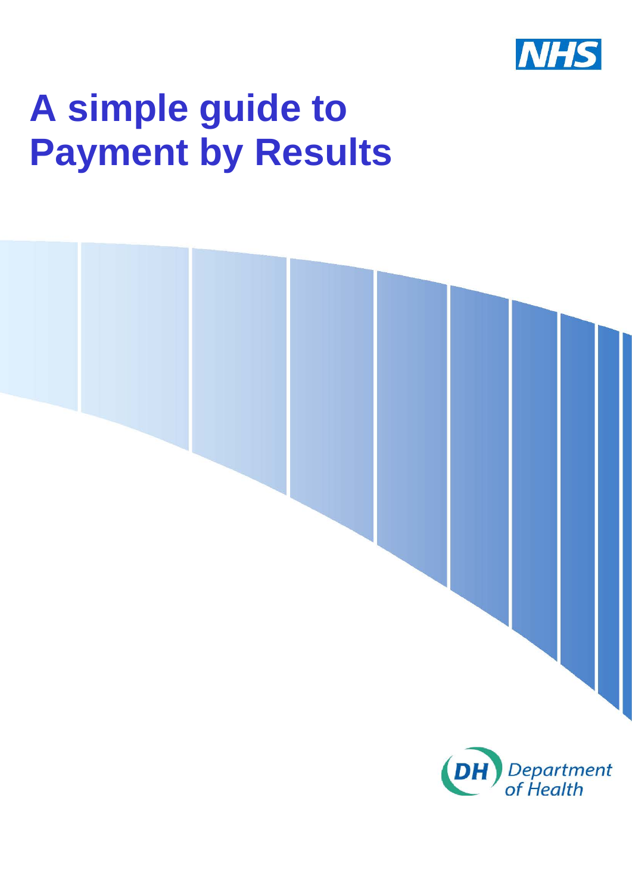NHS

# A simple guide to Payment by Results

DH Department of Health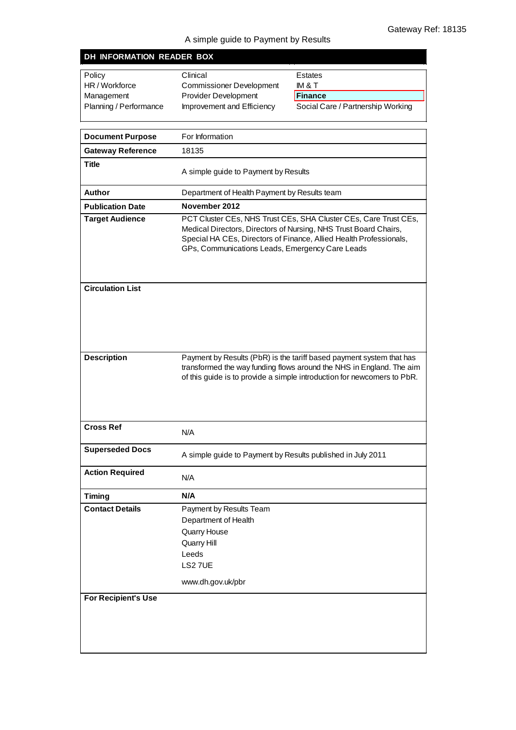## DH INFORMATION READER BOX

| | | |
|---|---|---|
| Policy | Clinical | Estates |
| HR / Workforce | Commissioner Development | IM & T |
| Management | Provider Development | **Finance** |
| Planning / Performance | Improvement and Efficiency | Social Care / Partnership Working |

| | |
|---|---|
| **Document Purpose** | For Information |
| **Gateway Reference** | 18135 |
| **Title** | A simple guide to Payment by Results |
| **Author** | Department of Health Payment by Results team |
| **Publication Date** | **November 2012** |
| **Target Audience** | PCT Cluster CEs, NHS Trust CEs, SHA Cluster CEs, Care Trust CEs, Medical Directors, Directors of Nursing, NHS Trust Board Chairs, Special HA CEs, Directors of Finance, Allied Health Professionals, GPs, Communications Leads, Emergency Care Leads |
| **Circulation List** | |
| **Description** | Payment by Results (PbR) is the tariff based payment system that has transformed the way funding flows around the NHS in England. The aim of this guide is to provide a simple introduction for newcomers to PbR. |
| **Cross Ref** | N/A |
| **Superseded Docs** | A simple guide to Payment by Results published in July 2011 |
| **Action Required** | N/A |
| **Timing** | **N/A** |
| **Contact Details** | Payment by Results Team<br>Department of Health<br>Quarry House<br>Quarry Hill<br>Leeds<br>LS2 7UE<br><br>www.dh.gov.uk/pbr |
| **For Recipient's Use** | |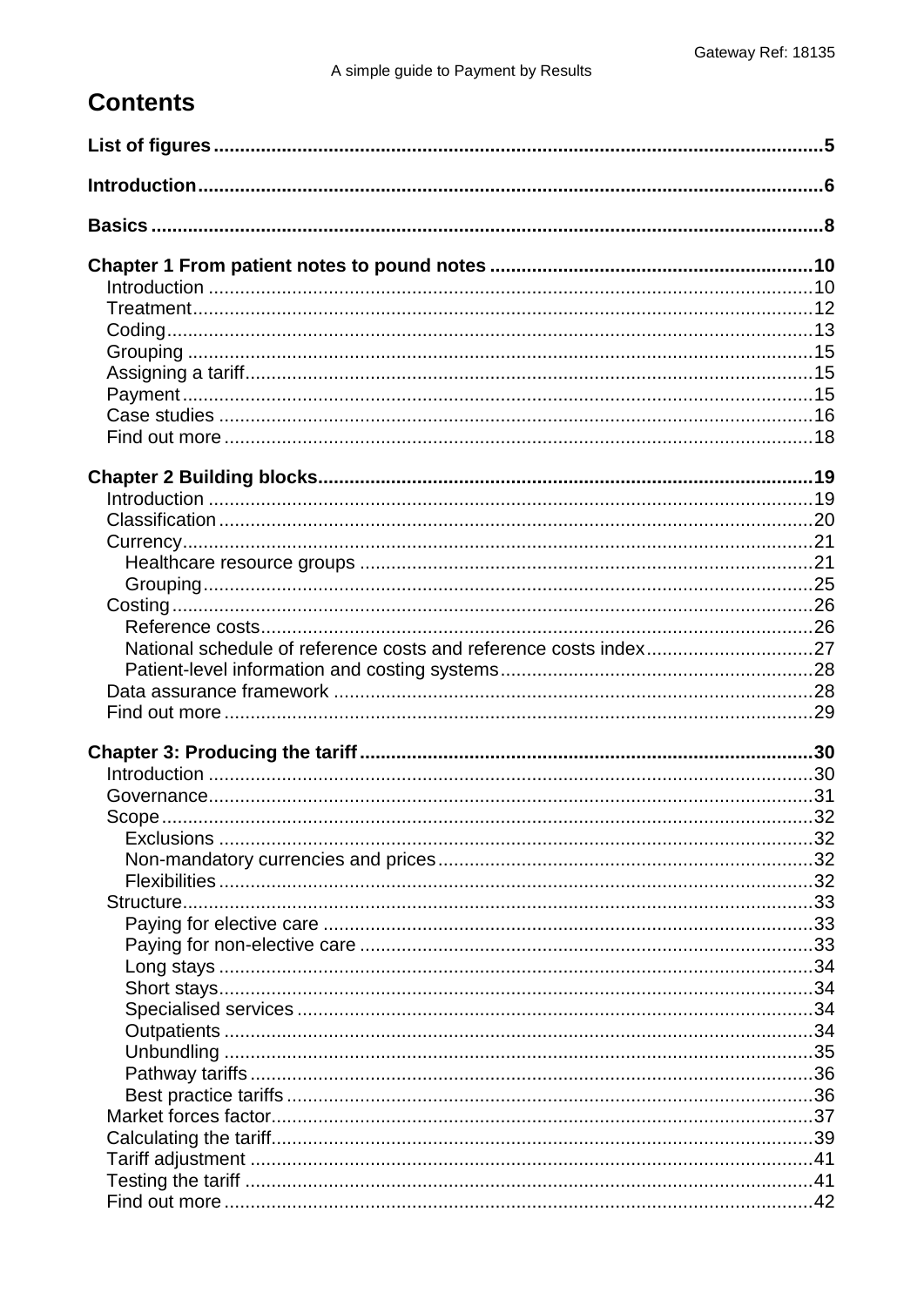# Contents

**List of figures** ..... 5

**Introduction** ..... 6

**Basics** ..... 8

**Chapter 1 From patient notes to pound notes** ..... 10
- Introduction ..... 10
- Treatment ..... 12
- Coding ..... 13
- Grouping ..... 15
- Assigning a tariff ..... 15
- Payment ..... 15
- Case studies ..... 16
- Find out more ..... 18

**Chapter 2 Building blocks** ..... 19
- Introduction ..... 19
- Classification ..... 20
- Currency ..... 21
  - Healthcare resource groups ..... 21
  - Grouping ..... 25
- Costing ..... 26
  - Reference costs ..... 26
  - National schedule of reference costs and reference costs index ..... 27
  - Patient-level information and costing systems ..... 28
- Data assurance framework ..... 28
- Find out more ..... 29

**Chapter 3: Producing the tariff** ..... 30
- Introduction ..... 30
- Governance ..... 31
- Scope ..... 32
  - Exclusions ..... 32
  - Non-mandatory currencies and prices ..... 32
  - Flexibilities ..... 32
- Structure ..... 33
  - Paying for elective care ..... 33
  - Paying for non-elective care ..... 33
  - Long stays ..... 34
  - Short stays ..... 34
  - Specialised services ..... 34
  - Outpatients ..... 34
  - Unbundling ..... 35
  - Pathway tariffs ..... 36
  - Best practice tariffs ..... 36
- Market forces factor ..... 37
- Calculating the tariff ..... 39
- Tariff adjustment ..... 41
- Testing the tariff ..... 41
- Find out more ..... 42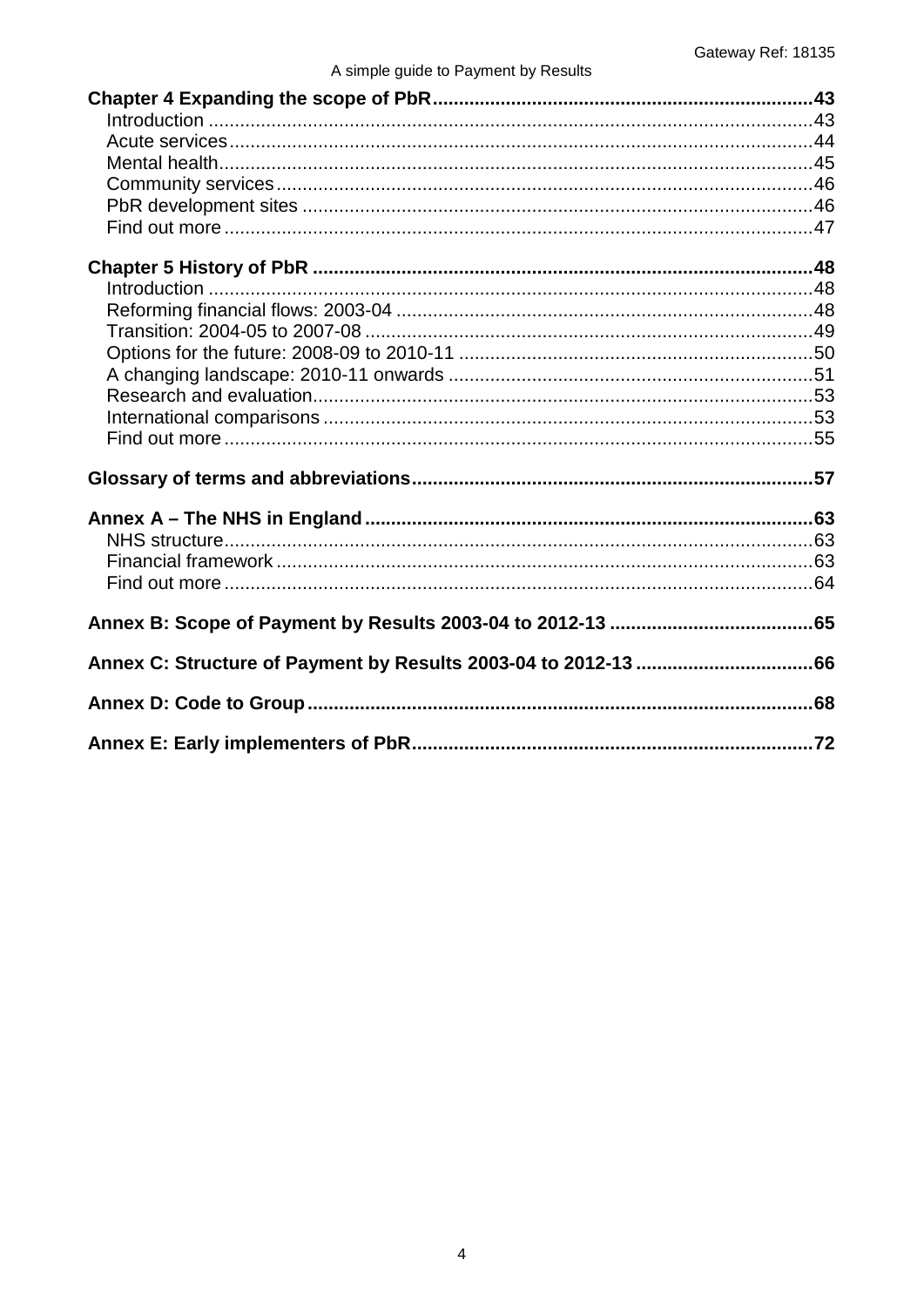**Chapter 4 Expanding the scope of PbR ........................................................................ 43**

Introduction ........................................................................ 43
Acute services ........................................................................ 44
Mental health ........................................................................ 45
Community services ........................................................................ 46
PbR development sites ........................................................................ 46
Find out more ........................................................................ 47

**Chapter 5 History of PbR ........................................................................ 48**

Introduction ........................................................................ 48
Reforming financial flows: 2003-04 ........................................................................ 48
Transition: 2004-05 to 2007-08 ........................................................................ 49
Options for the future: 2008-09 to 2010-11 ........................................................................ 50
A changing landscape: 2010-11 onwards ........................................................................ 51
Research and evaluation ........................................................................ 53
International comparisons ........................................................................ 53
Find out more ........................................................................ 55

**Glossary of terms and abbreviations ........................................................................ 57**

**Annex A – The NHS in England ........................................................................ 63**

NHS structure ........................................................................ 63
Financial framework ........................................................................ 63
Find out more ........................................................................ 64

**Annex B: Scope of Payment by Results 2003-04 to 2012-13 ........................................................................ 65**

**Annex C: Structure of Payment by Results 2003-04 to 2012-13 ........................................................................ 66**

**Annex D: Code to Group ........................................................................ 68**

**Annex E: Early implementers of PbR ........................................................................ 72**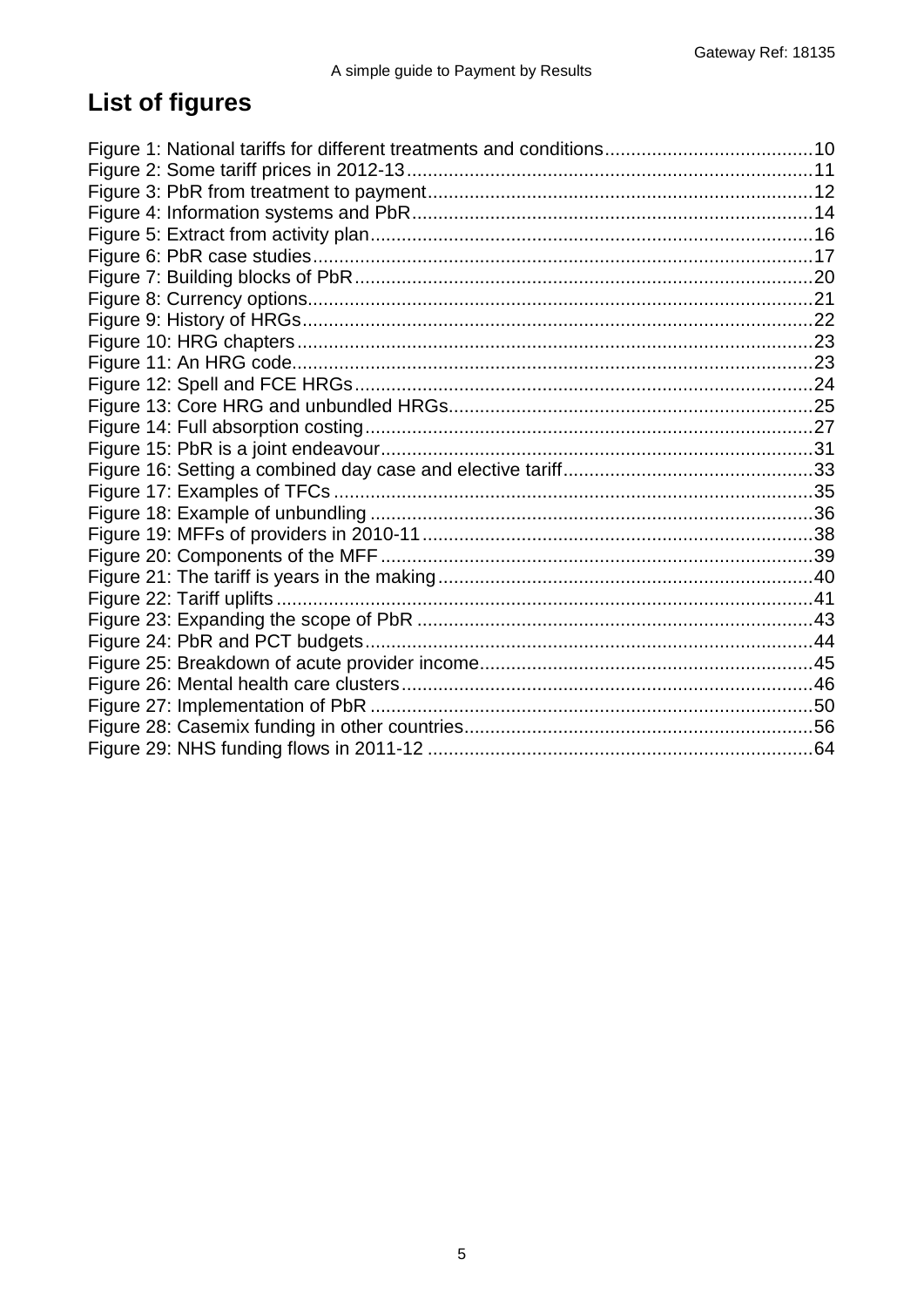# List of figures

Figure 1: National tariffs for different treatments and conditions........................................10
Figure 2: Some tariff prices in 2012-13..............................................................................11
Figure 3: PbR from treatment to payment..........................................................................12
Figure 4: Information systems and PbR.............................................................................14
Figure 5: Extract from activity plan.....................................................................................16
Figure 6: PbR case studies................................................................................................17
Figure 7: Building blocks of PbR........................................................................................20
Figure 8: Currency options.................................................................................................21
Figure 9: History of HRGs..................................................................................................22
Figure 10: HRG chapters...................................................................................................23
Figure 11: An HRG code....................................................................................................23
Figure 12: Spell and FCE HRGs........................................................................................24
Figure 13: Core HRG and unbundled HRGs......................................................................25
Figure 14: Full absorption costing......................................................................................27
Figure 15: PbR is a joint endeavour...................................................................................31
Figure 16: Setting a combined day case and elective tariff................................................33
Figure 17: Examples of TFCs............................................................................................35
Figure 18: Example of unbundling.....................................................................................36
Figure 19: MFFs of providers in 2010-11...........................................................................38
Figure 20: Components of the MFF...................................................................................39
Figure 21: The tariff is years in the making........................................................................40
Figure 22: Tariff uplifts.......................................................................................................41
Figure 23: Expanding the scope of PbR............................................................................43
Figure 24: PbR and PCT budgets......................................................................................44
Figure 25: Breakdown of acute provider income................................................................45
Figure 26: Mental health care clusters...............................................................................46
Figure 27: Implementation of PbR.....................................................................................50
Figure 28: Casemix funding in other countries...................................................................56
Figure 29: NHS funding flows in 2011-12..........................................................................64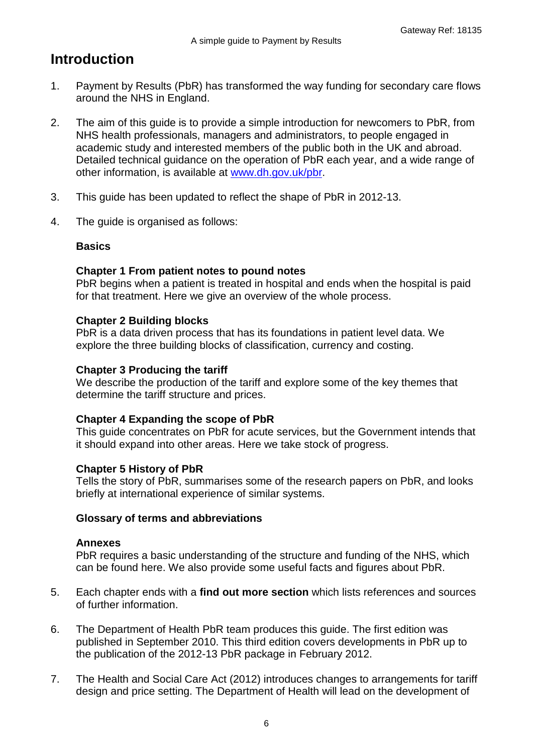# Introduction

1. Payment by Results (PbR) has transformed the way funding for secondary care flows around the NHS in England.

2. The aim of this guide is to provide a simple introduction for newcomers to PbR, from NHS health professionals, managers and administrators, to people engaged in academic study and interested members of the public both in the UK and abroad. Detailed technical guidance on the operation of PbR each year, and a wide range of other information, is available at [www.dh.gov.uk/pbr](www.dh.gov.uk/pbr).

3. This guide has been updated to reflect the shape of PbR in 2012-13.

4. The guide is organised as follows:

   **Basics**

   **Chapter 1 From patient notes to pound notes**
   PbR begins when a patient is treated in hospital and ends when the hospital is paid for that treatment. Here we give an overview of the whole process.

   **Chapter 2 Building blocks**
   PbR is a data driven process that has its foundations in patient level data. We explore the three building blocks of classification, currency and costing.

   **Chapter 3 Producing the tariff**
   We describe the production of the tariff and explore some of the key themes that determine the tariff structure and prices.

   **Chapter 4 Expanding the scope of PbR**
   This guide concentrates on PbR for acute services, but the Government intends that it should expand into other areas. Here we take stock of progress.

   **Chapter 5 History of PbR**
   Tells the story of PbR, summarises some of the research papers on PbR, and looks briefly at international experience of similar systems.

   **Glossary of terms and abbreviations**

   **Annexes**
   PbR requires a basic understanding of the structure and funding of the NHS, which can be found here. We also provide some useful facts and figures about PbR.

5. Each chapter ends with a **find out more section** which lists references and sources of further information.

6. The Department of Health PbR team produces this guide. The first edition was published in September 2010. This third edition covers developments in PbR up to the publication of the 2012-13 PbR package in February 2012.

7. The Health and Social Care Act (2012) introduces changes to arrangements for tariff design and price setting. The Department of Health will lead on the development of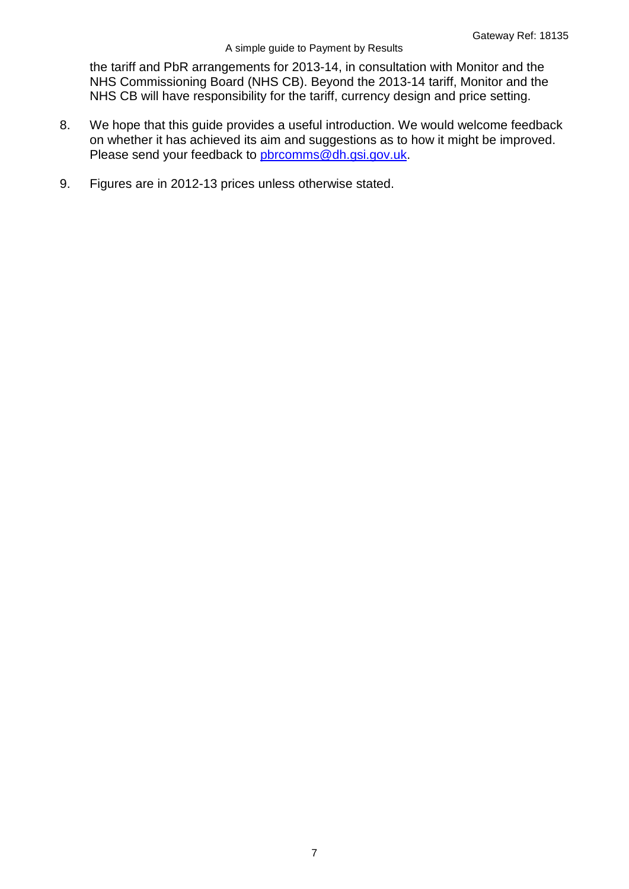the tariff and PbR arrangements for 2013-14, in consultation with Monitor and the NHS Commissioning Board (NHS CB). Beyond the 2013-14 tariff, Monitor and the NHS CB will have responsibility for the tariff, currency design and price setting.

8. We hope that this guide provides a useful introduction. We would welcome feedback on whether it has achieved its aim and suggestions as to how it might be improved. Please send your feedback to pbrcomms@dh.gsi.gov.uk.

9. Figures are in 2012-13 prices unless otherwise stated.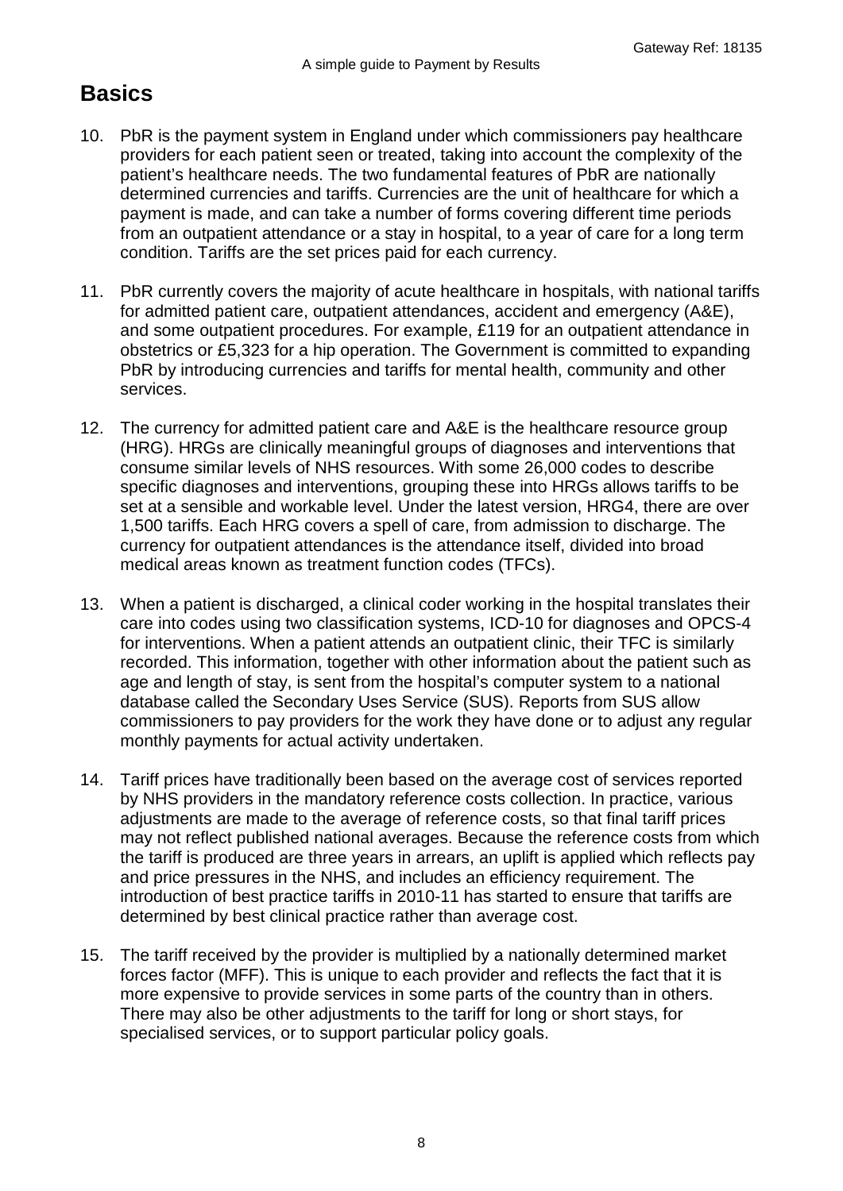## Basics

10. PbR is the payment system in England under which commissioners pay healthcare providers for each patient seen or treated, taking into account the complexity of the patient's healthcare needs. The two fundamental features of PbR are nationally determined currencies and tariffs. Currencies are the unit of healthcare for which a payment is made, and can take a number of forms covering different time periods from an outpatient attendance or a stay in hospital, to a year of care for a long term condition. Tariffs are the set prices paid for each currency.

11. PbR currently covers the majority of acute healthcare in hospitals, with national tariffs for admitted patient care, outpatient attendances, accident and emergency (A&E), and some outpatient procedures. For example, £119 for an outpatient attendance in obstetrics or £5,323 for a hip operation. The Government is committed to expanding PbR by introducing currencies and tariffs for mental health, community and other services.

12. The currency for admitted patient care and A&E is the healthcare resource group (HRG). HRGs are clinically meaningful groups of diagnoses and interventions that consume similar levels of NHS resources. With some 26,000 codes to describe specific diagnoses and interventions, grouping these into HRGs allows tariffs to be set at a sensible and workable level. Under the latest version, HRG4, there are over 1,500 tariffs. Each HRG covers a spell of care, from admission to discharge. The currency for outpatient attendances is the attendance itself, divided into broad medical areas known as treatment function codes (TFCs).

13. When a patient is discharged, a clinical coder working in the hospital translates their care into codes using two classification systems, ICD-10 for diagnoses and OPCS-4 for interventions. When a patient attends an outpatient clinic, their TFC is similarly recorded. This information, together with other information about the patient such as age and length of stay, is sent from the hospital's computer system to a national database called the Secondary Uses Service (SUS). Reports from SUS allow commissioners to pay providers for the work they have done or to adjust any regular monthly payments for actual activity undertaken.

14. Tariff prices have traditionally been based on the average cost of services reported by NHS providers in the mandatory reference costs collection. In practice, various adjustments are made to the average of reference costs, so that final tariff prices may not reflect published national averages. Because the reference costs from which the tariff is produced are three years in arrears, an uplift is applied which reflects pay and price pressures in the NHS, and includes an efficiency requirement. The introduction of best practice tariffs in 2010-11 has started to ensure that tariffs are determined by best clinical practice rather than average cost.

15. The tariff received by the provider is multiplied by a nationally determined market forces factor (MFF). This is unique to each provider and reflects the fact that it is more expensive to provide services in some parts of the country than in others. There may also be other adjustments to the tariff for long or short stays, for specialised services, or to support particular policy goals.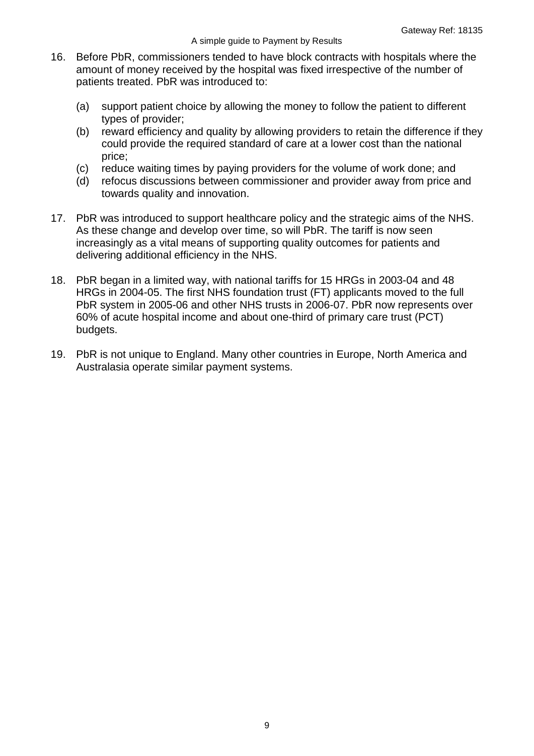16. Before PbR, commissioners tended to have block contracts with hospitals where the amount of money received by the hospital was fixed irrespective of the number of patients treated. PbR was introduced to:

    (a) support patient choice by allowing the money to follow the patient to different types of provider;
    (b) reward efficiency and quality by allowing providers to retain the difference if they could provide the required standard of care at a lower cost than the national price;
    (c) reduce waiting times by paying providers for the volume of work done; and
    (d) refocus discussions between commissioner and provider away from price and towards quality and innovation.

17. PbR was introduced to support healthcare policy and the strategic aims of the NHS. As these change and develop over time, so will PbR. The tariff is now seen increasingly as a vital means of supporting quality outcomes for patients and delivering additional efficiency in the NHS.

18. PbR began in a limited way, with national tariffs for 15 HRGs in 2003-04 and 48 HRGs in 2004-05. The first NHS foundation trust (FT) applicants moved to the full PbR system in 2005-06 and other NHS trusts in 2006-07. PbR now represents over 60% of acute hospital income and about one-third of primary care trust (PCT) budgets.

19. PbR is not unique to England. Many other countries in Europe, North America and Australasia operate similar payment systems.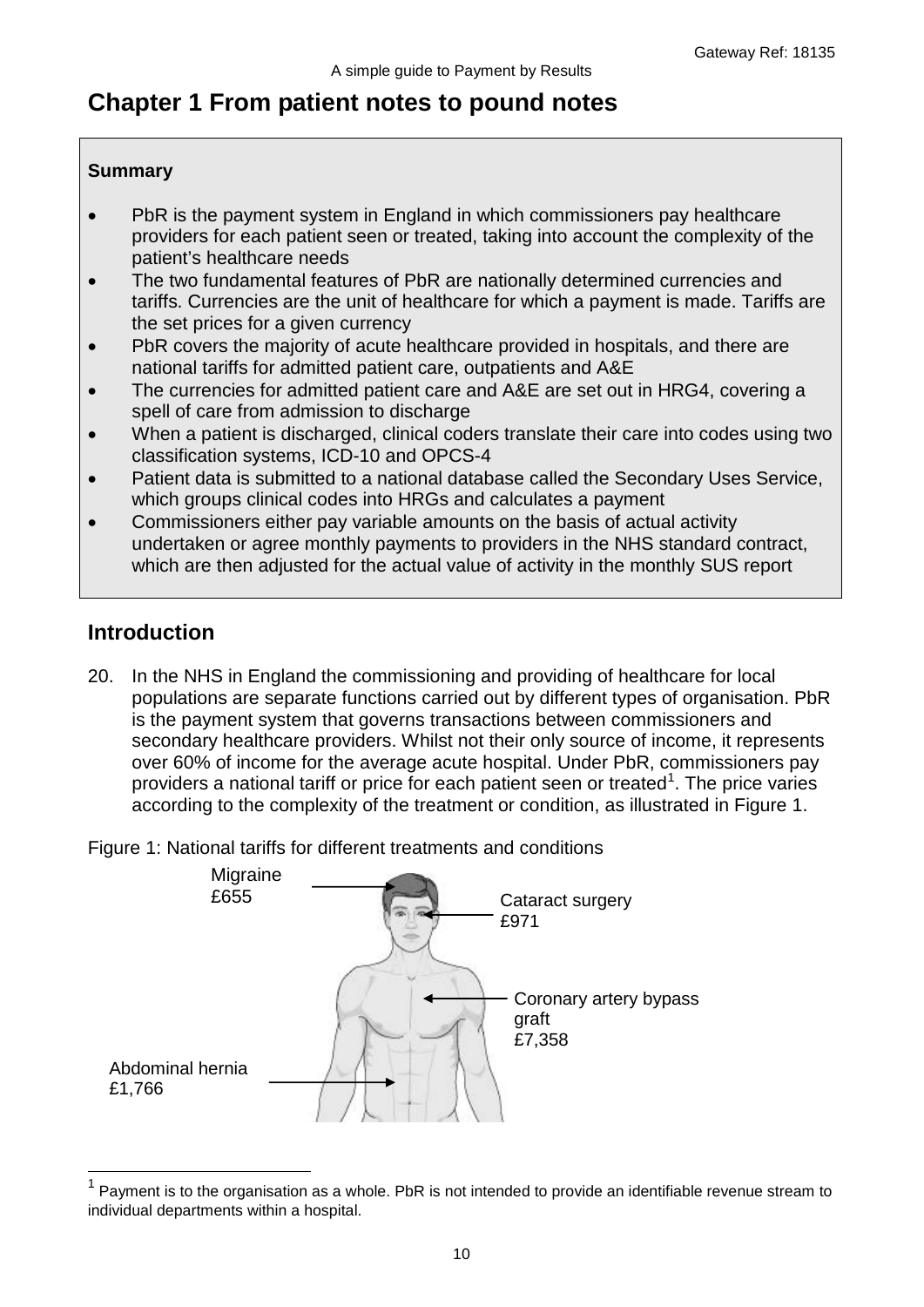# Chapter 1 From patient notes to pound notes

**Summary**

- PbR is the payment system in England in which commissioners pay healthcare providers for each patient seen or treated, taking into account the complexity of the patient's healthcare needs
- The two fundamental features of PbR are nationally determined currencies and tariffs. Currencies are the unit of healthcare for which a payment is made. Tariffs are the set prices for a given currency
- PbR covers the majority of acute healthcare provided in hospitals, and there are national tariffs for admitted patient care, outpatients and A&E
- The currencies for admitted patient care and A&E are set out in HRG4, covering a spell of care from admission to discharge
- When a patient is discharged, clinical coders translate their care into codes using two classification systems, ICD-10 and OPCS-4
- Patient data is submitted to a national database called the Secondary Uses Service, which groups clinical codes into HRGs and calculates a payment
- Commissioners either pay variable amounts on the basis of actual activity undertaken or agree monthly payments to providers in the NHS standard contract, which are then adjusted for the actual value of activity in the monthly SUS report

## Introduction

20. In the NHS in England the commissioning and providing of healthcare for local populations are separate functions carried out by different types of organisation. PbR is the payment system that governs transactions between commissioners and secondary healthcare providers. Whilst not their only source of income, it represents over 60% of income for the average acute hospital. Under PbR, commissioners pay providers a national tariff or price for each patient seen or treated[1]. The price varies according to the complexity of the treatment or condition, as illustrated in Figure 1.

Figure 1: National tariffs for different treatments and conditions

Migraine
£655

Cataract surgery
£971

Coronary artery bypass graft
£7,358

Abdominal hernia
£1,766

[1] Payment is to the organisation as a whole. PbR is not intended to provide an identifiable revenue stream to individual departments within a hospital.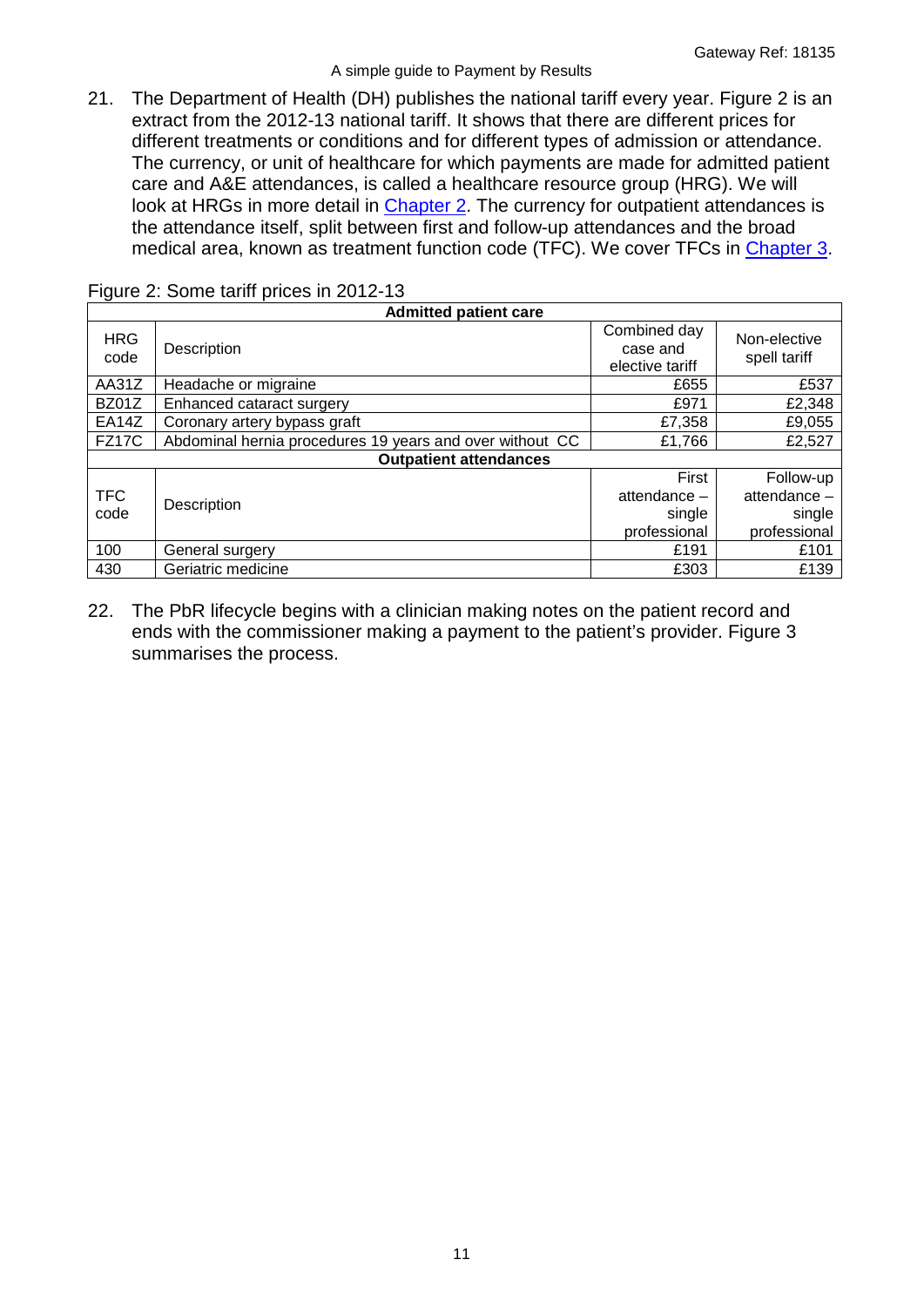21. The Department of Health (DH) publishes the national tariff every year. Figure 2 is an extract from the 2012-13 national tariff. It shows that there are different prices for different treatments or conditions and for different types of admission or attendance. The currency, or unit of healthcare for which payments are made for admitted patient care and A&E attendances, is called a healthcare resource group (HRG). We will look at HRGs in more detail in Chapter 2. The currency for outpatient attendances is the attendance itself, split between first and follow-up attendances and the broad medical area, known as treatment function code (TFC). We cover TFCs in Chapter 3.

Figure 2: Some tariff prices in 2012-13

| **Admitted patient care** | | | |
|---|---|---|---|
| HRG code | Description | Combined day case and elective tariff | Non-elective spell tariff |
| AA31Z | Headache or migraine | £655 | £537 |
| BZ01Z | Enhanced cataract surgery | £971 | £2,348 |
| EA14Z | Coronary artery bypass graft | £7,358 | £9,055 |
| FZ17C | Abdominal hernia procedures 19 years and over without CC | £1,766 | £2,527 |
| **Outpatient attendances** | | | |
| TFC code | Description | First attendance – single professional | Follow-up attendance – single professional |
| 100 | General surgery | £191 | £101 |
| 430 | Geriatric medicine | £303 | £139 |

22. The PbR lifecycle begins with a clinician making notes on the patient record and ends with the commissioner making a payment to the patient's provider. Figure 3 summarises the process.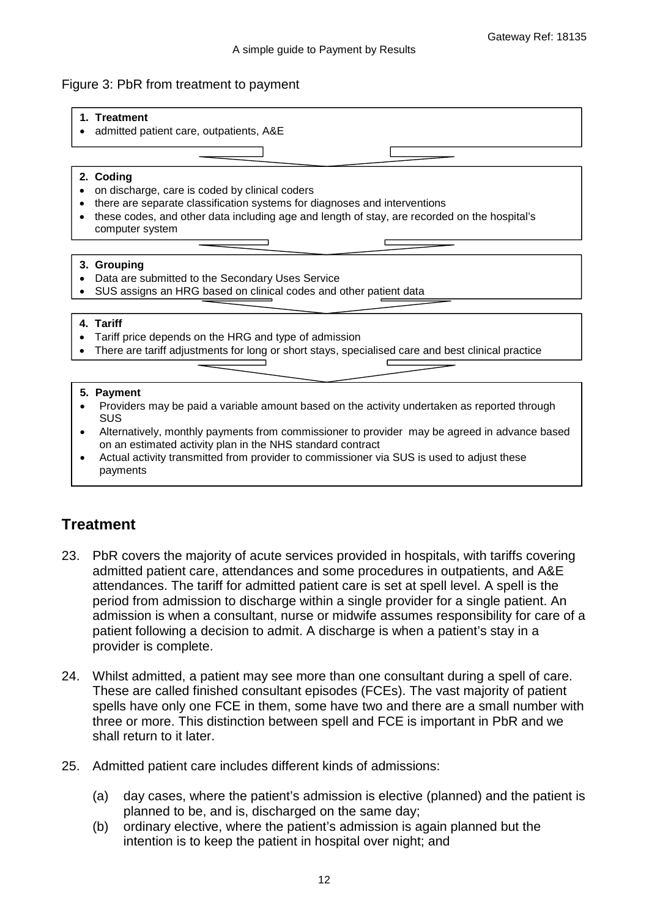Figure 3: PbR from treatment to payment

**1. Treatment**

- admitted patient care, outpatients, A&E

**2. Coding**

- on discharge, care is coded by clinical coders
- there are separate classification systems for diagnoses and interventions
- these codes, and other data including age and length of stay, are recorded on the hospital's computer system

**3. Grouping**

- Data are submitted to the Secondary Uses Service
- SUS assigns an HRG based on clinical codes and other patient data

**4. Tariff**

- Tariff price depends on the HRG and type of admission
- There are tariff adjustments for long or short stays, specialised care and best clinical practice

**5. Payment**

- Providers may be paid a variable amount based on the activity undertaken as reported through SUS
- Alternatively, monthly payments from commissioner to provider may be agreed in advance based on an estimated activity plan in the NHS standard contract
- Actual activity transmitted from provider to commissioner via SUS is used to adjust these payments

## Treatment

23. PbR covers the majority of acute services provided in hospitals, with tariffs covering admitted patient care, attendances and some procedures in outpatients, and A&E attendances. The tariff for admitted patient care is set at spell level. A spell is the period from admission to discharge within a single provider for a single patient. An admission is when a consultant, nurse or midwife assumes responsibility for care of a patient following a decision to admit. A discharge is when a patient's stay in a provider is complete.

24. Whilst admitted, a patient may see more than one consultant during a spell of care. These are called finished consultant episodes (FCEs). The vast majority of patient spells have only one FCE in them, some have two and there are a small number with three or more. This distinction between spell and FCE is important in PbR and we shall return to it later.

25. Admitted patient care includes different kinds of admissions:

    (a) day cases, where the patient's admission is elective (planned) and the patient is planned to be, and is, discharged on the same day;

    (b) ordinary elective, where the patient's admission is again planned but the intention is to keep the patient in hospital over night; and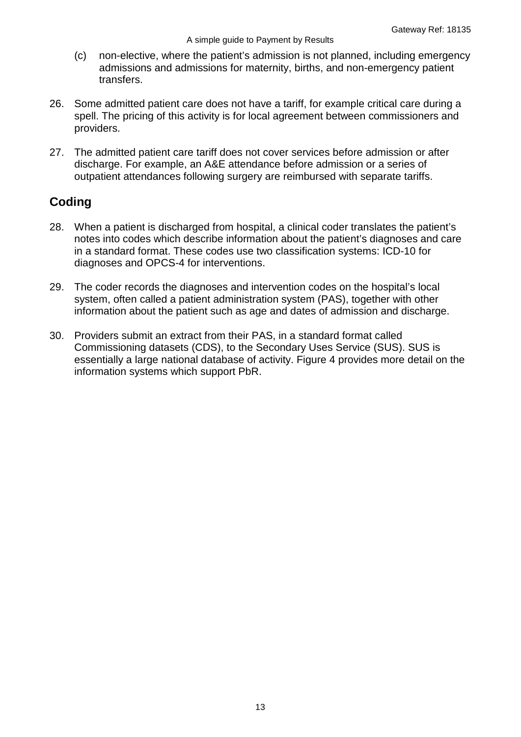(c) non-elective, where the patient's admission is not planned, including emergency admissions and admissions for maternity, births, and non-emergency patient transfers.

26. Some admitted patient care does not have a tariff, for example critical care during a spell. The pricing of this activity is for local agreement between commissioners and providers.

27. The admitted patient care tariff does not cover services before admission or after discharge. For example, an A&E attendance before admission or a series of outpatient attendances following surgery are reimbursed with separate tariffs.

## Coding

28. When a patient is discharged from hospital, a clinical coder translates the patient's notes into codes which describe information about the patient's diagnoses and care in a standard format. These codes use two classification systems: ICD-10 for diagnoses and OPCS-4 for interventions.

29. The coder records the diagnoses and intervention codes on the hospital's local system, often called a patient administration system (PAS), together with other information about the patient such as age and dates of admission and discharge.

30. Providers submit an extract from their PAS, in a standard format called Commissioning datasets (CDS), to the Secondary Uses Service (SUS). SUS is essentially a large national database of activity. Figure 4 provides more detail on the information systems which support PbR.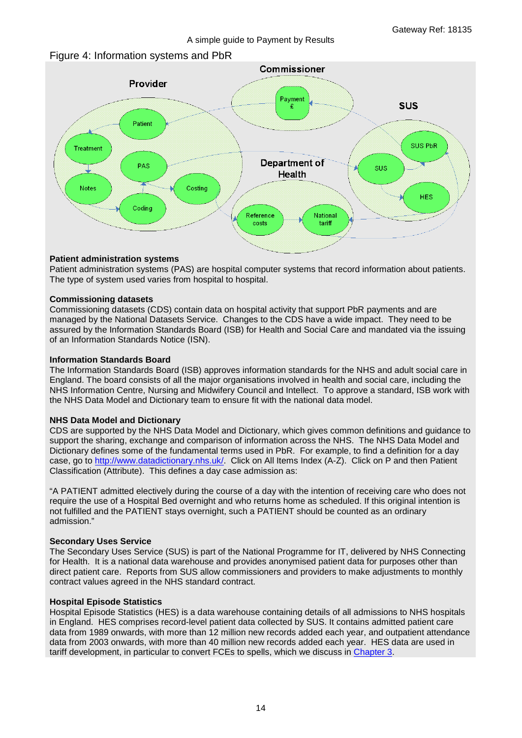Figure 4: Information systems and PbR

Commissioner

Payment £

Provider

Patient

Treatment

PAS

Notes

Costing

Coding

SUS

SUS PbR

SUS

HES

Department of Health

Reference costs

National tariff

**Patient administration systems**

Patient administration systems (PAS) are hospital computer systems that record information about patients. The type of system used varies from hospital to hospital.

**Commissioning datasets**

Commissioning datasets (CDS) contain data on hospital activity that support PbR payments and are managed by the National Datasets Service. Changes to the CDS have a wide impact. They need to be assured by the Information Standards Board (ISB) for Health and Social Care and mandated via the issuing of an Information Standards Notice (ISN).

**Information Standards Board**

The Information Standards Board (ISB) approves information standards for the NHS and adult social care in England. The board consists of all the major organisations involved in health and social care, including the NHS Information Centre, Nursing and Midwifery Council and Intellect. To approve a standard, ISB work with the NHS Data Model and Dictionary team to ensure fit with the national data model.

**NHS Data Model and Dictionary**

CDS are supported by the NHS Data Model and Dictionary, which gives common definitions and guidance to support the sharing, exchange and comparison of information across the NHS. The NHS Data Model and Dictionary defines some of the fundamental terms used in PbR. For example, to find a definition for a day case, go to http://www.datadictionary.nhs.uk/. Click on All Items Index (A-Z). Click on P and then Patient Classification (Attribute). This defines a day case admission as:

"A PATIENT admitted electively during the course of a day with the intention of receiving care who does not require the use of a Hospital Bed overnight and who returns home as scheduled. If this original intention is not fulfilled and the PATIENT stays overnight, such a PATIENT should be counted as an ordinary admission."

**Secondary Uses Service**

The Secondary Uses Service (SUS) is part of the National Programme for IT, delivered by NHS Connecting for Health. It is a national data warehouse and provides anonymised patient data for purposes other than direct patient care. Reports from SUS allow commissioners and providers to make adjustments to monthly contract values agreed in the NHS standard contract.

**Hospital Episode Statistics**

Hospital Episode Statistics (HES) is a data warehouse containing details of all admissions to NHS hospitals in England. HES comprises record-level patient data collected by SUS. It contains admitted patient care data from 1989 onwards, with more than 12 million new records added each year, and outpatient attendance data from 2003 onwards, with more than 40 million new records added each year. HES data are used in tariff development, in particular to convert FCEs to spells, which we discuss in Chapter 3.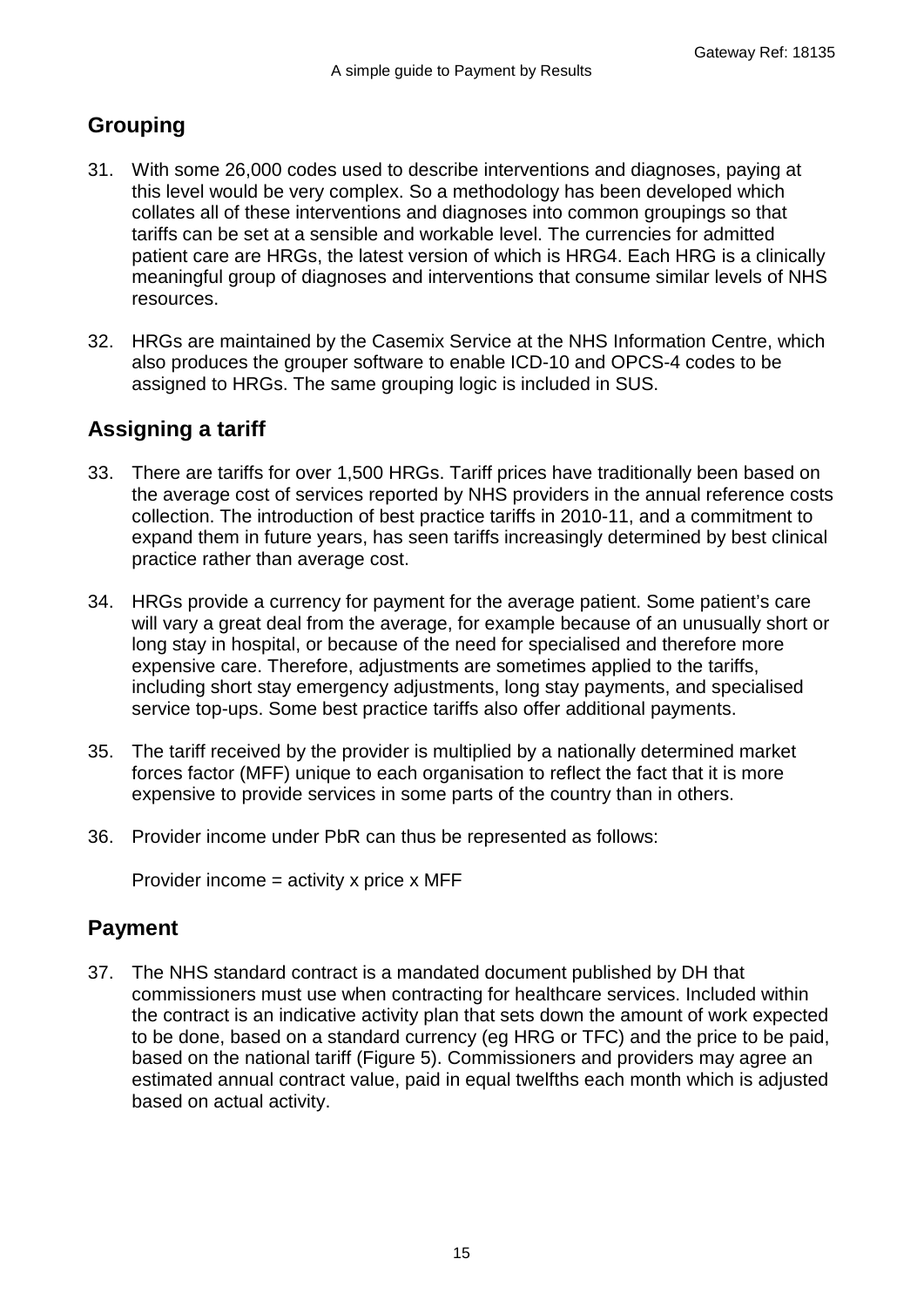## Grouping

31. With some 26,000 codes used to describe interventions and diagnoses, paying at this level would be very complex. So a methodology has been developed which collates all of these interventions and diagnoses into common groupings so that tariffs can be set at a sensible and workable level. The currencies for admitted patient care are HRGs, the latest version of which is HRG4. Each HRG is a clinically meaningful group of diagnoses and interventions that consume similar levels of NHS resources.

32. HRGs are maintained by the Casemix Service at the NHS Information Centre, which also produces the grouper software to enable ICD-10 and OPCS-4 codes to be assigned to HRGs. The same grouping logic is included in SUS.

## Assigning a tariff

33. There are tariffs for over 1,500 HRGs. Tariff prices have traditionally been based on the average cost of services reported by NHS providers in the annual reference costs collection. The introduction of best practice tariffs in 2010-11, and a commitment to expand them in future years, has seen tariffs increasingly determined by best clinical practice rather than average cost.

34. HRGs provide a currency for payment for the average patient. Some patient's care will vary a great deal from the average, for example because of an unusually short or long stay in hospital, or because of the need for specialised and therefore more expensive care. Therefore, adjustments are sometimes applied to the tariffs, including short stay emergency adjustments, long stay payments, and specialised service top-ups. Some best practice tariffs also offer additional payments.

35. The tariff received by the provider is multiplied by a nationally determined market forces factor (MFF) unique to each organisation to reflect the fact that it is more expensive to provide services in some parts of the country than in others.

36. Provider income under PbR can thus be represented as follows:

    Provider income = activity x price x MFF

## Payment

37. The NHS standard contract is a mandated document published by DH that commissioners must use when contracting for healthcare services. Included within the contract is an indicative activity plan that sets down the amount of work expected to be done, based on a standard currency (eg HRG or TFC) and the price to be paid, based on the national tariff (Figure 5). Commissioners and providers may agree an estimated annual contract value, paid in equal twelfths each month which is adjusted based on actual activity.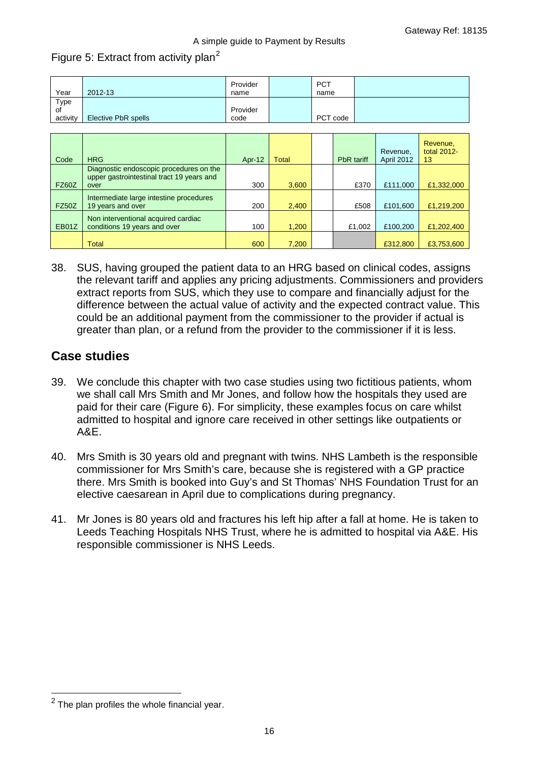Figure 5: Extract from activity plan[2]

| | | | | | | | |
|---|---|---|---|---|---|---|---|
| Year | 2012-13 | Provider name | | PCT name | | | |
| Type of activity | Elective PbR spells | Provider code | | PCT code | | | |

| Code | HRG | Apr-12 | Total | | PbR tariff | Revenue, April 2012 | Revenue, total 2012-13 |
|---|---|---|---|---|---|---|---|
| FZ60Z | Diagnostic endoscopic procedures on the upper gastrointestinal tract 19 years and over | 300 | 3,600 | | £370 | £111,000 | £1,332,000 |
| FZ50Z | Intermediate large intestine procedures 19 years and over | 200 | 2,400 | | £508 | £101,600 | £1,219,200 |
| EB01Z | Non interventional acquired cardiac conditions 19 years and over | 100 | 1,200 | | £1,002 | £100,200 | £1,202,400 |
| | Total | 600 | 7,200 | | | £312,800 | £3,753,600 |

38. SUS, having grouped the patient data to an HRG based on clinical codes, assigns the relevant tariff and applies any pricing adjustments. Commissioners and providers extract reports from SUS, which they use to compare and financially adjust for the difference between the actual value of activity and the expected contract value. This could be an additional payment from the commissioner to the provider if actual is greater than plan, or a refund from the provider to the commissioner if it is less.

## Case studies

39. We conclude this chapter with two case studies using two fictitious patients, whom we shall call Mrs Smith and Mr Jones, and follow how the hospitals they used are paid for their care (Figure 6). For simplicity, these examples focus on care whilst admitted to hospital and ignore care received in other settings like outpatients or A&E.

40. Mrs Smith is 30 years old and pregnant with twins. NHS Lambeth is the responsible commissioner for Mrs Smith's care, because she is registered with a GP practice there. Mrs Smith is booked into Guy's and St Thomas' NHS Foundation Trust for an elective caesarean in April due to complications during pregnancy.

41. Mr Jones is 80 years old and fractures his left hip after a fall at home. He is taken to Leeds Teaching Hospitals NHS Trust, where he is admitted to hospital via A&E. His responsible commissioner is NHS Leeds.

[2] The plan profiles the whole financial year.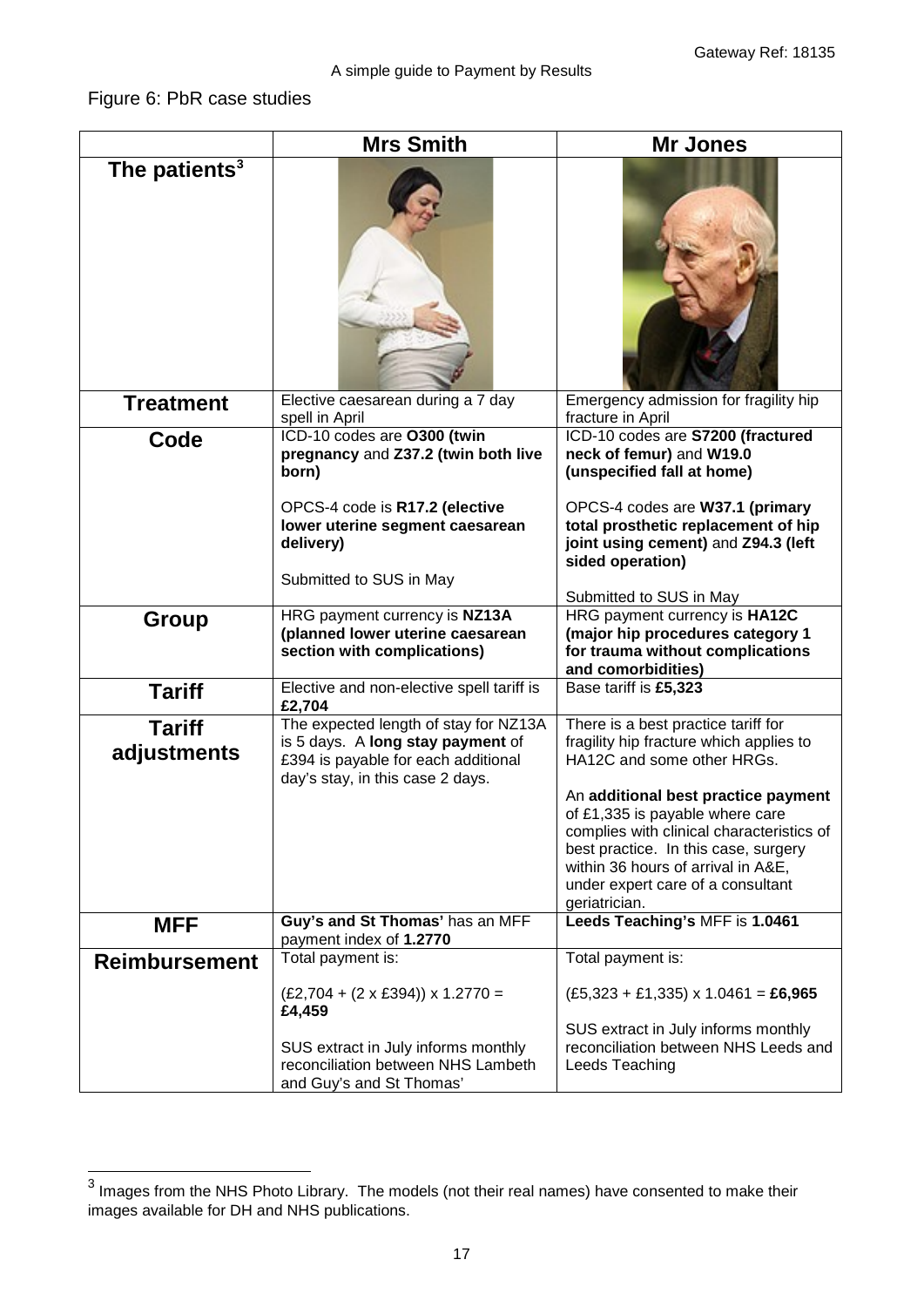Figure 6: PbR case studies

| | Mrs Smith | Mr Jones |
|---|---|---|
| **The patients**[3] | | |
| **Treatment** | Elective caesarean during a 7 day spell in April | Emergency admission for fragility hip fracture in April |
| **Code** | ICD-10 codes are **O300 (twin pregnancy** and **Z37.2 (twin both live born)**<br><br>OPCS-4 code is **R17.2 (elective lower uterine segment caesarean delivery)**<br><br>Submitted to SUS in May | ICD-10 codes are **S7200 (fractured neck of femur)** and **W19.0 (unspecified fall at home)**<br><br>OPCS-4 codes are **W37.1 (primary total prosthetic replacement of hip joint using cement)** and **Z94.3 (left sided operation)**<br><br>Submitted to SUS in May |
| **Group** | HRG payment currency is **NZ13A (planned lower uterine caesarean section with complications)** | HRG payment currency is **HA12C (major hip procedures category 1 for trauma without complications and comorbidities)** |
| **Tariff** | Elective and non-elective spell tariff is **£2,704** | Base tariff is **£5,323** |
| **Tariff adjustments** | The expected length of stay for NZ13A is 5 days. A **long stay payment** of £394 is payable for each additional day's stay, in this case 2 days. | There is a best practice tariff for fragility hip fracture which applies to HA12C and some other HRGs.<br><br>An **additional best practice payment** of £1,335 is payable where care complies with clinical characteristics of best practice. In this case, surgery within 36 hours of arrival in A&E, under expert care of a consultant geriatrician. |
| **MFF** | **Guy's and St Thomas'** has an MFF payment index of **1.2770** | **Leeds Teaching's** MFF is **1.0461** |
| **Reimbursement** | Total payment is:<br><br>(£2,704 + (2 x £394)) x 1.2770 = **£4,459**<br><br>SUS extract in July informs monthly reconciliation between NHS Lambeth and Guy's and St Thomas' | Total payment is:<br><br>(£5,323 + £1,335) x 1.0461 = **£6,965**<br><br>SUS extract in July informs monthly reconciliation between NHS Leeds and Leeds Teaching |

[3] Images from the NHS Photo Library. The models (not their real names) have consented to make their images available for DH and NHS publications.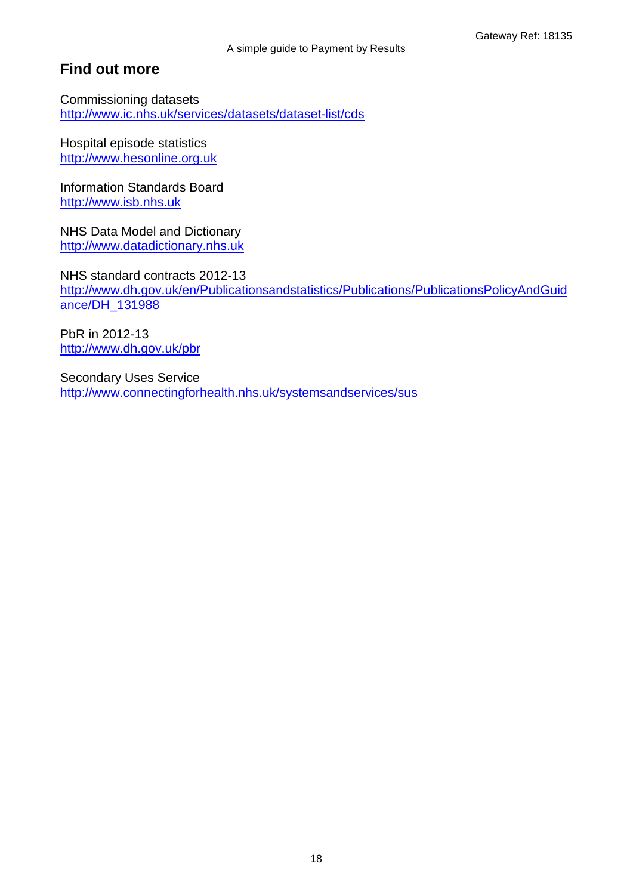## Find out more

Commissioning datasets
http://www.ic.nhs.uk/services/datasets/dataset-list/cds

Hospital episode statistics
http://www.hesonline.org.uk

Information Standards Board
http://www.isb.nhs.uk

NHS Data Model and Dictionary
http://www.datadictionary.nhs.uk

NHS standard contracts 2012-13
http://www.dh.gov.uk/en/Publicationsandstatistics/Publications/PublicationsPolicyAndGuidance/DH_131988

PbR in 2012-13
http://www.dh.gov.uk/pbr

Secondary Uses Service
http://www.connectingforhealth.nhs.uk/systemsandservices/sus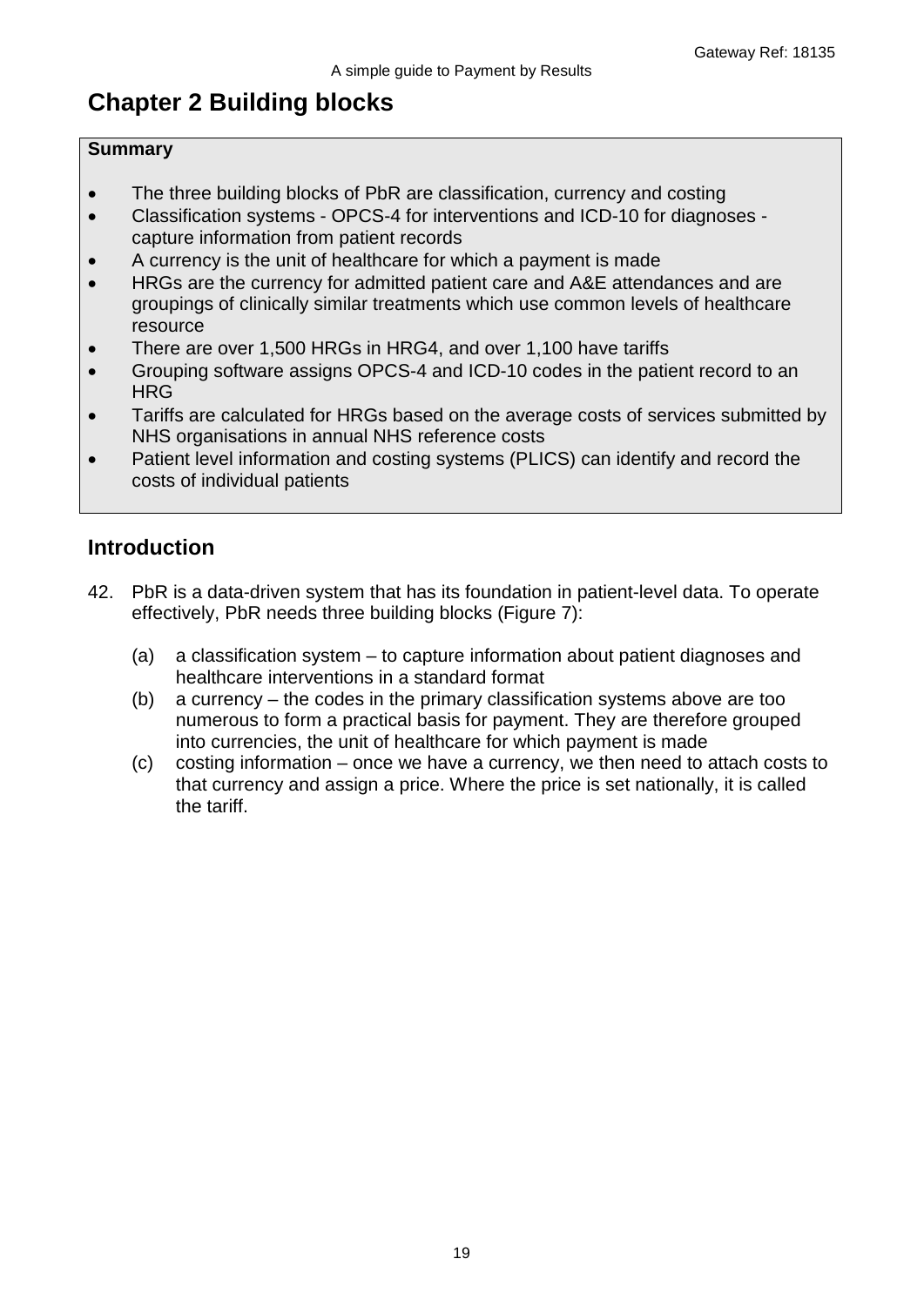# Chapter 2 Building blocks

**Summary**

- The three building blocks of PbR are classification, currency and costing
- Classification systems - OPCS-4 for interventions and ICD-10 for diagnoses - capture information from patient records
- A currency is the unit of healthcare for which a payment is made
- HRGs are the currency for admitted patient care and A&E attendances and are groupings of clinically similar treatments which use common levels of healthcare resource
- There are over 1,500 HRGs in HRG4, and over 1,100 have tariffs
- Grouping software assigns OPCS-4 and ICD-10 codes in the patient record to an HRG
- Tariffs are calculated for HRGs based on the average costs of services submitted by NHS organisations in annual NHS reference costs
- Patient level information and costing systems (PLICS) can identify and record the costs of individual patients

## Introduction

42. PbR is a data-driven system that has its foundation in patient-level data. To operate effectively, PbR needs three building blocks (Figure 7):

    (a) a classification system – to capture information about patient diagnoses and healthcare interventions in a standard format

    (b) a currency – the codes in the primary classification systems above are too numerous to form a practical basis for payment. They are therefore grouped into currencies, the unit of healthcare for which payment is made

    (c) costing information – once we have a currency, we then need to attach costs to that currency and assign a price. Where the price is set nationally, it is called the tariff.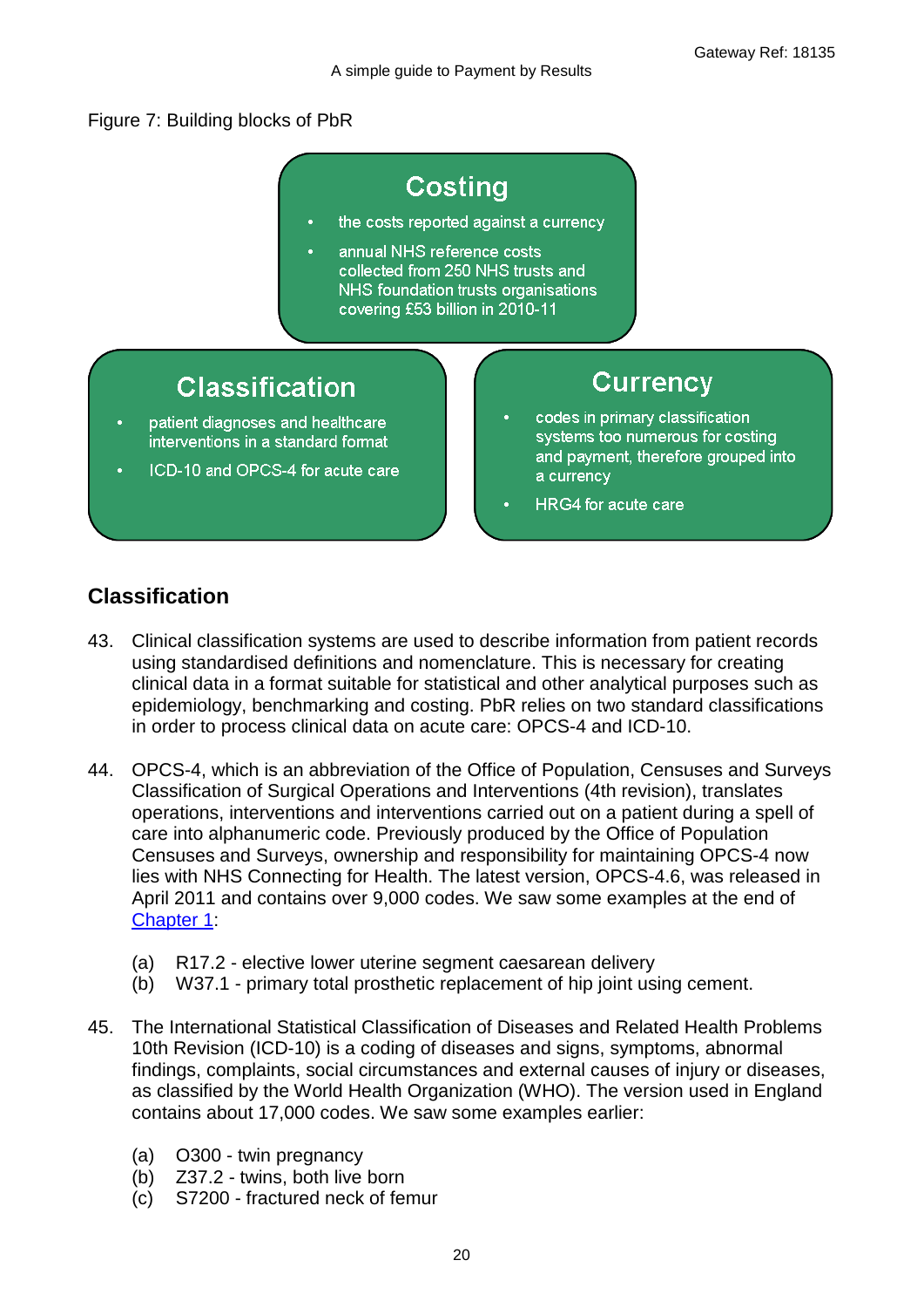Figure 7: Building blocks of PbR

**Costing**

- the costs reported against a currency
- annual NHS reference costs collected from 250 NHS trusts and NHS foundation trusts organisations covering £53 billion in 2010-11

**Classification**

- patient diagnoses and healthcare interventions in a standard format
- ICD-10 and OPCS-4 for acute care

**Currency**

- codes in primary classification systems too numerous for costing and payment, therefore grouped into a currency
- HRG4 for acute care

## Classification

43. Clinical classification systems are used to describe information from patient records using standardised definitions and nomenclature. This is necessary for creating clinical data in a format suitable for statistical and other analytical purposes such as epidemiology, benchmarking and costing. PbR relies on two standard classifications in order to process clinical data on acute care: OPCS-4 and ICD-10.

44. OPCS-4, which is an abbreviation of the Office of Population, Censuses and Surveys Classification of Surgical Operations and Interventions (4th revision), translates operations, interventions and interventions carried out on a patient during a spell of care into alphanumeric code. Previously produced by the Office of Population Censuses and Surveys, ownership and responsibility for maintaining OPCS-4 now lies with NHS Connecting for Health. The latest version, OPCS-4.6, was released in April 2011 and contains over 9,000 codes. We saw some examples at the end of Chapter 1:

    (a) R17.2 - elective lower uterine segment caesarean delivery
    (b) W37.1 - primary total prosthetic replacement of hip joint using cement.

45. The International Statistical Classification of Diseases and Related Health Problems 10th Revision (ICD-10) is a coding of diseases and signs, symptoms, abnormal findings, complaints, social circumstances and external causes of injury or diseases, as classified by the World Health Organization (WHO). The version used in England contains about 17,000 codes. We saw some examples earlier:

    (a) O300 - twin pregnancy
    (b) Z37.2 - twins, both live born
    (c) S7200 - fractured neck of femur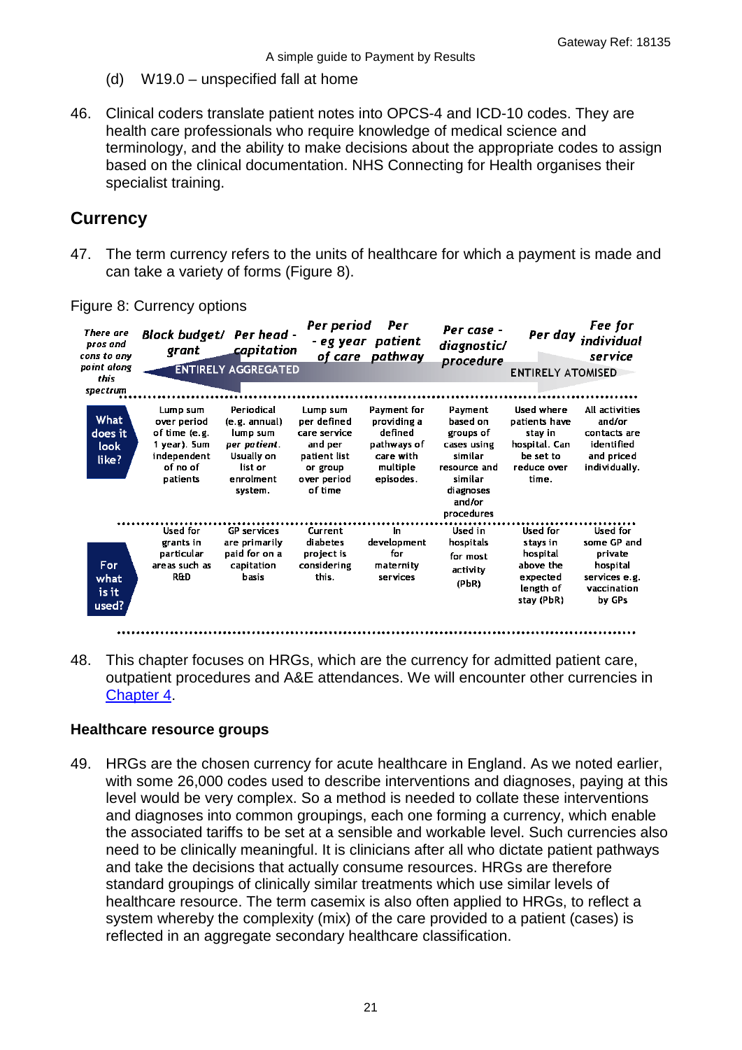(d) W19.0 – unspecified fall at home

46. Clinical coders translate patient notes into OPCS-4 and ICD-10 codes. They are health care professionals who require knowledge of medical science and terminology, and the ability to make decisions about the appropriate codes to assign based on the clinical documentation. NHS Connecting for Health organises their specialist training.

## Currency

47. The term currency refers to the units of healthcare for which a payment is made and can take a variety of forms (Figure 8).

Figure 8: Currency options

| *There are pros and cons to any point along this spectrum* | *Block budget/ grant* | *Per head - capitation* | *Per period - eg year of care* | *Per patient pathway* | *Per case - diagnostic/ procedure* | *Per day* | *Fee for individual service* |
|---|---|---|---|---|---|---|---|
| | ENTIRELY AGGREGATED | | | | | ENTIRELY ATOMISED | |
| **What does it look like?** | Lump sum over period of time (e.g. 1 year). Sum independent of no of patients | Periodical (e.g. annual) lump sum *per patient*. Usually on list or enrolment system. | Lump sum per defined care service and per patient list or group over period of time | Payment for providing a defined pathways of care with multiple episodes. | Payment based on groups of cases using similar resource and similar diagnoses and/or procedures | Used where patients have stay in hospital. Can be set to reduce over time. | All activities and/or contacts are identified and priced individually. |
| **For what is it used?** | Used for grants in particular areas such as R&D | GP services are primarily paid for on a capitation basis | Current diabetes project is considering this. | In development for maternity services | Used in hospitals for most activity (PbR) | Used for stays in hospital above the expected length of stay (PbR) | Used for some GP and private hospital services e.g. vaccination by GPs |

48. This chapter focuses on HRGs, which are the currency for admitted patient care, outpatient procedures and A&E attendances. We will encounter other currencies in Chapter 4.

### Healthcare resource groups

49. HRGs are the chosen currency for acute healthcare in England. As we noted earlier, with some 26,000 codes used to describe interventions and diagnoses, paying at this level would be very complex. So a method is needed to collate these interventions and diagnoses into common groupings, each one forming a currency, which enable the associated tariffs to be set at a sensible and workable level. Such currencies also need to be clinically meaningful. It is clinicians after all who dictate patient pathways and take the decisions that actually consume resources. HRGs are therefore standard groupings of clinically similar treatments which use similar levels of healthcare resource. The term casemix is also often applied to HRGs, to reflect a system whereby the complexity (mix) of the care provided to a patient (cases) is reflected in an aggregate secondary healthcare classification.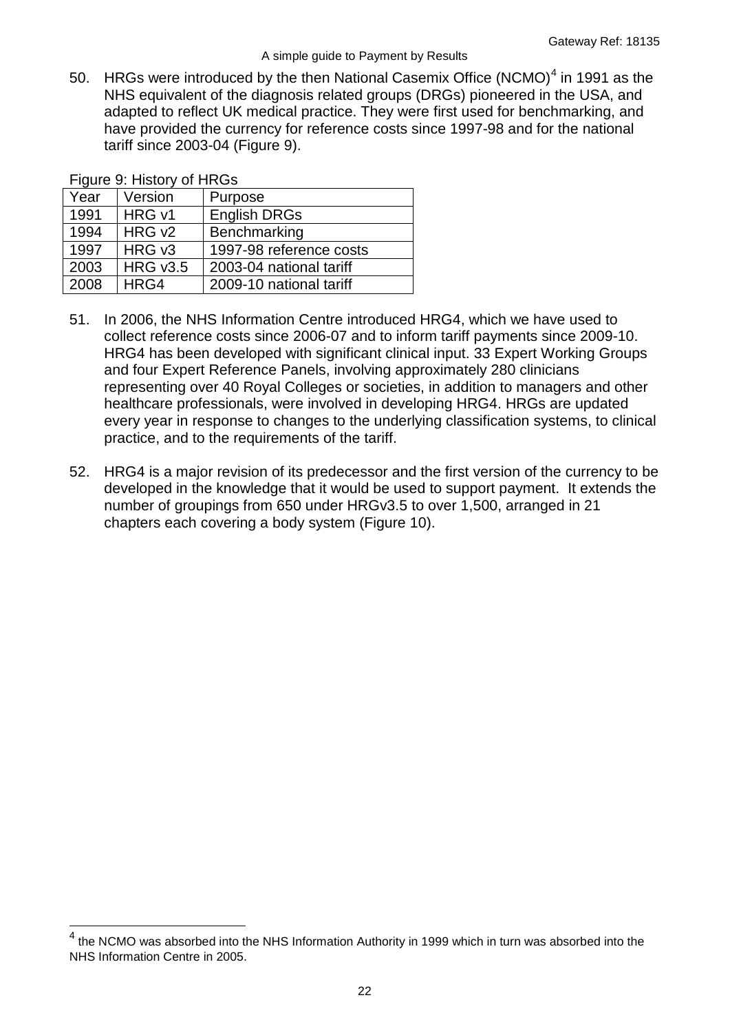50. HRGs were introduced by the then National Casemix Office (NCMO)[4] in 1991 as the NHS equivalent of the diagnosis related groups (DRGs) pioneered in the USA, and adapted to reflect UK medical practice. They were first used for benchmarking, and have provided the currency for reference costs since 1997-98 and for the national tariff since 2003-04 (Figure 9).

Figure 9: History of HRGs

| Year | Version | Purpose |
|---|---|---|
| 1991 | HRG v1 | English DRGs |
| 1994 | HRG v2 | Benchmarking |
| 1997 | HRG v3 | 1997-98 reference costs |
| 2003 | HRG v3.5 | 2003-04 national tariff |
| 2008 | HRG4 | 2009-10 national tariff |

51. In 2006, the NHS Information Centre introduced HRG4, which we have used to collect reference costs since 2006-07 and to inform tariff payments since 2009-10. HRG4 has been developed with significant clinical input. 33 Expert Working Groups and four Expert Reference Panels, involving approximately 280 clinicians representing over 40 Royal Colleges or societies, in addition to managers and other healthcare professionals, were involved in developing HRG4. HRGs are updated every year in response to changes to the underlying classification systems, to clinical practice, and to the requirements of the tariff.

52. HRG4 is a major revision of its predecessor and the first version of the currency to be developed in the knowledge that it would be used to support payment. It extends the number of groupings from 650 under HRGv3.5 to over 1,500, arranged in 21 chapters each covering a body system (Figure 10).

[4] the NCMO was absorbed into the NHS Information Authority in 1999 which in turn was absorbed into the NHS Information Centre in 2005.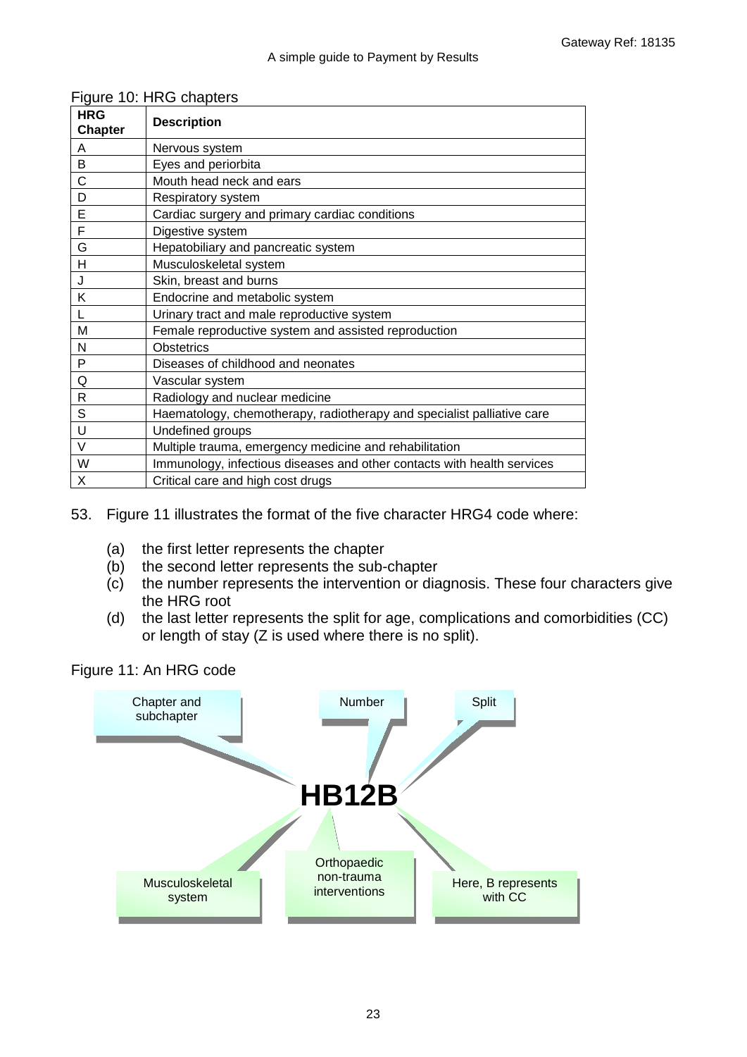Figure 10: HRG chapters

| HRG Chapter | Description |
|---|---|
| A | Nervous system |
| B | Eyes and periorbita |
| C | Mouth head neck and ears |
| D | Respiratory system |
| E | Cardiac surgery and primary cardiac conditions |
| F | Digestive system |
| G | Hepatobiliary and pancreatic system |
| H | Musculoskeletal system |
| J | Skin, breast and burns |
| K | Endocrine and metabolic system |
| L | Urinary tract and male reproductive system |
| M | Female reproductive system and assisted reproduction |
| N | Obstetrics |
| P | Diseases of childhood and neonates |
| Q | Vascular system |
| R | Radiology and nuclear medicine |
| S | Haematology, chemotherapy, radiotherapy and specialist palliative care |
| U | Undefined groups |
| V | Multiple trauma, emergency medicine and rehabilitation |
| W | Immunology, infectious diseases and other contacts with health services |
| X | Critical care and high cost drugs |

53. Figure 11 illustrates the format of the five character HRG4 code where:

  (a) the first letter represents the chapter
  (b) the second letter represents the sub-chapter
  (c) the number represents the intervention or diagnosis. These four characters give the HRG root
  (d) the last letter represents the split for age, complications and comorbidities (CC) or length of stay (Z is used where there is no split).

Figure 11: An HRG code

Chapter and subchapter

Number

Split

HB12B

Musculoskeletal system

Orthopaedic non-trauma interventions

Here, B represents with CC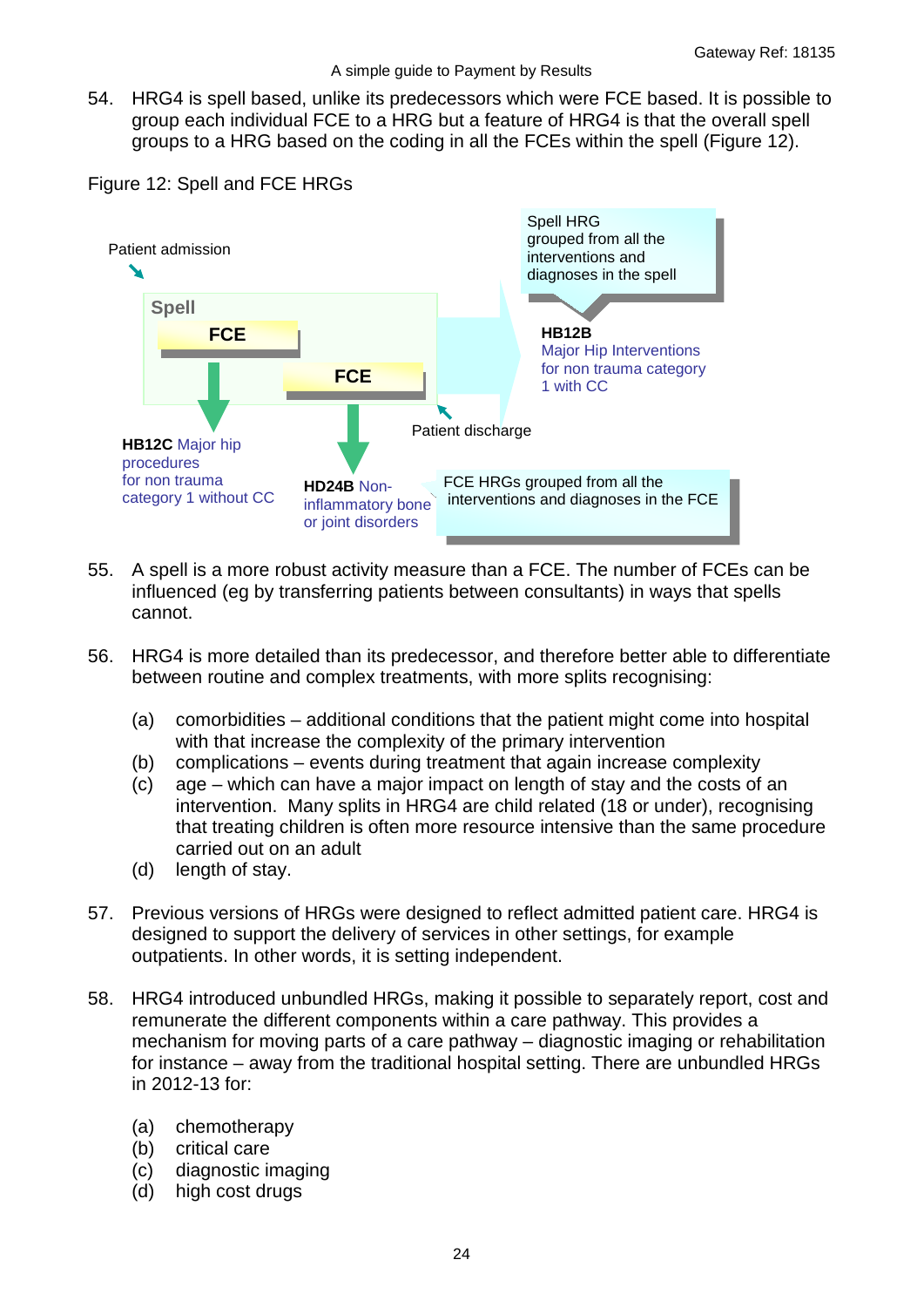54. HRG4 is spell based, unlike its predecessors which were FCE based. It is possible to group each individual FCE to a HRG but a feature of HRG4 is that the overall spell groups to a HRG based on the coding in all the FCEs within the spell (Figure 12).

Figure 12: Spell and FCE HRGs

Patient admission

Spell

FCE

FCE

Spell HRG grouped from all the interventions and diagnoses in the spell

**HB12B** Major Hip Interventions for non trauma category 1 with CC

Patient discharge

**HB12C** Major hip procedures for non trauma category 1 without CC

**HD24B** Non-inflammatory bone or joint disorders

FCE HRGs grouped from all the interventions and diagnoses in the FCE

55. A spell is a more robust activity measure than a FCE. The number of FCEs can be influenced (eg by transferring patients between consultants) in ways that spells cannot.

56. HRG4 is more detailed than its predecessor, and therefore better able to differentiate between routine and complex treatments, with more splits recognising:

    (a) comorbidities – additional conditions that the patient might come into hospital with that increase the complexity of the primary intervention
    (b) complications – events during treatment that again increase complexity
    (c) age – which can have a major impact on length of stay and the costs of an intervention. Many splits in HRG4 are child related (18 or under), recognising that treating children is often more resource intensive than the same procedure carried out on an adult
    (d) length of stay.

57. Previous versions of HRGs were designed to reflect admitted patient care. HRG4 is designed to support the delivery of services in other settings, for example outpatients. In other words, it is setting independent.

58. HRG4 introduced unbundled HRGs, making it possible to separately report, cost and remunerate the different components within a care pathway. This provides a mechanism for moving parts of a care pathway – diagnostic imaging or rehabilitation for instance – away from the traditional hospital setting. There are unbundled HRGs in 2012-13 for:

    (a) chemotherapy
    (b) critical care
    (c) diagnostic imaging
    (d) high cost drugs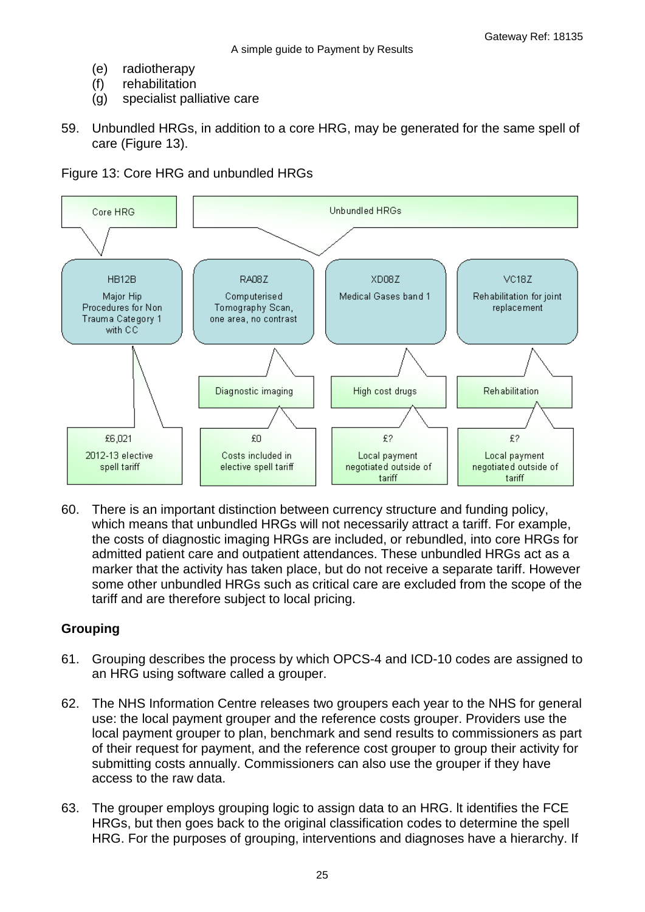(e) radiotherapy
(f) rehabilitation
(g) specialist palliative care

59. Unbundled HRGs, in addition to a core HRG, may be generated for the same spell of care (Figure 13).

Figure 13: Core HRG and unbundled HRGs

Core HRG

Unbundled HRGs

HB12B
Major Hip Procedures for Non Trauma Category 1 with CC

RA08Z
Computerised Tomography Scan, one area, no contrast

XD08Z
Medical Gases band 1

VC18Z
Rehabilitation for joint replacement

Diagnostic imaging

High cost drugs

Rehabilitation

£6,021
2012-13 elective spell tariff

£0
Costs included in elective spell tariff

£?
Local payment negotiated outside of tariff

£?
Local payment negotiated outside of tariff

60. There is an important distinction between currency structure and funding policy, which means that unbundled HRGs will not necessarily attract a tariff. For example, the costs of diagnostic imaging HRGs are included, or rebundled, into core HRGs for admitted patient care and outpatient attendances. These unbundled HRGs act as a marker that the activity has taken place, but do not receive a separate tariff. However some other unbundled HRGs such as critical care are excluded from the scope of the tariff and are therefore subject to local pricing.

**Grouping**

61. Grouping describes the process by which OPCS-4 and ICD-10 codes are assigned to an HRG using software called a grouper.

62. The NHS Information Centre releases two groupers each year to the NHS for general use: the local payment grouper and the reference costs grouper. Providers use the local payment grouper to plan, benchmark and send results to commissioners as part of their request for payment, and the reference cost grouper to group their activity for submitting costs annually. Commissioners can also use the grouper if they have access to the raw data.

63. The grouper employs grouping logic to assign data to an HRG. It identifies the FCE HRGs, but then goes back to the original classification codes to determine the spell HRG. For the purposes of grouping, interventions and diagnoses have a hierarchy. If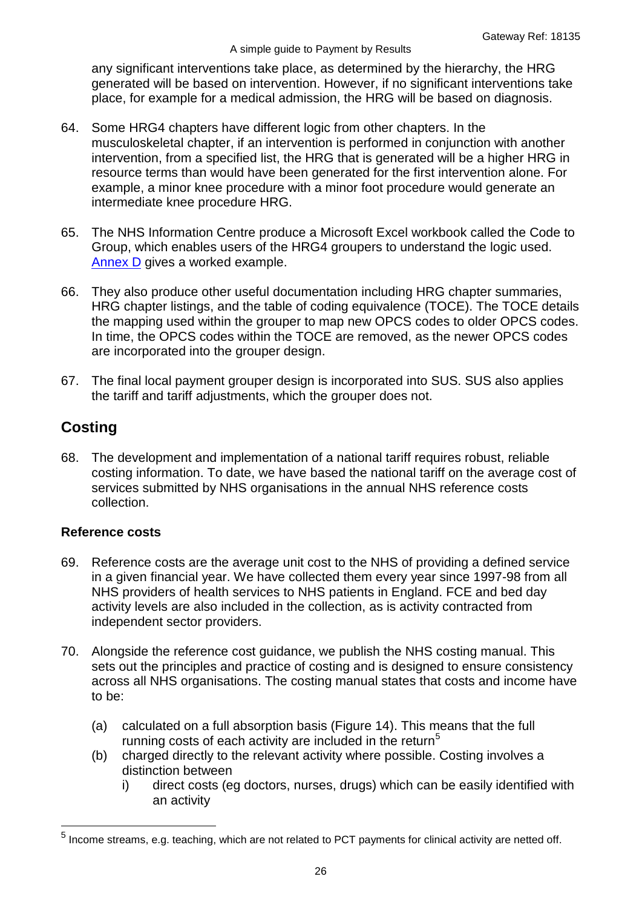any significant interventions take place, as determined by the hierarchy, the HRG generated will be based on intervention. However, if no significant interventions take place, for example for a medical admission, the HRG will be based on diagnosis.

64. Some HRG4 chapters have different logic from other chapters. In the musculoskeletal chapter, if an intervention is performed in conjunction with another intervention, from a specified list, the HRG that is generated will be a higher HRG in resource terms than would have been generated for the first intervention alone. For example, a minor knee procedure with a minor foot procedure would generate an intermediate knee procedure HRG.

65. The NHS Information Centre produce a Microsoft Excel workbook called the Code to Group, which enables users of the HRG4 groupers to understand the logic used. Annex D gives a worked example.

66. They also produce other useful documentation including HRG chapter summaries, HRG chapter listings, and the table of coding equivalence (TOCE). The TOCE details the mapping used within the grouper to map new OPCS codes to older OPCS codes. In time, the OPCS codes within the TOCE are removed, as the newer OPCS codes are incorporated into the grouper design.

67. The final local payment grouper design is incorporated into SUS. SUS also applies the tariff and tariff adjustments, which the grouper does not.

## Costing

68. The development and implementation of a national tariff requires robust, reliable costing information. To date, we have based the national tariff on the average cost of services submitted by NHS organisations in the annual NHS reference costs collection.

### Reference costs

69. Reference costs are the average unit cost to the NHS of providing a defined service in a given financial year. We have collected them every year since 1997-98 from all NHS providers of health services to NHS patients in England. FCE and bed day activity levels are also included in the collection, as is activity contracted from independent sector providers.

70. Alongside the reference cost guidance, we publish the NHS costing manual. This sets out the principles and practice of costing and is designed to ensure consistency across all NHS organisations. The costing manual states that costs and income have to be:

    (a) calculated on a full absorption basis (Figure 14). This means that the full running costs of each activity are included in the return[5]

    (b) charged directly to the relevant activity where possible. Costing involves a distinction between

        i) direct costs (eg doctors, nurses, drugs) which can be easily identified with an activity

[5] Income streams, e.g. teaching, which are not related to PCT payments for clinical activity are netted off.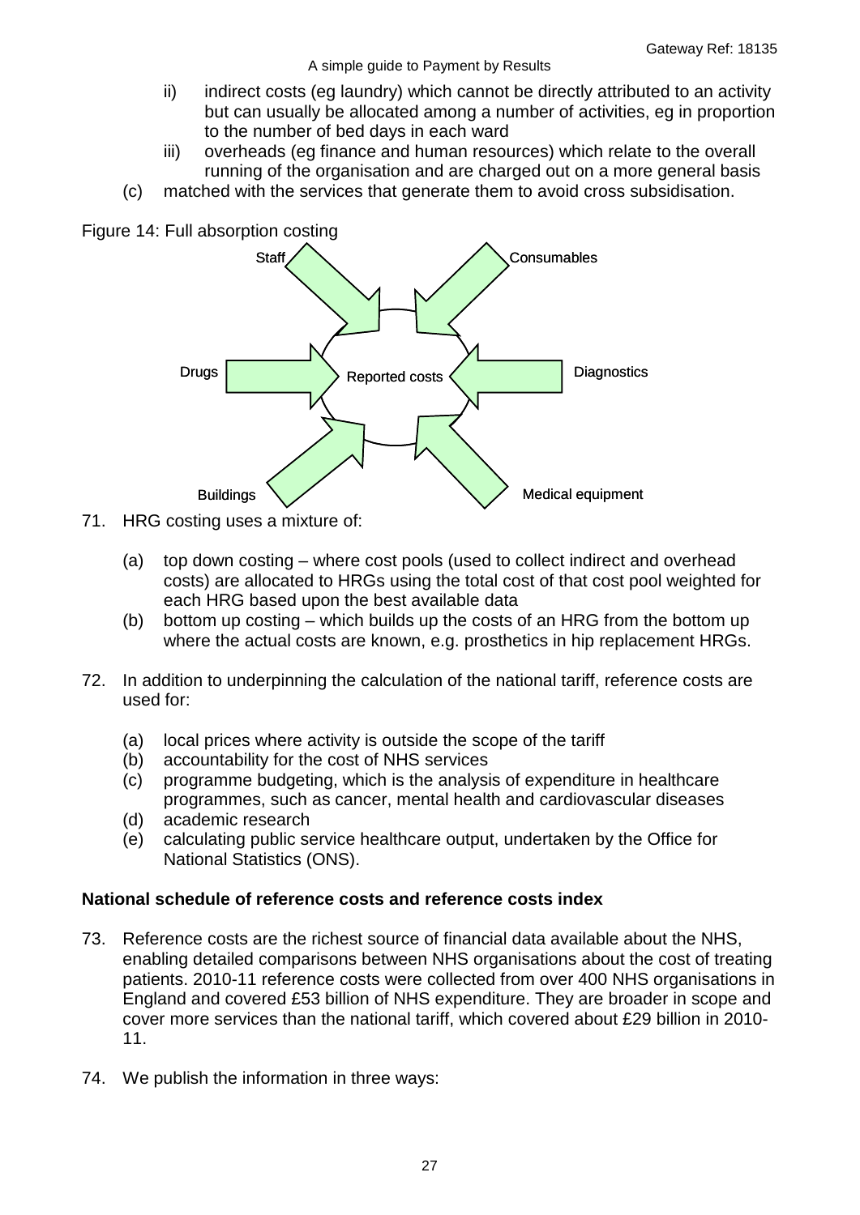ii) indirect costs (eg laundry) which cannot be directly attributed to an activity but can usually be allocated among a number of activities, eg in proportion to the number of bed days in each ward

iii) overheads (eg finance and human resources) which relate to the overall running of the organisation and are charged out on a more general basis

(c) matched with the services that generate them to avoid cross subsidisation.

Figure 14: Full absorption costing

Staff

Consumables

Drugs

Reported costs

Diagnostics

Buildings

Medical equipment

71. HRG costing uses a mixture of:

(a) top down costing – where cost pools (used to collect indirect and overhead costs) are allocated to HRGs using the total cost of that cost pool weighted for each HRG based upon the best available data

(b) bottom up costing – which builds up the costs of an HRG from the bottom up where the actual costs are known, e.g. prosthetics in hip replacement HRGs.

72. In addition to underpinning the calculation of the national tariff, reference costs are used for:

(a) local prices where activity is outside the scope of the tariff
(b) accountability for the cost of NHS services
(c) programme budgeting, which is the analysis of expenditure in healthcare programmes, such as cancer, mental health and cardiovascular diseases
(d) academic research
(e) calculating public service healthcare output, undertaken by the Office for National Statistics (ONS).

**National schedule of reference costs and reference costs index**

73. Reference costs are the richest source of financial data available about the NHS, enabling detailed comparisons between NHS organisations about the cost of treating patients. 2010-11 reference costs were collected from over 400 NHS organisations in England and covered £53 billion of NHS expenditure. They are broader in scope and cover more services than the national tariff, which covered about £29 billion in 2010-11.

74. We publish the information in three ways: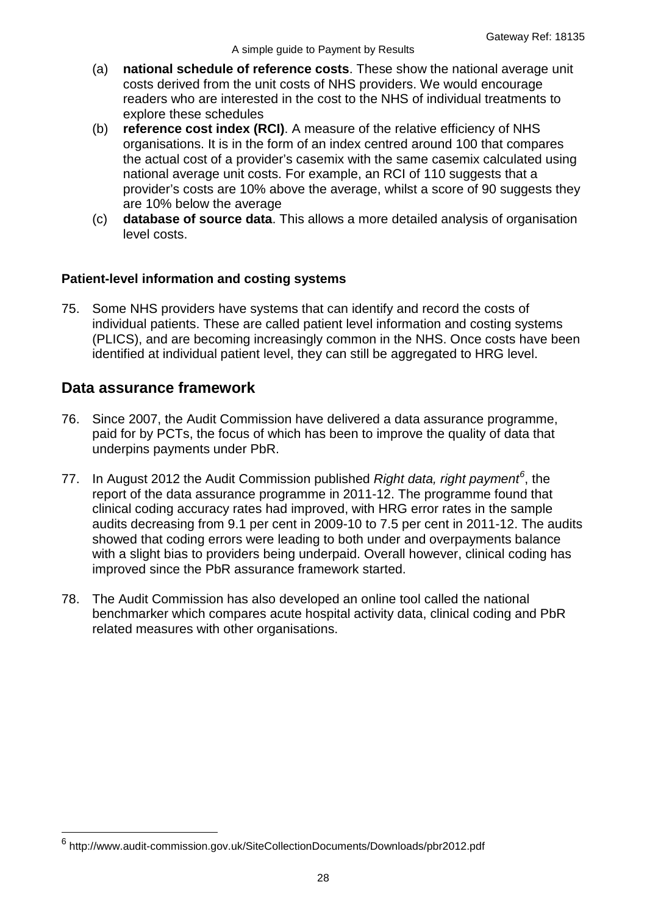(a) **national schedule of reference costs**. These show the national average unit costs derived from the unit costs of NHS providers. We would encourage readers who are interested in the cost to the NHS of individual treatments to explore these schedules

(b) **reference cost index (RCI)**. A measure of the relative efficiency of NHS organisations. It is in the form of an index centred around 100 that compares the actual cost of a provider's casemix with the same casemix calculated using national average unit costs. For example, an RCI of 110 suggests that a provider's costs are 10% above the average, whilst a score of 90 suggests they are 10% below the average

(c) **database of source data**. This allows a more detailed analysis of organisation level costs.

### Patient-level information and costing systems

75. Some NHS providers have systems that can identify and record the costs of individual patients. These are called patient level information and costing systems (PLICS), and are becoming increasingly common in the NHS. Once costs have been identified at individual patient level, they can still be aggregated to HRG level.

## Data assurance framework

76. Since 2007, the Audit Commission have delivered a data assurance programme, paid for by PCTs, the focus of which has been to improve the quality of data that underpins payments under PbR.

77. In August 2012 the Audit Commission published *Right data, right payment*[6], the report of the data assurance programme in 2011-12. The programme found that clinical coding accuracy rates had improved, with HRG error rates in the sample audits decreasing from 9.1 per cent in 2009-10 to 7.5 per cent in 2011-12. The audits showed that coding errors were leading to both under and overpayments balance with a slight bias to providers being underpaid. Overall however, clinical coding has improved since the PbR assurance framework started.

78. The Audit Commission has also developed an online tool called the national benchmarker which compares acute hospital activity data, clinical coding and PbR related measures with other organisations.

[6] http://www.audit-commission.gov.uk/SiteCollectionDocuments/Downloads/pbr2012.pdf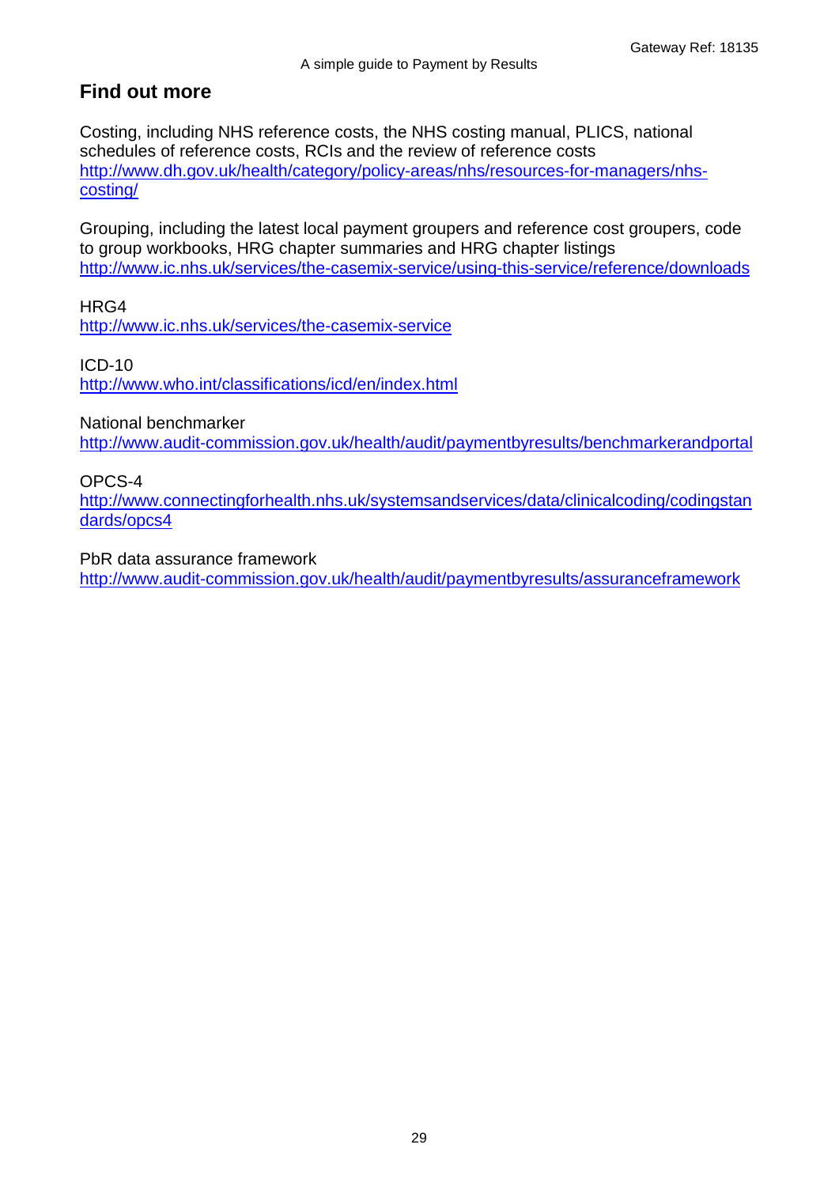## Find out more

Costing, including NHS reference costs, the NHS costing manual, PLICS, national schedules of reference costs, RCIs and the review of reference costs
http://www.dh.gov.uk/health/category/policy-areas/nhs/resources-for-managers/nhs-costing/

Grouping, including the latest local payment groupers and reference cost groupers, code to group workbooks, HRG chapter summaries and HRG chapter listings
http://www.ic.nhs.uk/services/the-casemix-service/using-this-service/reference/downloads

HRG4
http://www.ic.nhs.uk/services/the-casemix-service

ICD-10
http://www.who.int/classifications/icd/en/index.html

National benchmarker
http://www.audit-commission.gov.uk/health/audit/paymentbyresults/benchmarkerandportal

OPCS-4
http://www.connectingforhealth.nhs.uk/systemsandservices/data/clinicalcoding/codingstandards/opcs4

PbR data assurance framework
http://www.audit-commission.gov.uk/health/audit/paymentbyresults/assuranceframework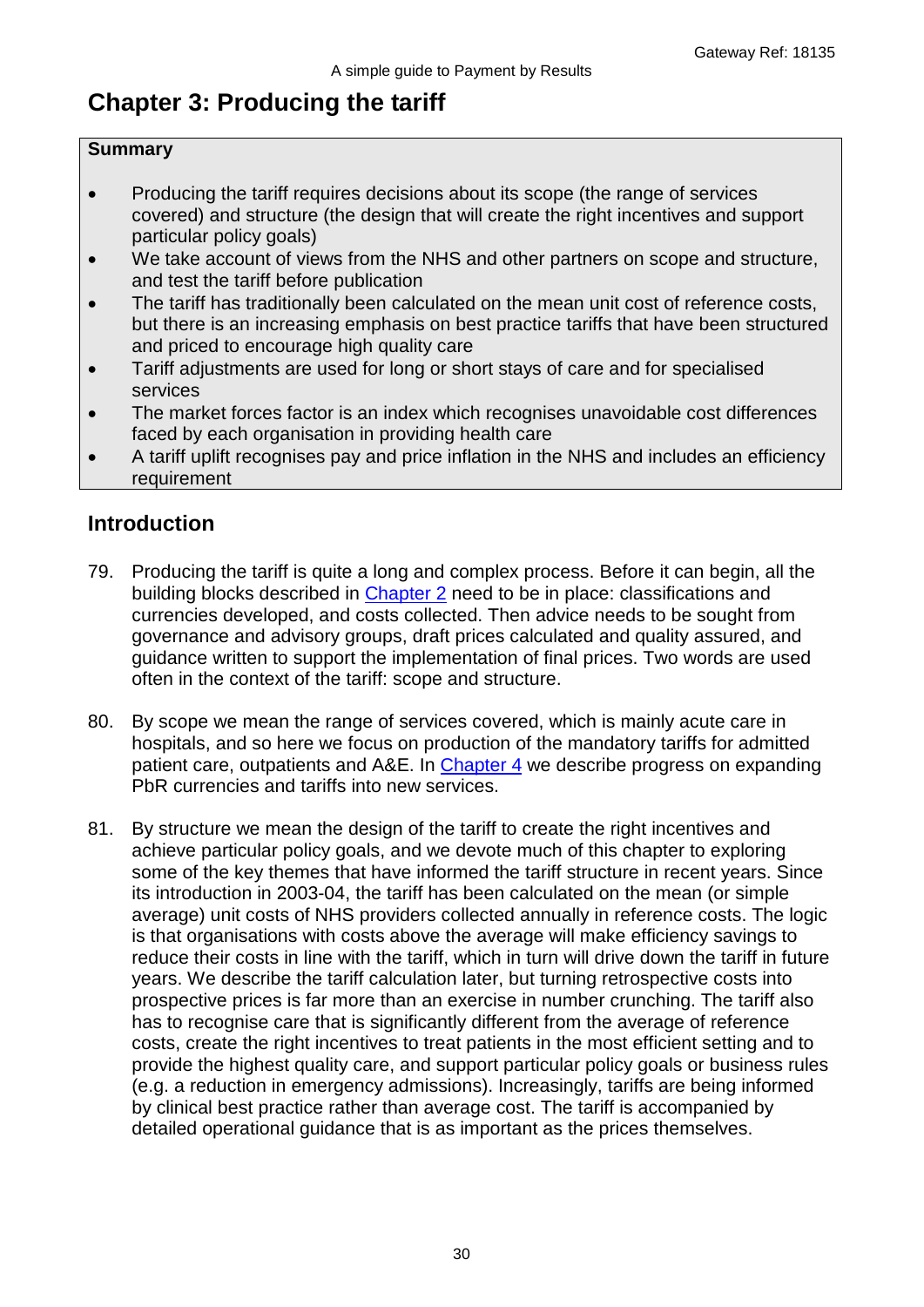# Chapter 3: Producing the tariff

**Summary**

- Producing the tariff requires decisions about its scope (the range of services covered) and structure (the design that will create the right incentives and support particular policy goals)
- We take account of views from the NHS and other partners on scope and structure, and test the tariff before publication
- The tariff has traditionally been calculated on the mean unit cost of reference costs, but there is an increasing emphasis on best practice tariffs that have been structured and priced to encourage high quality care
- Tariff adjustments are used for long or short stays of care and for specialised services
- The market forces factor is an index which recognises unavoidable cost differences faced by each organisation in providing health care
- A tariff uplift recognises pay and price inflation in the NHS and includes an efficiency requirement

## Introduction

79. Producing the tariff is quite a long and complex process. Before it can begin, all the building blocks described in Chapter 2 need to be in place: classifications and currencies developed, and costs collected. Then advice needs to be sought from governance and advisory groups, draft prices calculated and quality assured, and guidance written to support the implementation of final prices. Two words are used often in the context of the tariff: scope and structure.

80. By scope we mean the range of services covered, which is mainly acute care in hospitals, and so here we focus on production of the mandatory tariffs for admitted patient care, outpatients and A&E. In Chapter 4 we describe progress on expanding PbR currencies and tariffs into new services.

81. By structure we mean the design of the tariff to create the right incentives and achieve particular policy goals, and we devote much of this chapter to exploring some of the key themes that have informed the tariff structure in recent years. Since its introduction in 2003-04, the tariff has been calculated on the mean (or simple average) unit costs of NHS providers collected annually in reference costs. The logic is that organisations with costs above the average will make efficiency savings to reduce their costs in line with the tariff, which in turn will drive down the tariff in future years. We describe the tariff calculation later, but turning retrospective costs into prospective prices is far more than an exercise in number crunching. The tariff also has to recognise care that is significantly different from the average of reference costs, create the right incentives to treat patients in the most efficient setting and to provide the highest quality care, and support particular policy goals or business rules (e.g. a reduction in emergency admissions). Increasingly, tariffs are being informed by clinical best practice rather than average cost. The tariff is accompanied by detailed operational guidance that is as important as the prices themselves.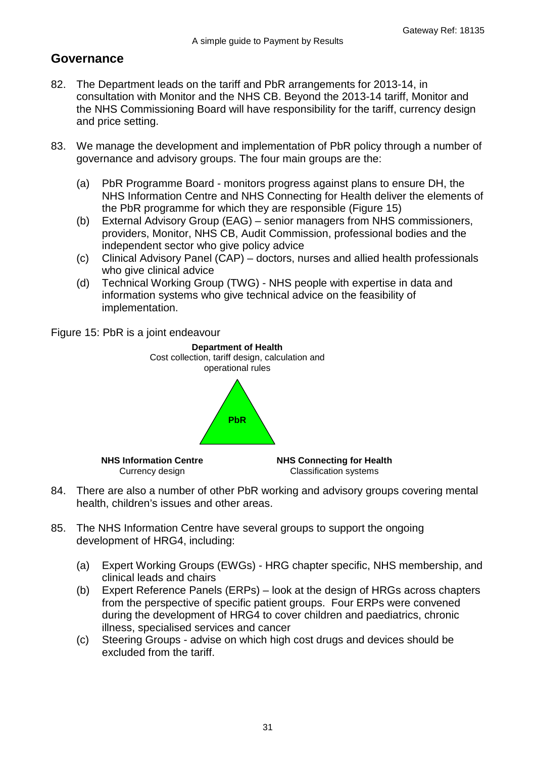## Governance

82. The Department leads on the tariff and PbR arrangements for 2013-14, in consultation with Monitor and the NHS CB. Beyond the 2013-14 tariff, Monitor and the NHS Commissioning Board will have responsibility for the tariff, currency design and price setting.

83. We manage the development and implementation of PbR policy through a number of governance and advisory groups. The four main groups are the:

    (a) PbR Programme Board - monitors progress against plans to ensure DH, the NHS Information Centre and NHS Connecting for Health deliver the elements of the PbR programme for which they are responsible (Figure 15)
    (b) External Advisory Group (EAG) – senior managers from NHS commissioners, providers, Monitor, NHS CB, Audit Commission, professional bodies and the independent sector who give policy advice
    (c) Clinical Advisory Panel (CAP) – doctors, nurses and allied health professionals who give clinical advice
    (d) Technical Working Group (TWG) - NHS people with expertise in data and information systems who give technical advice on the feasibility of implementation.

Figure 15: PbR is a joint endeavour

**Department of Health**
Cost collection, tariff design, calculation and operational rules

**PbR**

**NHS Information Centre**
Currency design

**NHS Connecting for Health**
Classification systems

84. There are also a number of other PbR working and advisory groups covering mental health, children's issues and other areas.

85. The NHS Information Centre have several groups to support the ongoing development of HRG4, including:

    (a) Expert Working Groups (EWGs) - HRG chapter specific, NHS membership, and clinical leads and chairs
    (b) Expert Reference Panels (ERPs) – look at the design of HRGs across chapters from the perspective of specific patient groups. Four ERPs were convened during the development of HRG4 to cover children and paediatrics, chronic illness, specialised services and cancer
    (c) Steering Groups - advise on which high cost drugs and devices should be excluded from the tariff.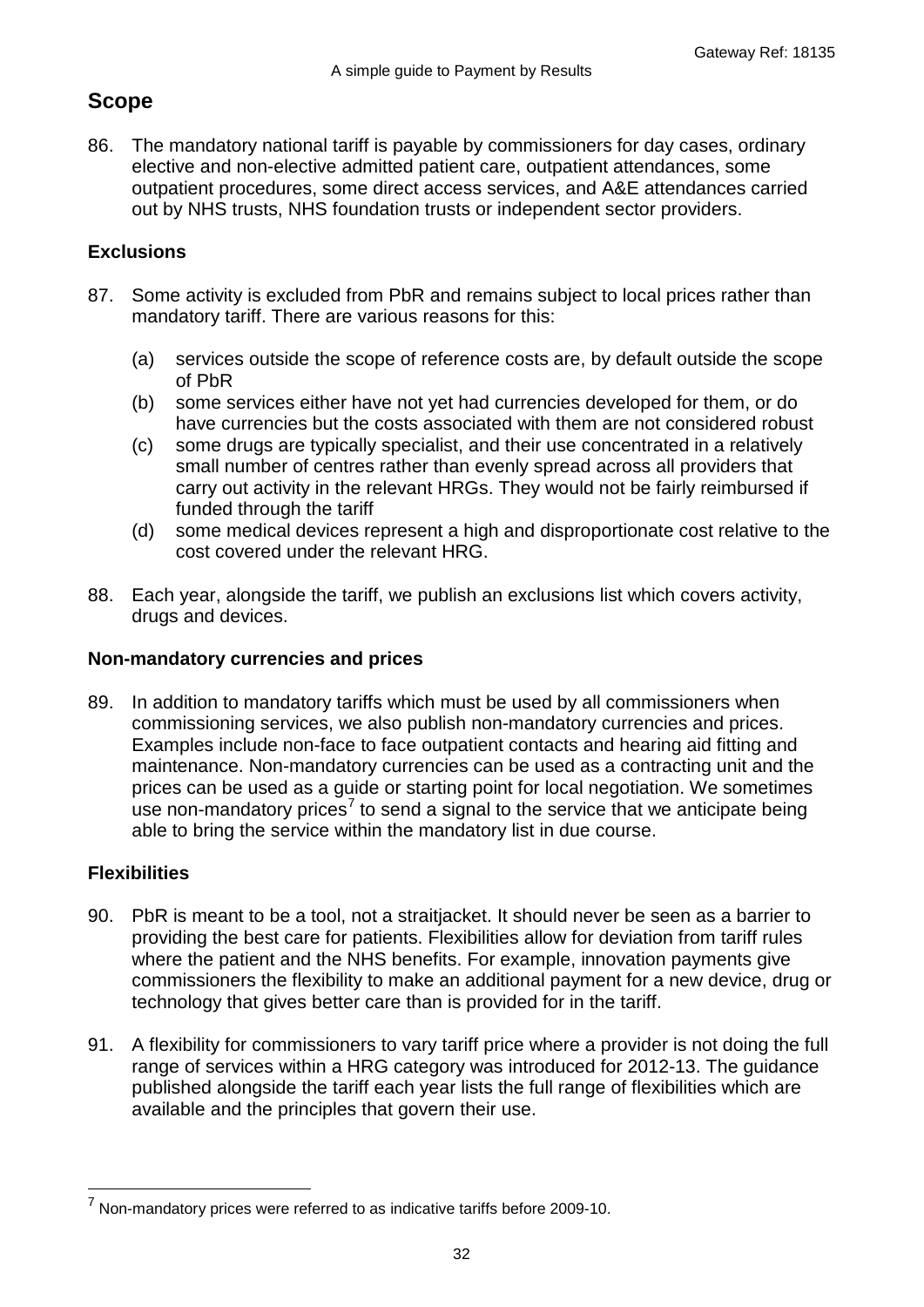## Scope

86. The mandatory national tariff is payable by commissioners for day cases, ordinary elective and non-elective admitted patient care, outpatient attendances, some outpatient procedures, some direct access services, and A&E attendances carried out by NHS trusts, NHS foundation trusts or independent sector providers.

### Exclusions

87. Some activity is excluded from PbR and remains subject to local prices rather than mandatory tariff. There are various reasons for this:

    (a) services outside the scope of reference costs are, by default outside the scope of PbR

    (b) some services either have not yet had currencies developed for them, or do have currencies but the costs associated with them are not considered robust

    (c) some drugs are typically specialist, and their use concentrated in a relatively small number of centres rather than evenly spread across all providers that carry out activity in the relevant HRGs. They would not be fairly reimbursed if funded through the tariff

    (d) some medical devices represent a high and disproportionate cost relative to the cost covered under the relevant HRG.

88. Each year, alongside the tariff, we publish an exclusions list which covers activity, drugs and devices.

### Non-mandatory currencies and prices

89. In addition to mandatory tariffs which must be used by all commissioners when commissioning services, we also publish non-mandatory currencies and prices. Examples include non-face to face outpatient contacts and hearing aid fitting and maintenance. Non-mandatory currencies can be used as a contracting unit and the prices can be used as a guide or starting point for local negotiation. We sometimes use non-mandatory prices[7] to send a signal to the service that we anticipate being able to bring the service within the mandatory list in due course.

### Flexibilities

90. PbR is meant to be a tool, not a straitjacket. It should never be seen as a barrier to providing the best care for patients. Flexibilities allow for deviation from tariff rules where the patient and the NHS benefits. For example, innovation payments give commissioners the flexibility to make an additional payment for a new device, drug or technology that gives better care than is provided for in the tariff.

91. A flexibility for commissioners to vary tariff price where a provider is not doing the full range of services within a HRG category was introduced for 2012-13. The guidance published alongside the tariff each year lists the full range of flexibilities which are available and the principles that govern their use.

[7] Non-mandatory prices were referred to as indicative tariffs before 2009-10.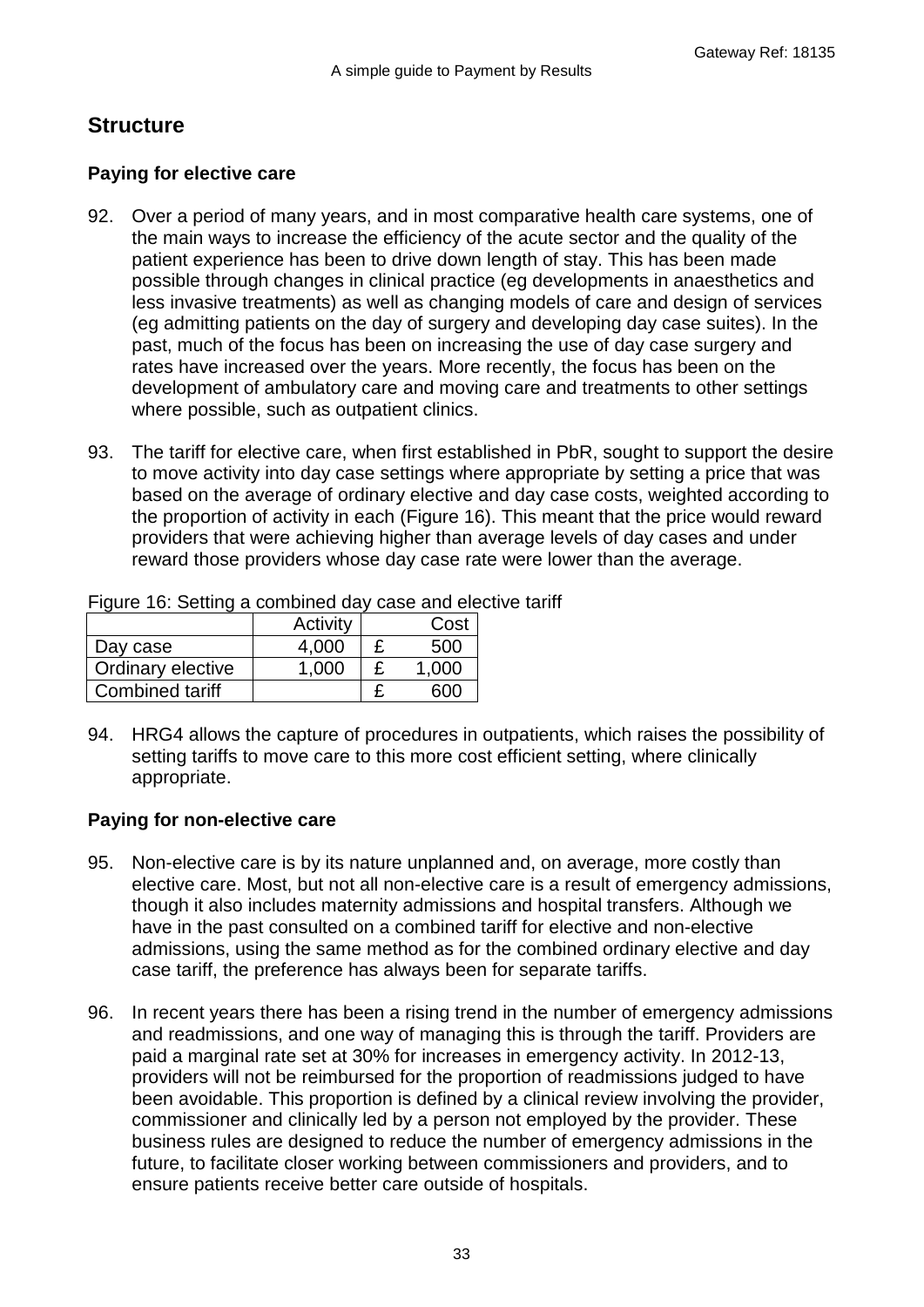## Structure

### Paying for elective care

92. Over a period of many years, and in most comparative health care systems, one of the main ways to increase the efficiency of the acute sector and the quality of the patient experience has been to drive down length of stay. This has been made possible through changes in clinical practice (eg developments in anaesthetics and less invasive treatments) as well as changing models of care and design of services (eg admitting patients on the day of surgery and developing day case suites). In the past, much of the focus has been on increasing the use of day case surgery and rates have increased over the years. More recently, the focus has been on the development of ambulatory care and moving care and treatments to other settings where possible, such as outpatient clinics.

93. The tariff for elective care, when first established in PbR, sought to support the desire to move activity into day case settings where appropriate by setting a price that was based on the average of ordinary elective and day case costs, weighted according to the proportion of activity in each (Figure 16). This meant that the price would reward providers that were achieving higher than average levels of day cases and under reward those providers whose day case rate were lower than the average.

Figure 16: Setting a combined day case and elective tariff

| | Activity | Cost |
|---|---|---|
| Day case | 4,000 | £ 500 |
| Ordinary elective | 1,000 | £ 1,000 |
| Combined tariff | | £ 600 |

94. HRG4 allows the capture of procedures in outpatients, which raises the possibility of setting tariffs to move care to this more cost efficient setting, where clinically appropriate.

### Paying for non-elective care

95. Non-elective care is by its nature unplanned and, on average, more costly than elective care. Most, but not all non-elective care is a result of emergency admissions, though it also includes maternity admissions and hospital transfers. Although we have in the past consulted on a combined tariff for elective and non-elective admissions, using the same method as for the combined ordinary elective and day case tariff, the preference has always been for separate tariffs.

96. In recent years there has been a rising trend in the number of emergency admissions and readmissions, and one way of managing this is through the tariff. Providers are paid a marginal rate set at 30% for increases in emergency activity. In 2012-13, providers will not be reimbursed for the proportion of readmissions judged to have been avoidable. This proportion is defined by a clinical review involving the provider, commissioner and clinically led by a person not employed by the provider. These business rules are designed to reduce the number of emergency admissions in the future, to facilitate closer working between commissioners and providers, and to ensure patients receive better care outside of hospitals.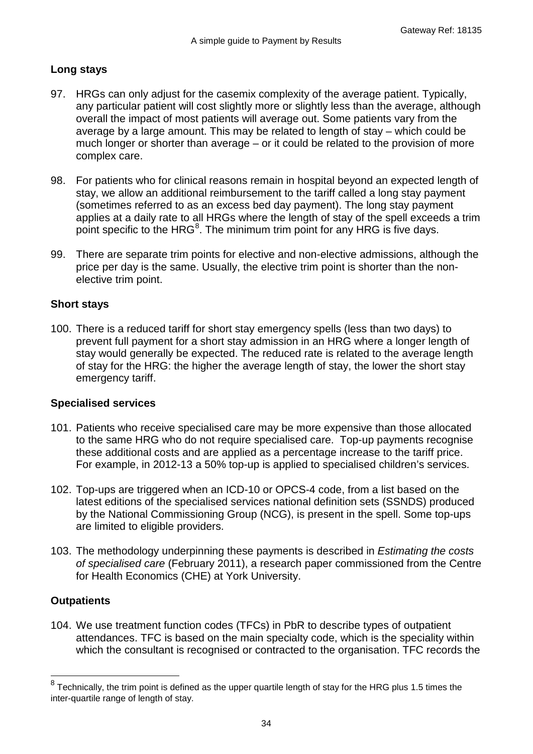## Long stays

97. HRGs can only adjust for the casemix complexity of the average patient. Typically, any particular patient will cost slightly more or slightly less than the average, although overall the impact of most patients will average out. Some patients vary from the average by a large amount. This may be related to length of stay – which could be much longer or shorter than average – or it could be related to the provision of more complex care.

98. For patients who for clinical reasons remain in hospital beyond an expected length of stay, we allow an additional reimbursement to the tariff called a long stay payment (sometimes referred to as an excess bed day payment). The long stay payment applies at a daily rate to all HRGs where the length of stay of the spell exceeds a trim point specific to the HRG[8]. The minimum trim point for any HRG is five days.

99. There are separate trim points for elective and non-elective admissions, although the price per day is the same. Usually, the elective trim point is shorter than the non-elective trim point.

## Short stays

100. There is a reduced tariff for short stay emergency spells (less than two days) to prevent full payment for a short stay admission in an HRG where a longer length of stay would generally be expected. The reduced rate is related to the average length of stay for the HRG: the higher the average length of stay, the lower the short stay emergency tariff.

## Specialised services

101. Patients who receive specialised care may be more expensive than those allocated to the same HRG who do not require specialised care. Top-up payments recognise these additional costs and are applied as a percentage increase to the tariff price. For example, in 2012-13 a 50% top-up is applied to specialised children's services.

102. Top-ups are triggered when an ICD-10 or OPCS-4 code, from a list based on the latest editions of the specialised services national definition sets (SSNDS) produced by the National Commissioning Group (NCG), is present in the spell. Some top-ups are limited to eligible providers.

103. The methodology underpinning these payments is described in *Estimating the costs of specialised care* (February 2011), a research paper commissioned from the Centre for Health Economics (CHE) at York University.

## Outpatients

104. We use treatment function codes (TFCs) in PbR to describe types of outpatient attendances. TFC is based on the main specialty code, which is the speciality within which the consultant is recognised or contracted to the organisation. TFC records the

---

[8] Technically, the trim point is defined as the upper quartile length of stay for the HRG plus 1.5 times the inter-quartile range of length of stay.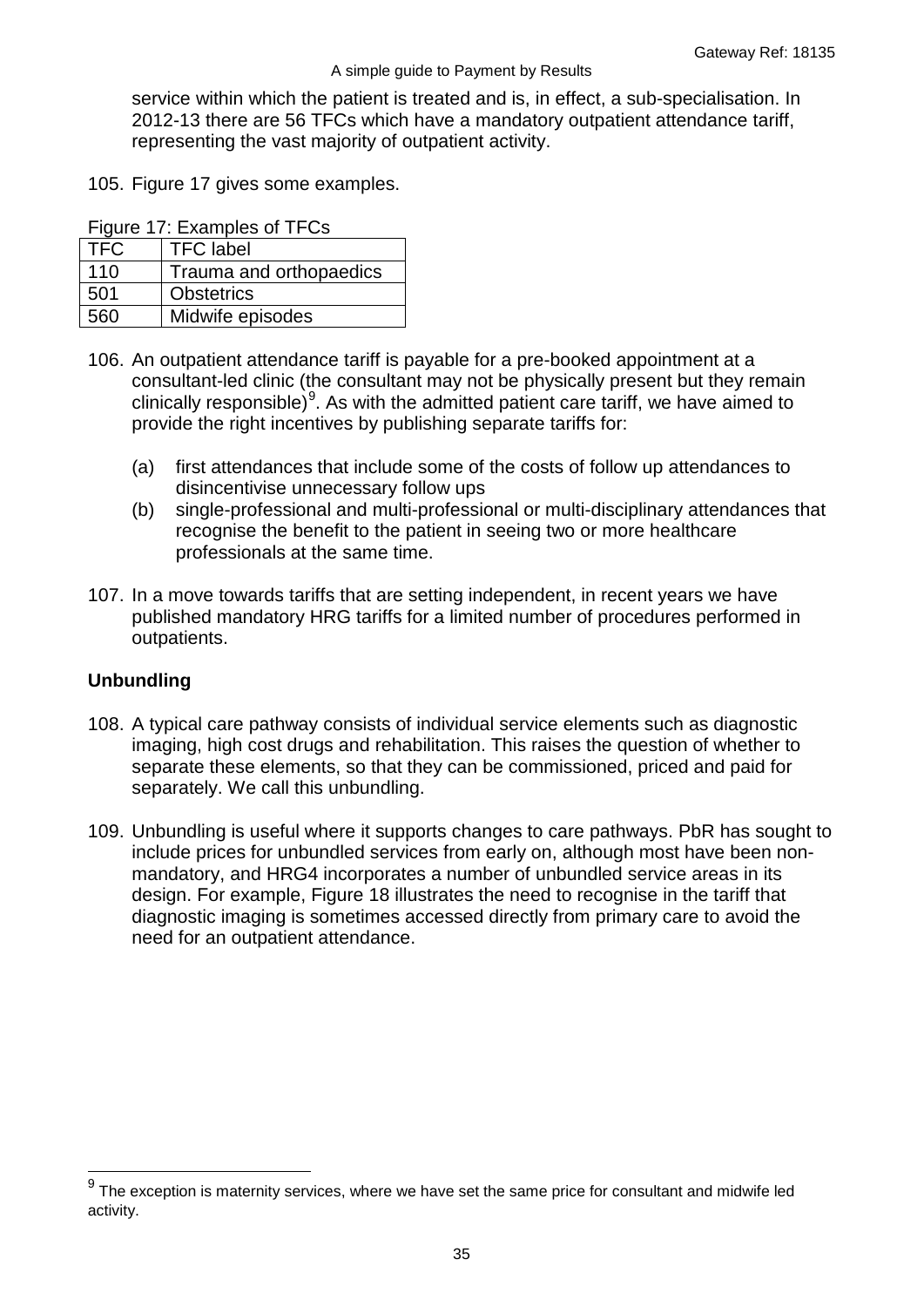service within which the patient is treated and is, in effect, a sub-specialisation. In 2012-13 there are 56 TFCs which have a mandatory outpatient attendance tariff, representing the vast majority of outpatient activity.

105. Figure 17 gives some examples.

Figure 17: Examples of TFCs

| TFC | TFC label |
|---|---|
| 110 | Trauma and orthopaedics |
| 501 | Obstetrics |
| 560 | Midwife episodes |

106. An outpatient attendance tariff is payable for a pre-booked appointment at a consultant-led clinic (the consultant may not be physically present but they remain clinically responsible)[9]. As with the admitted patient care tariff, we have aimed to provide the right incentives by publishing separate tariffs for:

    (a) first attendances that include some of the costs of follow up attendances to disincentivise unnecessary follow ups

    (b) single-professional and multi-professional or multi-disciplinary attendances that recognise the benefit to the patient in seeing two or more healthcare professionals at the same time.

107. In a move towards tariffs that are setting independent, in recent years we have published mandatory HRG tariffs for a limited number of procedures performed in outpatients.

**Unbundling**

108. A typical care pathway consists of individual service elements such as diagnostic imaging, high cost drugs and rehabilitation. This raises the question of whether to separate these elements, so that they can be commissioned, priced and paid for separately. We call this unbundling.

109. Unbundling is useful where it supports changes to care pathways. PbR has sought to include prices for unbundled services from early on, although most have been non-mandatory, and HRG4 incorporates a number of unbundled service areas in its design. For example, Figure 18 illustrates the need to recognise in the tariff that diagnostic imaging is sometimes accessed directly from primary care to avoid the need for an outpatient attendance.

[9] The exception is maternity services, where we have set the same price for consultant and midwife led activity.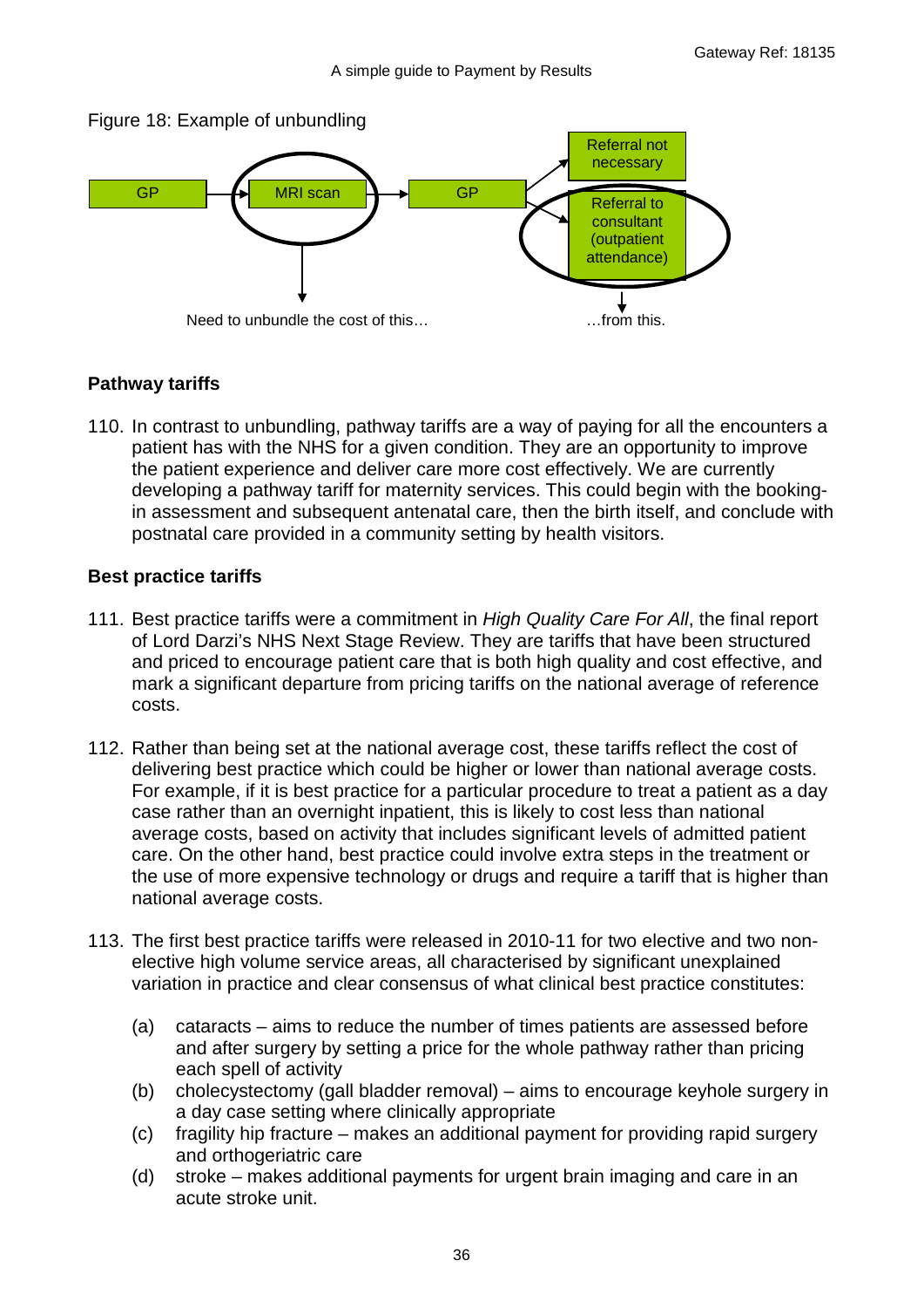Figure 18: Example of unbundling

GP → MRI scan → GP → Referral not necessary / Referral to consultant (outpatient attendance)

Need to unbundle the cost of this… …from this.

**Pathway tariffs**

110. In contrast to unbundling, pathway tariffs are a way of paying for all the encounters a patient has with the NHS for a given condition. They are an opportunity to improve the patient experience and deliver care more cost effectively. We are currently developing a pathway tariff for maternity services. This could begin with the booking-in assessment and subsequent antenatal care, then the birth itself, and conclude with postnatal care provided in a community setting by health visitors.

**Best practice tariffs**

111. Best practice tariffs were a commitment in *High Quality Care For All*, the final report of Lord Darzi's NHS Next Stage Review. They are tariffs that have been structured and priced to encourage patient care that is both high quality and cost effective, and mark a significant departure from pricing tariffs on the national average of reference costs.

112. Rather than being set at the national average cost, these tariffs reflect the cost of delivering best practice which could be higher or lower than national average costs. For example, if it is best practice for a particular procedure to treat a patient as a day case rather than an overnight inpatient, this is likely to cost less than national average costs, based on activity that includes significant levels of admitted patient care. On the other hand, best practice could involve extra steps in the treatment or the use of more expensive technology or drugs and require a tariff that is higher than national average costs.

113. The first best practice tariffs were released in 2010-11 for two elective and two non-elective high volume service areas, all characterised by significant unexplained variation in practice and clear consensus of what clinical best practice constitutes:

   (a) cataracts – aims to reduce the number of times patients are assessed before and after surgery by setting a price for the whole pathway rather than pricing each spell of activity
   (b) cholecystectomy (gall bladder removal) – aims to encourage keyhole surgery in a day case setting where clinically appropriate
   (c) fragility hip fracture – makes an additional payment for providing rapid surgery and orthogeriatric care
   (d) stroke – makes additional payments for urgent brain imaging and care in an acute stroke unit.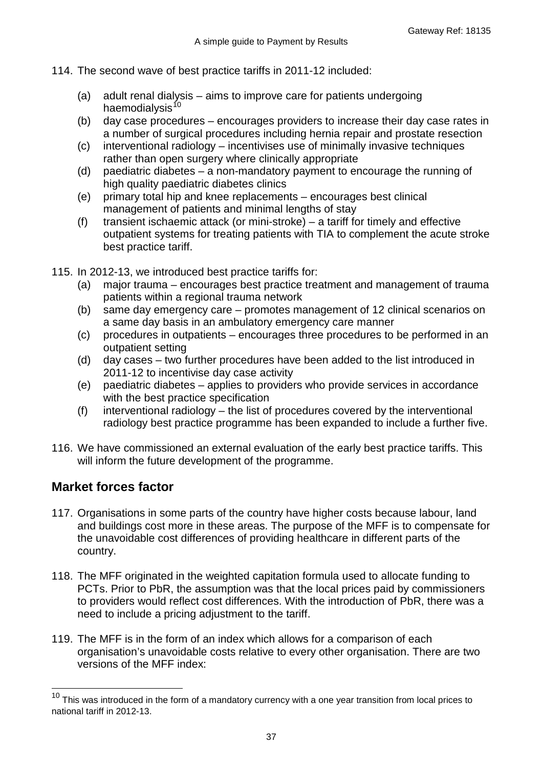114. The second wave of best practice tariffs in 2011-12 included:

   (a) adult renal dialysis – aims to improve care for patients undergoing haemodialysis[10]
   (b) day case procedures – encourages providers to increase their day case rates in a number of surgical procedures including hernia repair and prostate resection
   (c) interventional radiology – incentivises use of minimally invasive techniques rather than open surgery where clinically appropriate
   (d) paediatric diabetes – a non-mandatory payment to encourage the running of high quality paediatric diabetes clinics
   (e) primary total hip and knee replacements – encourages best clinical management of patients and minimal lengths of stay
   (f) transient ischaemic attack (or mini-stroke) – a tariff for timely and effective outpatient systems for treating patients with TIA to complement the acute stroke best practice tariff.

115. In 2012-13, we introduced best practice tariffs for:

   (a) major trauma – encourages best practice treatment and management of trauma patients within a regional trauma network
   (b) same day emergency care – promotes management of 12 clinical scenarios on a same day basis in an ambulatory emergency care manner
   (c) procedures in outpatients – encourages three procedures to be performed in an outpatient setting
   (d) day cases – two further procedures have been added to the list introduced in 2011-12 to incentivise day case activity
   (e) paediatric diabetes – applies to providers who provide services in accordance with the best practice specification
   (f) interventional radiology – the list of procedures covered by the interventional radiology best practice programme has been expanded to include a further five.

116. We have commissioned an external evaluation of the early best practice tariffs. This will inform the future development of the programme.

## Market forces factor

117. Organisations in some parts of the country have higher costs because labour, land and buildings cost more in these areas. The purpose of the MFF is to compensate for the unavoidable cost differences of providing healthcare in different parts of the country.

118. The MFF originated in the weighted capitation formula used to allocate funding to PCTs. Prior to PbR, the assumption was that the local prices paid by commissioners to providers would reflect cost differences. With the introduction of PbR, there was a need to include a pricing adjustment to the tariff.

119. The MFF is in the form of an index which allows for a comparison of each organisation's unavoidable costs relative to every other organisation. There are two versions of the MFF index:

[10] This was introduced in the form of a mandatory currency with a one year transition from local prices to national tariff in 2012-13.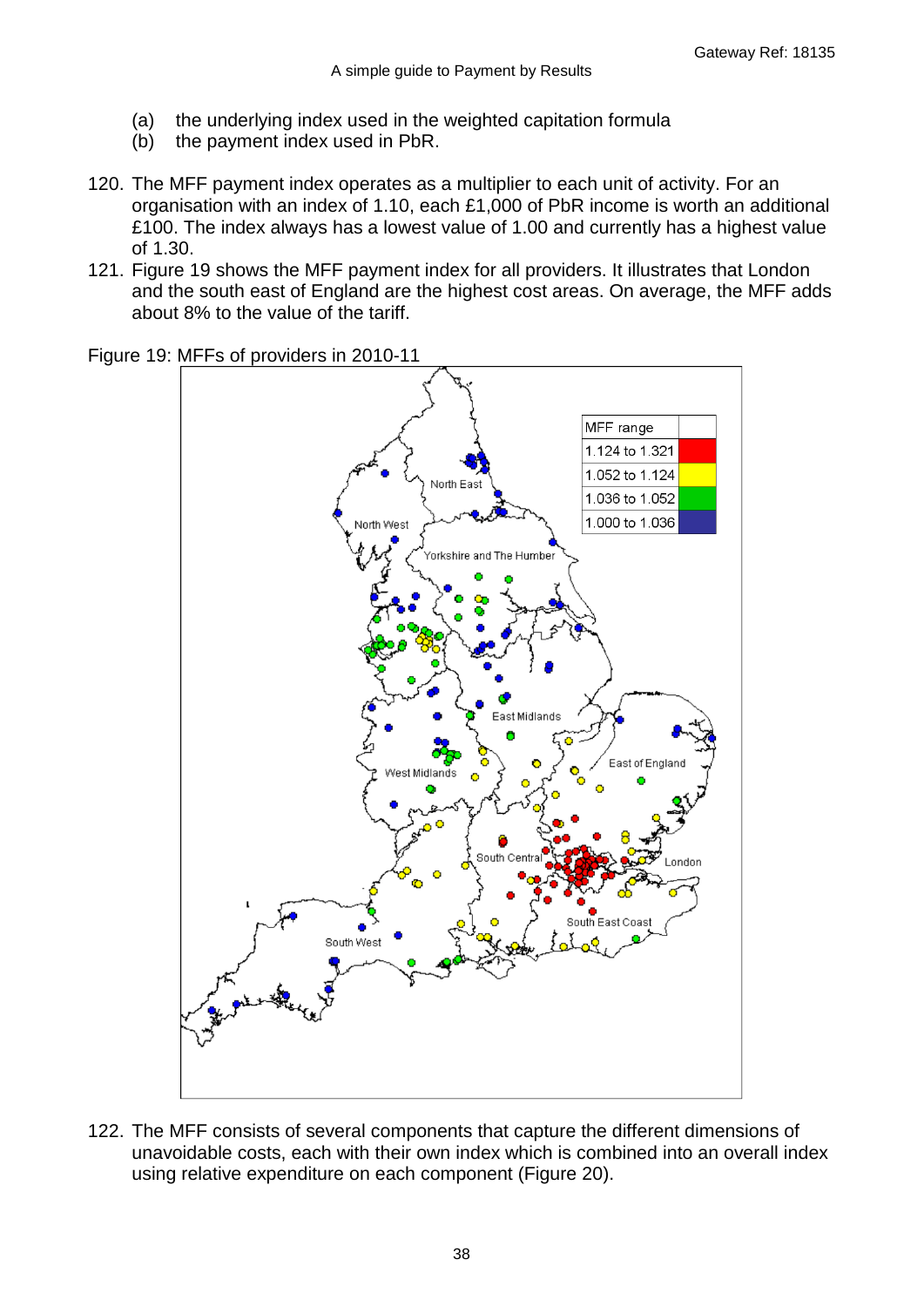(a) the underlying index used in the weighted capitation formula
(b) the payment index used in PbR.

120. The MFF payment index operates as a multiplier to each unit of activity. For an organisation with an index of 1.10, each £1,000 of PbR income is worth an additional £100. The index always has a lowest value of 1.00 and currently has a highest value of 1.30.

121. Figure 19 shows the MFF payment index for all providers. It illustrates that London and the south east of England are the highest cost areas. On average, the MFF adds about 8% to the value of the tariff.

Figure 19: MFFs of providers in 2010-11

MFF range
1.124 to 1.321
1.052 to 1.124
1.036 to 1.052
1.000 to 1.036

North East
North West
Yorkshire and The Humber
East Midlands
West Midlands
East of England
South Central
London
South East Coast
South West

122. The MFF consists of several components that capture the different dimensions of unavoidable costs, each with their own index which is combined into an overall index using relative expenditure on each component (Figure 20).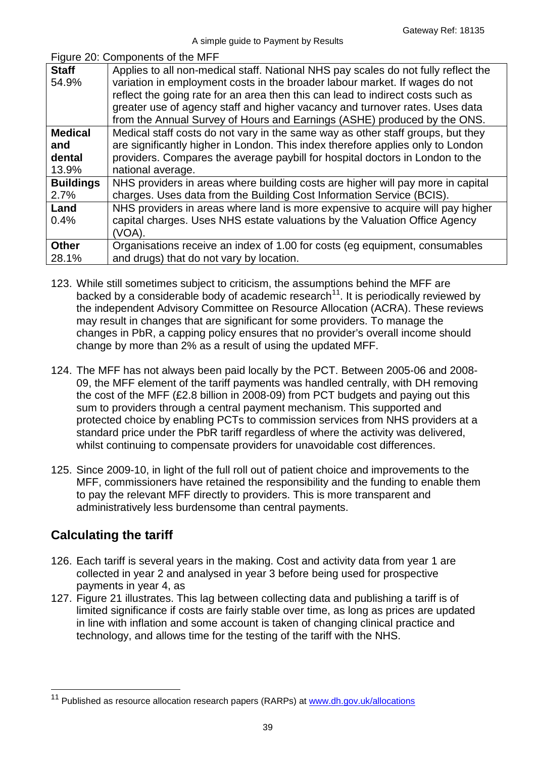Figure 20: Components of the MFF

| | |
|---|---|
| **Staff** 54.9% | Applies to all non-medical staff. National NHS pay scales do not fully reflect the variation in employment costs in the broader labour market. If wages do not reflect the going rate for an area then this can lead to indirect costs such as greater use of agency staff and higher vacancy and turnover rates. Uses data from the Annual Survey of Hours and Earnings (ASHE) produced by the ONS. |
| **Medical and dental** 13.9% | Medical staff costs do not vary in the same way as other staff groups, but they are significantly higher in London. This index therefore applies only to London providers. Compares the average paybill for hospital doctors in London to the national average. |
| **Buildings** 2.7% | NHS providers in areas where building costs are higher will pay more in capital charges. Uses data from the Building Cost Information Service (BCIS). |
| **Land** 0.4% | NHS providers in areas where land is more expensive to acquire will pay higher capital charges. Uses NHS estate valuations by the Valuation Office Agency (VOA). |
| **Other** 28.1% | Organisations receive an index of 1.00 for costs (eg equipment, consumables and drugs) that do not vary by location. |

123. While still sometimes subject to criticism, the assumptions behind the MFF are backed by a considerable body of academic research[11]. It is periodically reviewed by the independent Advisory Committee on Resource Allocation (ACRA). These reviews may result in changes that are significant for some providers. To manage the changes in PbR, a capping policy ensures that no provider's overall income should change by more than 2% as a result of using the updated MFF.

124. The MFF has not always been paid locally by the PCT. Between 2005-06 and 2008-09, the MFF element of the tariff payments was handled centrally, with DH removing the cost of the MFF (£2.8 billion in 2008-09) from PCT budgets and paying out this sum to providers through a central payment mechanism. This supported and protected choice by enabling PCTs to commission services from NHS providers at a standard price under the PbR tariff regardless of where the activity was delivered, whilst continuing to compensate providers for unavoidable cost differences.

125. Since 2009-10, in light of the full roll out of patient choice and improvements to the MFF, commissioners have retained the responsibility and the funding to enable them to pay the relevant MFF directly to providers. This is more transparent and administratively less burdensome than central payments.

## Calculating the tariff

126. Each tariff is several years in the making. Cost and activity data from year 1 are collected in year 2 and analysed in year 3 before being used for prospective payments in year 4, as

127. Figure 21 illustrates. This lag between collecting data and publishing a tariff is of limited significance if costs are fairly stable over time, as long as prices are updated in line with inflation and some account is taken of changing clinical practice and technology, and allows time for the testing of the tariff with the NHS.

[11] Published as resource allocation research papers (RARPs) at www.dh.gov.uk/allocations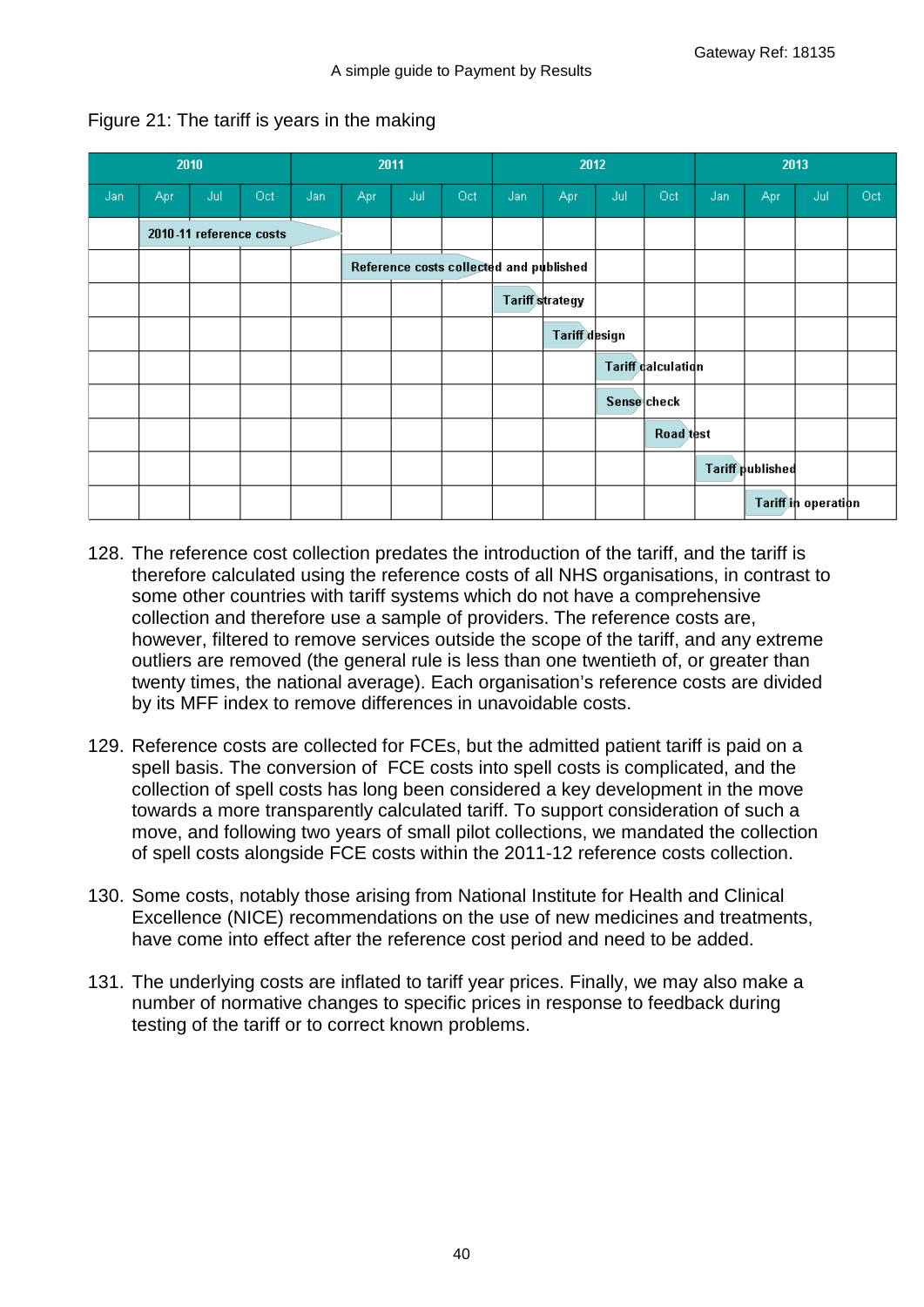Figure 21: The tariff is years in the making

2010 2011 2012 2013

Jan Apr Jul Oct Jan Apr Jul Oct Jan Apr Jul Oct Jan Apr Jul Oct

2010-11 reference costs

Reference costs collected and published

Tariff strategy

Tariff design

Tariff calculation

Sense check

Road test

Tariff published

Tariff in operation

128. The reference cost collection predates the introduction of the tariff, and the tariff is therefore calculated using the reference costs of all NHS organisations, in contrast to some other countries with tariff systems which do not have a comprehensive collection and therefore use a sample of providers. The reference costs are, however, filtered to remove services outside the scope of the tariff, and any extreme outliers are removed (the general rule is less than one twentieth of, or greater than twenty times, the national average). Each organisation's reference costs are divided by its MFF index to remove differences in unavoidable costs.

129. Reference costs are collected for FCEs, but the admitted patient tariff is paid on a spell basis. The conversion of FCE costs into spell costs is complicated, and the collection of spell costs has long been considered a key development in the move towards a more transparently calculated tariff. To support consideration of such a move, and following two years of small pilot collections, we mandated the collection of spell costs alongside FCE costs within the 2011-12 reference costs collection.

130. Some costs, notably those arising from National Institute for Health and Clinical Excellence (NICE) recommendations on the use of new medicines and treatments, have come into effect after the reference cost period and need to be added.

131. The underlying costs are inflated to tariff year prices. Finally, we may also make a number of normative changes to specific prices in response to feedback during testing of the tariff or to correct known problems.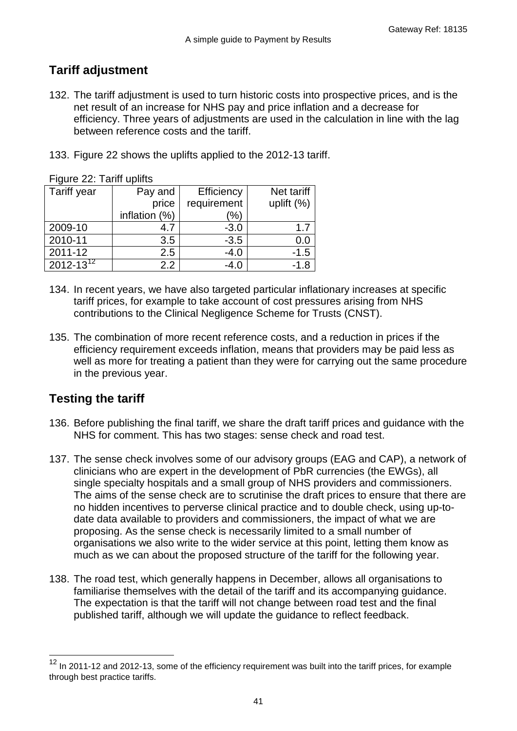## Tariff adjustment

132. The tariff adjustment is used to turn historic costs into prospective prices, and is the net result of an increase for NHS pay and price inflation and a decrease for efficiency. Three years of adjustments are used in the calculation in line with the lag between reference costs and the tariff.

133. Figure 22 shows the uplifts applied to the 2012-13 tariff.

Figure 22: Tariff uplifts

| Tariff year | Pay and price inflation (%) | Efficiency requirement (%) | Net tariff uplift (%) |
|---|---|---|---|
| 2009-10 | 4.7 | -3.0 | 1.7 |
| 2010-11 | 3.5 | -3.5 | 0.0 |
| 2011-12 | 2.5 | -4.0 | -1.5 |
| 2012-13[12] | 2.2 | -4.0 | -1.8 |

134. In recent years, we have also targeted particular inflationary increases at specific tariff prices, for example to take account of cost pressures arising from NHS contributions to the Clinical Negligence Scheme for Trusts (CNST).

135. The combination of more recent reference costs, and a reduction in prices if the efficiency requirement exceeds inflation, means that providers may be paid less as well as more for treating a patient than they were for carrying out the same procedure in the previous year.

## Testing the tariff

136. Before publishing the final tariff, we share the draft tariff prices and guidance with the NHS for comment. This has two stages: sense check and road test.

137. The sense check involves some of our advisory groups (EAG and CAP), a network of clinicians who are expert in the development of PbR currencies (the EWGs), all single specialty hospitals and a small group of NHS providers and commissioners. The aims of the sense check are to scrutinise the draft prices to ensure that there are no hidden incentives to perverse clinical practice and to double check, using up-to-date data available to providers and commissioners, the impact of what we are proposing. As the sense check is necessarily limited to a small number of organisations we also write to the wider service at this point, letting them know as much as we can about the proposed structure of the tariff for the following year.

138. The road test, which generally happens in December, allows all organisations to familiarise themselves with the detail of the tariff and its accompanying guidance. The expectation is that the tariff will not change between road test and the final published tariff, although we will update the guidance to reflect feedback.

[12] In 2011-12 and 2012-13, some of the efficiency requirement was built into the tariff prices, for example through best practice tariffs.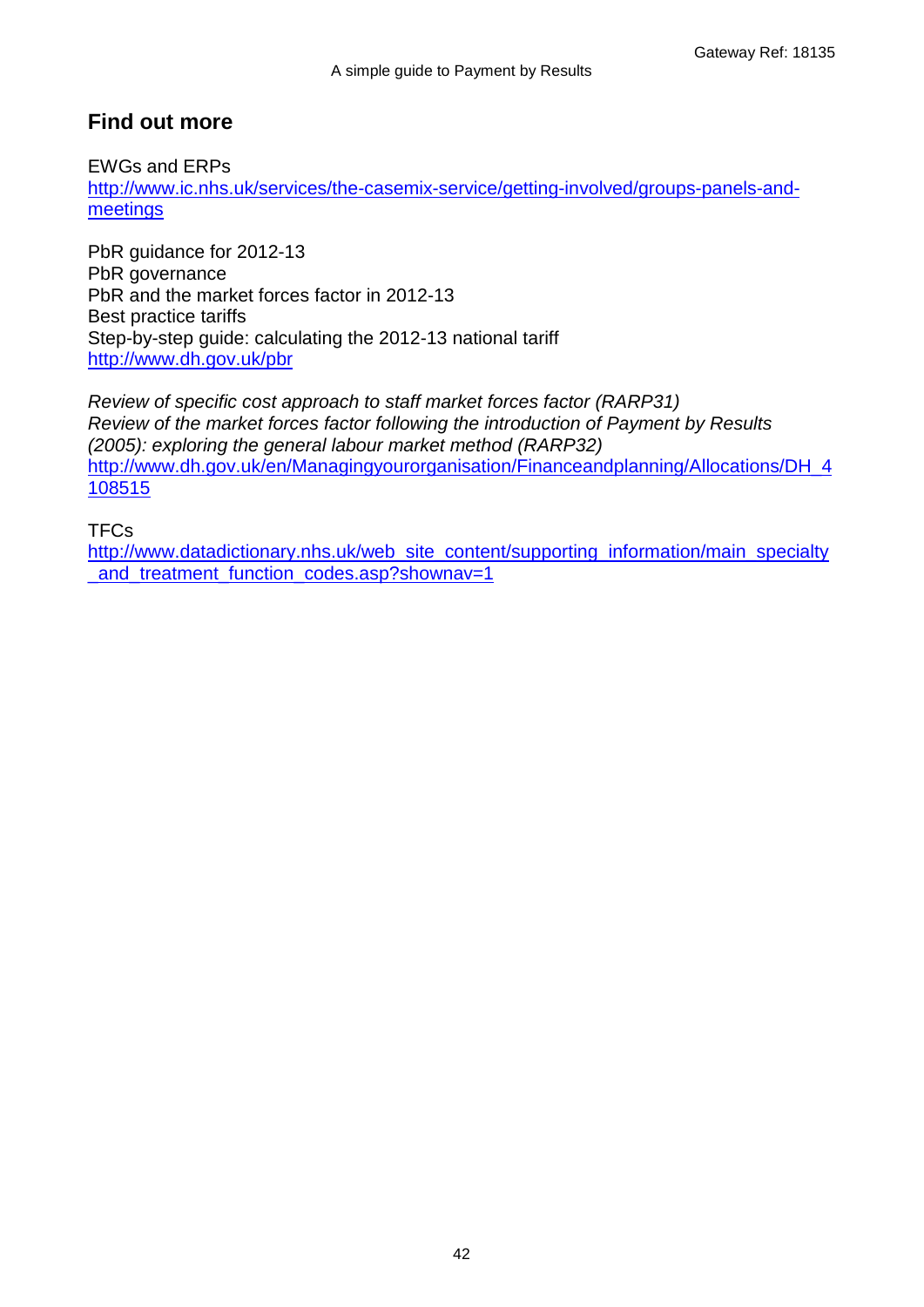## Find out more

EWGs and ERPs
http://www.ic.nhs.uk/services/the-casemix-service/getting-involved/groups-panels-and-meetings

PbR guidance for 2012-13
PbR governance
PbR and the market forces factor in 2012-13
Best practice tariffs
Step-by-step guide: calculating the 2012-13 national tariff
http://www.dh.gov.uk/pbr

*Review of specific cost approach to staff market forces factor (RARP31)*
*Review of the market forces factor following the introduction of Payment by Results (2005): exploring the general labour market method (RARP32)*
http://www.dh.gov.uk/en/Managingyourorganisation/Financeandplanning/Allocations/DH_4108515

TFCs
http://www.datadictionary.nhs.uk/web_site_content/supporting_information/main_specialty_and_treatment_function_codes.asp?shownav=1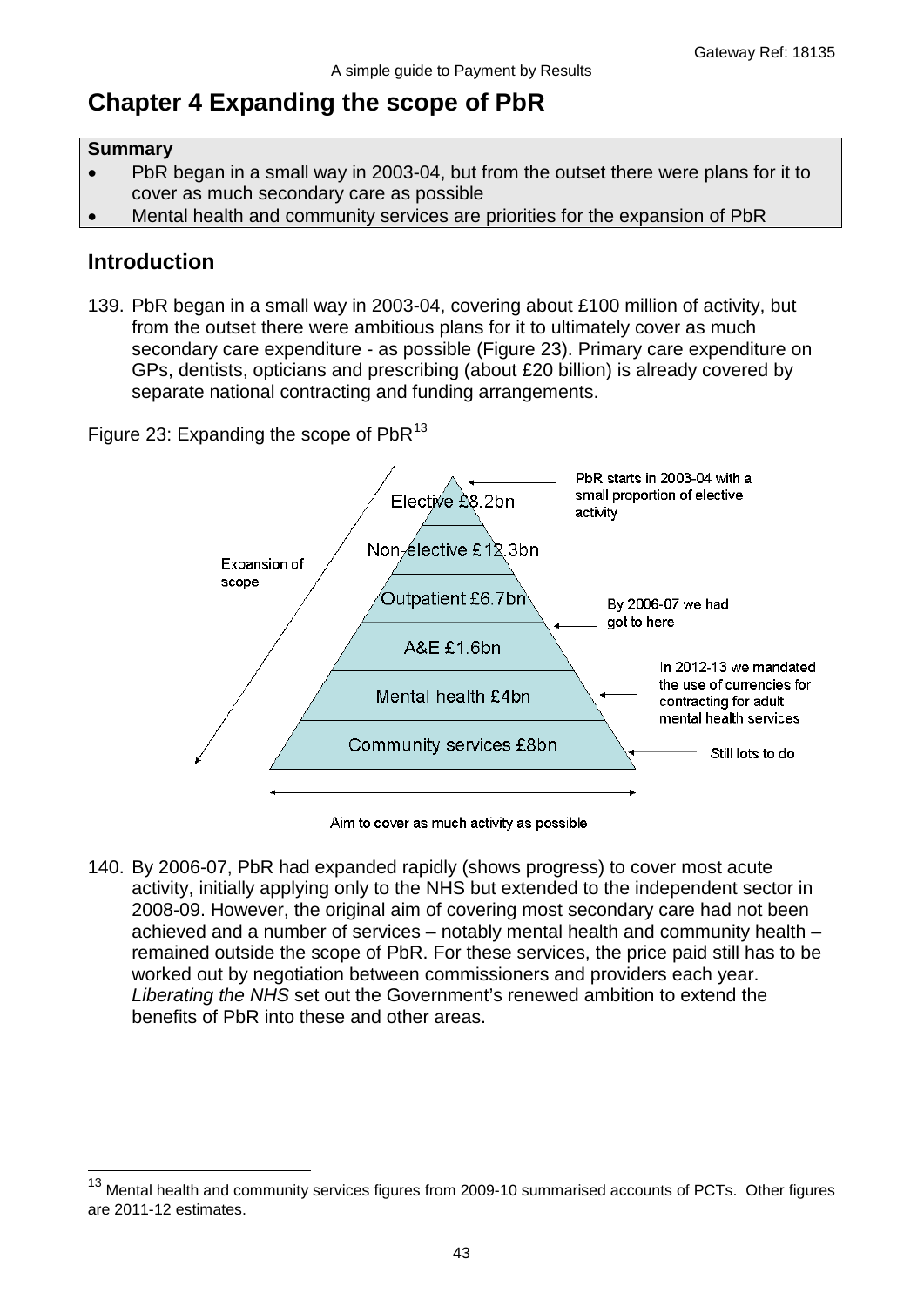# Chapter 4 Expanding the scope of PbR

**Summary**

- PbR began in a small way in 2003-04, but from the outset there were plans for it to cover as much secondary care as possible
- Mental health and community services are priorities for the expansion of PbR

## Introduction

139. PbR began in a small way in 2003-04, covering about £100 million of activity, but from the outset there were ambitious plans for it to ultimately cover as much secondary care expenditure - as possible (Figure 23). Primary care expenditure on GPs, dentists, opticians and prescribing (about £20 billion) is already covered by separate national contracting and funding arrangements.

Figure 23: Expanding the scope of PbR[13]

Elective £8.2bn
Non-elective £12.3bn
Outpatient £6.7bn
A&E £1.6bn
Mental health £4bn
Community services £8bn

PbR starts in 2003-04 with a small proportion of elective activity
By 2006-07 we had got to here
In 2012-13 we mandated the use of currencies for contracting for adult mental health services
Still lots to do

Expansion of scope

Aim to cover as much activity as possible

140. By 2006-07, PbR had expanded rapidly (shows progress) to cover most acute activity, initially applying only to the NHS but extended to the independent sector in 2008-09. However, the original aim of covering most secondary care had not been achieved and a number of services – notably mental health and community health – remained outside the scope of PbR. For these services, the price paid still has to be worked out by negotiation between commissioners and providers each year. *Liberating the NHS* set out the Government's renewed ambition to extend the benefits of PbR into these and other areas.

[13] Mental health and community services figures from 2009-10 summarised accounts of PCTs. Other figures are 2011-12 estimates.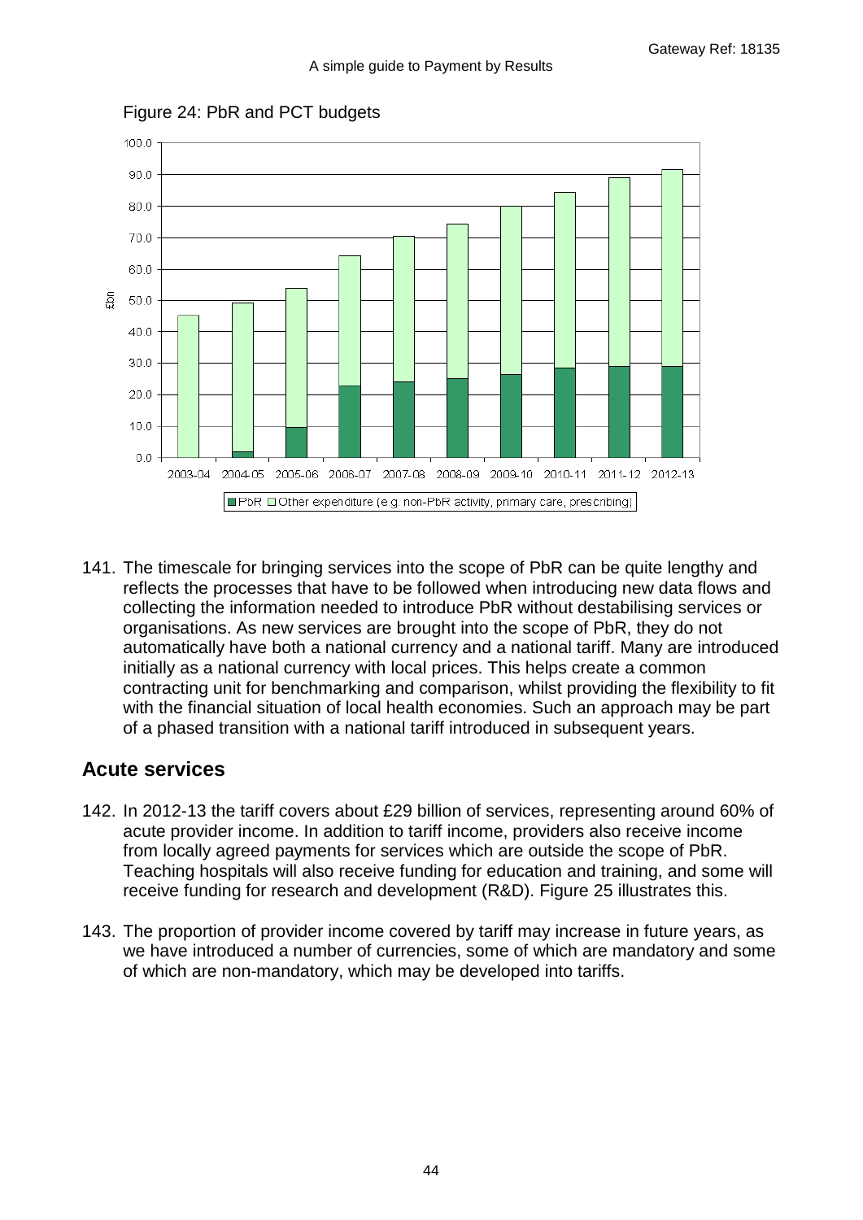Figure 24: PbR and PCT budgets

100.0
90.0
80.0
70.0
60.0
50.0
40.0
30.0
20.0
10.0
0.0

£bn

2003-04 2004-05 2005-06 2006-07 2007-08 2008-09 2009-10 2010-11 2011-12 2012-13

PbR Other expenditure (e.g. non-PbR activity, primary care, prescribing)

141. The timescale for bringing services into the scope of PbR can be quite lengthy and reflects the processes that have to be followed when introducing new data flows and collecting the information needed to introduce PbR without destabilising services or organisations. As new services are brought into the scope of PbR, they do not automatically have both a national currency and a national tariff. Many are introduced initially as a national currency with local prices. This helps create a common contracting unit for benchmarking and comparison, whilst providing the flexibility to fit with the financial situation of local health economies. Such an approach may be part of a phased transition with a national tariff introduced in subsequent years.

## Acute services

142. In 2012-13 the tariff covers about £29 billion of services, representing around 60% of acute provider income. In addition to tariff income, providers also receive income from locally agreed payments for services which are outside the scope of PbR. Teaching hospitals will also receive funding for education and training, and some will receive funding for research and development (R&D). Figure 25 illustrates this.

143. The proportion of provider income covered by tariff may increase in future years, as we have introduced a number of currencies, some of which are mandatory and some of which are non-mandatory, which may be developed into tariffs.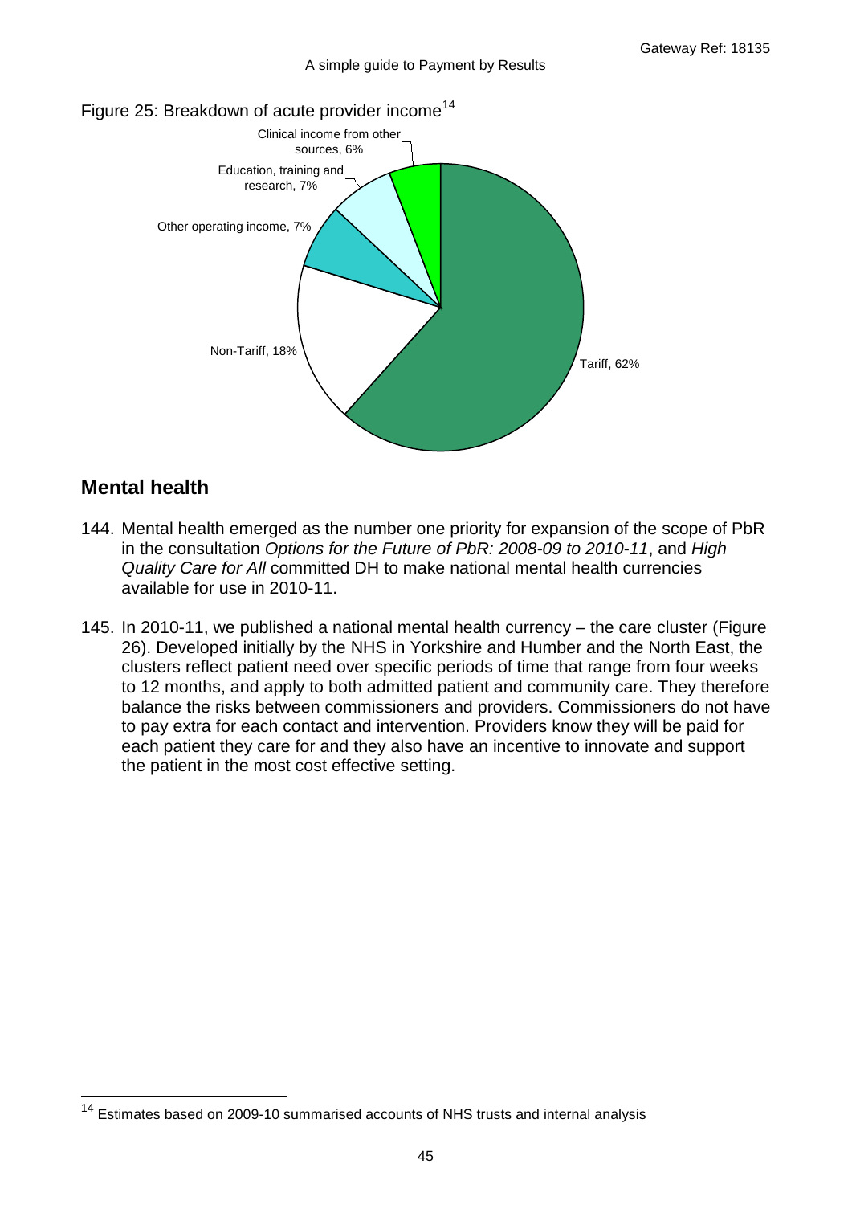Figure 25: Breakdown of acute provider income[14]

Clinical income from other sources, 6%

Education, training and research, 7%

Other operating income, 7%

Non-Tariff, 18%

Tariff, 62%

## Mental health

144. Mental health emerged as the number one priority for expansion of the scope of PbR in the consultation *Options for the Future of PbR: 2008-09 to 2010-11*, and *High Quality Care for All* committed DH to make national mental health currencies available for use in 2010-11.

145. In 2010-11, we published a national mental health currency – the care cluster (Figure 26). Developed initially by the NHS in Yorkshire and Humber and the North East, the clusters reflect patient need over specific periods of time that range from four weeks to 12 months, and apply to both admitted patient and community care. They therefore balance the risks between commissioners and providers. Commissioners do not have to pay extra for each contact and intervention. Providers know they will be paid for each patient they care for and they also have an incentive to innovate and support the patient in the most cost effective setting.

[14] Estimates based on 2009-10 summarised accounts of NHS trusts and internal analysis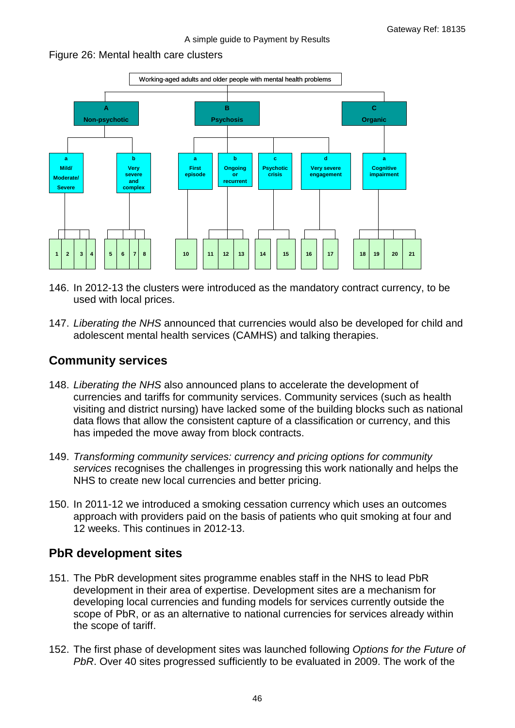Figure 26: Mental health care clusters

Working-aged adults and older people with mental health problems

A Non-psychotic

B Psychosis

C Organic

a Mild/ Moderate/ Severe

b Very severe and complex

a First episode

b Ongoing or recurrent

c Psychotic crisis

d Very severe engagement

a Cognitive impairment

1 2 3 4 5 6 7 8 10 11 12 13 14 15 16 17 18 19 20 21

146. In 2012-13 the clusters were introduced as the mandatory contract currency, to be used with local prices.

147. *Liberating the NHS* announced that currencies would also be developed for child and adolescent mental health services (CAMHS) and talking therapies.

## Community services

148. *Liberating the NHS* also announced plans to accelerate the development of currencies and tariffs for community services. Community services (such as health visiting and district nursing) have lacked some of the building blocks such as national data flows that allow the consistent capture of a classification or currency, and this has impeded the move away from block contracts.

149. *Transforming community services: currency and pricing options for community services* recognises the challenges in progressing this work nationally and helps the NHS to create new local currencies and better pricing.

150. In 2011-12 we introduced a smoking cessation currency which uses an outcomes approach with providers paid on the basis of patients who quit smoking at four and 12 weeks. This continues in 2012-13.

## PbR development sites

151. The PbR development sites programme enables staff in the NHS to lead PbR development in their area of expertise. Development sites are a mechanism for developing local currencies and funding models for services currently outside the scope of PbR, or as an alternative to national currencies for services already within the scope of tariff.

152. The first phase of development sites was launched following *Options for the Future of PbR*. Over 40 sites progressed sufficiently to be evaluated in 2009. The work of the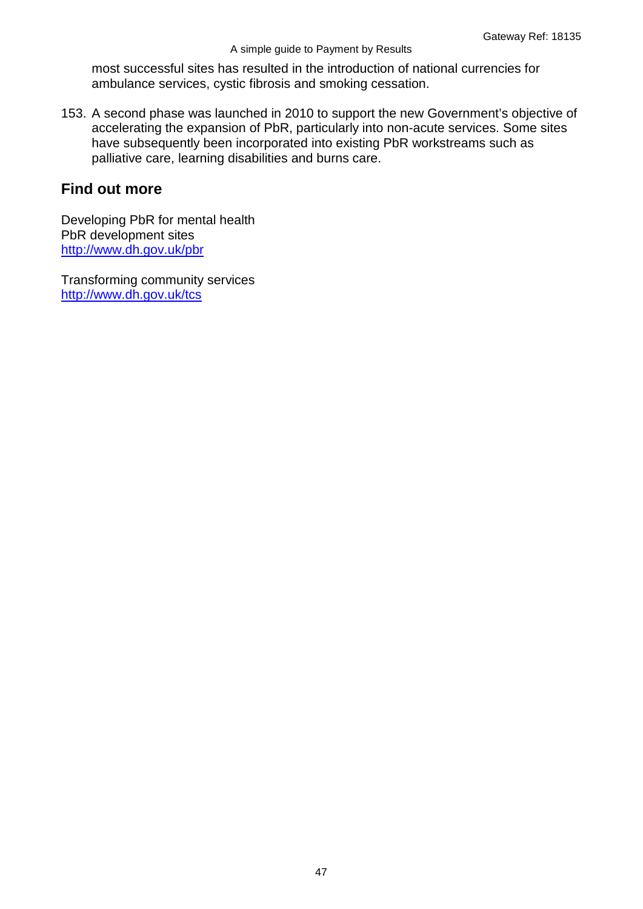most successful sites has resulted in the introduction of national currencies for ambulance services, cystic fibrosis and smoking cessation.

153. A second phase was launched in 2010 to support the new Government's objective of accelerating the expansion of PbR, particularly into non-acute services. Some sites have subsequently been incorporated into existing PbR workstreams such as palliative care, learning disabilities and burns care.

## Find out more

Developing PbR for mental health
PbR development sites
http://www.dh.gov.uk/pbr

Transforming community services
http://www.dh.gov.uk/tcs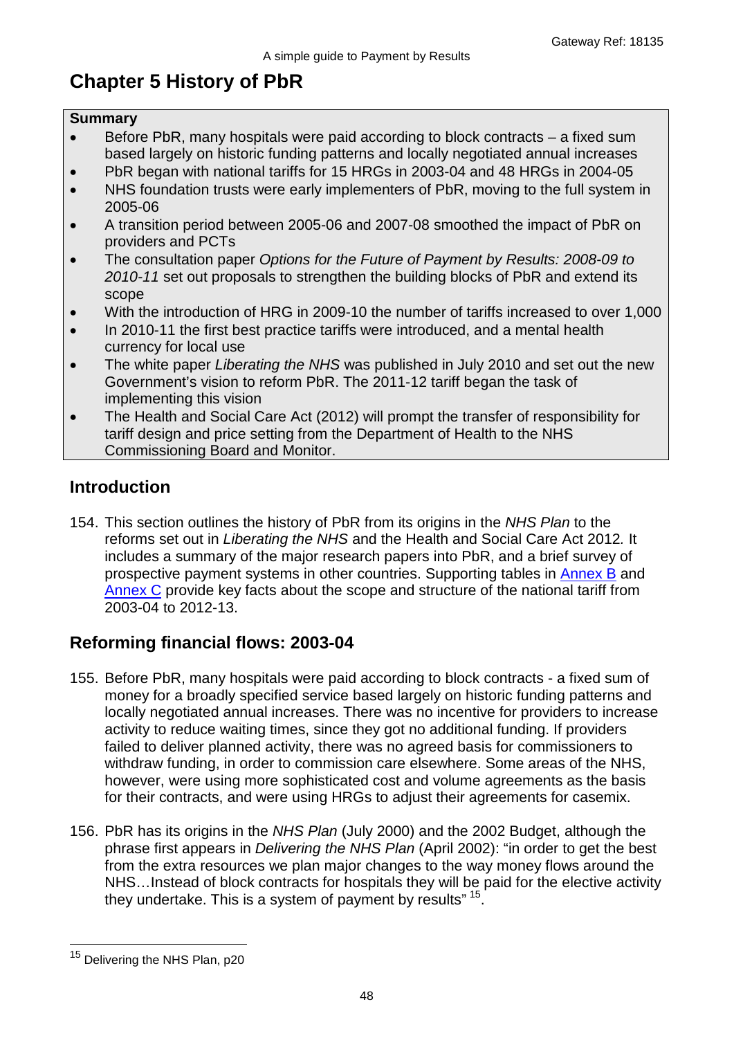# Chapter 5 History of PbR

**Summary**

- Before PbR, many hospitals were paid according to block contracts – a fixed sum based largely on historic funding patterns and locally negotiated annual increases
- PbR began with national tariffs for 15 HRGs in 2003-04 and 48 HRGs in 2004-05
- NHS foundation trusts were early implementers of PbR, moving to the full system in 2005-06
- A transition period between 2005-06 and 2007-08 smoothed the impact of PbR on providers and PCTs
- The consultation paper *Options for the Future of Payment by Results: 2008-09 to 2010-11* set out proposals to strengthen the building blocks of PbR and extend its scope
- With the introduction of HRG in 2009-10 the number of tariffs increased to over 1,000
- In 2010-11 the first best practice tariffs were introduced, and a mental health currency for local use
- The white paper *Liberating the NHS* was published in July 2010 and set out the new Government's vision to reform PbR. The 2011-12 tariff began the task of implementing this vision
- The Health and Social Care Act (2012) will prompt the transfer of responsibility for tariff design and price setting from the Department of Health to the NHS Commissioning Board and Monitor.

## Introduction

154. This section outlines the history of PbR from its origins in the *NHS Plan* to the reforms set out in *Liberating the NHS* and the Health and Social Care Act 2012*.* It includes a summary of the major research papers into PbR, and a brief survey of prospective payment systems in other countries. Supporting tables in Annex B and Annex C provide key facts about the scope and structure of the national tariff from 2003-04 to 2012-13.

## Reforming financial flows: 2003-04

155. Before PbR, many hospitals were paid according to block contracts - a fixed sum of money for a broadly specified service based largely on historic funding patterns and locally negotiated annual increases. There was no incentive for providers to increase activity to reduce waiting times, since they got no additional funding. If providers failed to deliver planned activity, there was no agreed basis for commissioners to withdraw funding, in order to commission care elsewhere. Some areas of the NHS, however, were using more sophisticated cost and volume agreements as the basis for their contracts, and were using HRGs to adjust their agreements for casemix.

156. PbR has its origins in the *NHS Plan* (July 2000) and the 2002 Budget, although the phrase first appears in *Delivering the NHS Plan* (April 2002): "in order to get the best from the extra resources we plan major changes to the way money flows around the NHS…Instead of block contracts for hospitals they will be paid for the elective activity they undertake. This is a system of payment by results"[15].

[15] Delivering the NHS Plan, p20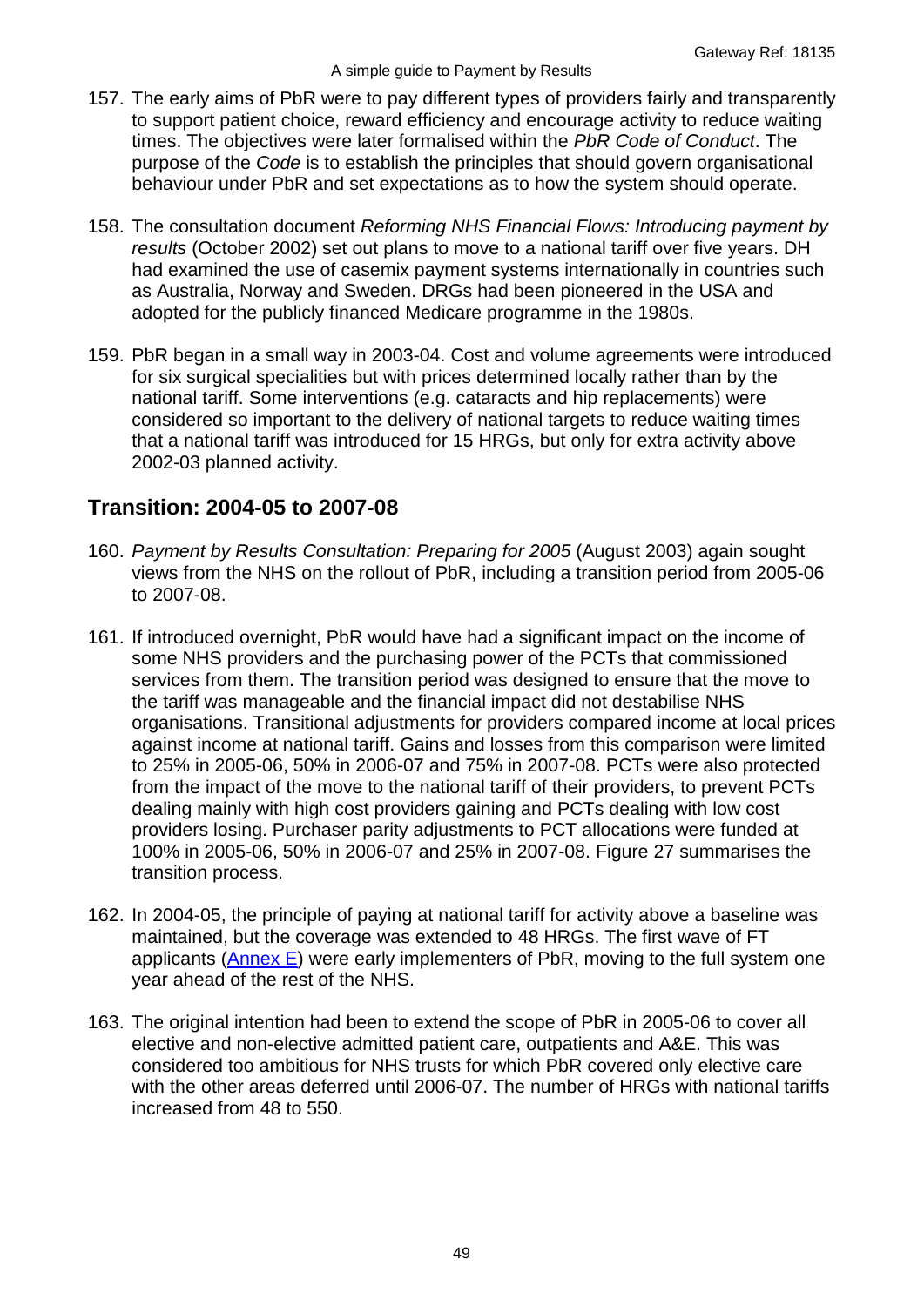157. The early aims of PbR were to pay different types of providers fairly and transparently to support patient choice, reward efficiency and encourage activity to reduce waiting times. The objectives were later formalised within the *PbR Code of Conduct*. The purpose of the *Code* is to establish the principles that should govern organisational behaviour under PbR and set expectations as to how the system should operate.

158. The consultation document *Reforming NHS Financial Flows: Introducing payment by results* (October 2002) set out plans to move to a national tariff over five years. DH had examined the use of casemix payment systems internationally in countries such as Australia, Norway and Sweden. DRGs had been pioneered in the USA and adopted for the publicly financed Medicare programme in the 1980s.

159. PbR began in a small way in 2003-04. Cost and volume agreements were introduced for six surgical specialities but with prices determined locally rather than by the national tariff. Some interventions (e.g. cataracts and hip replacements) were considered so important to the delivery of national targets to reduce waiting times that a national tariff was introduced for 15 HRGs, but only for extra activity above 2002-03 planned activity.

## Transition: 2004-05 to 2007-08

160. *Payment by Results Consultation: Preparing for 2005* (August 2003) again sought views from the NHS on the rollout of PbR, including a transition period from 2005-06 to 2007-08.

161. If introduced overnight, PbR would have had a significant impact on the income of some NHS providers and the purchasing power of the PCTs that commissioned services from them. The transition period was designed to ensure that the move to the tariff was manageable and the financial impact did not destabilise NHS organisations. Transitional adjustments for providers compared income at local prices against income at national tariff. Gains and losses from this comparison were limited to 25% in 2005-06, 50% in 2006-07 and 75% in 2007-08. PCTs were also protected from the impact of the move to the national tariff of their providers, to prevent PCTs dealing mainly with high cost providers gaining and PCTs dealing with low cost providers losing. Purchaser parity adjustments to PCT allocations were funded at 100% in 2005-06, 50% in 2006-07 and 25% in 2007-08. Figure 27 summarises the transition process.

162. In 2004-05, the principle of paying at national tariff for activity above a baseline was maintained, but the coverage was extended to 48 HRGs. The first wave of FT applicants ([Annex E]) were early implementers of PbR, moving to the full system one year ahead of the rest of the NHS.

163. The original intention had been to extend the scope of PbR in 2005-06 to cover all elective and non-elective admitted patient care, outpatients and A&E. This was considered too ambitious for NHS trusts for which PbR covered only elective care with the other areas deferred until 2006-07. The number of HRGs with national tariffs increased from 48 to 550.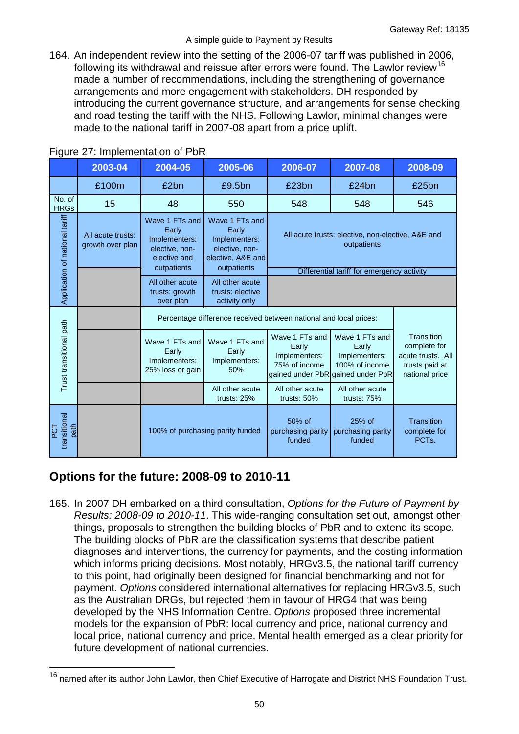164. An independent review into the setting of the 2006-07 tariff was published in 2006, following its withdrawal and reissue after errors were found. The Lawlor review[16] made a number of recommendations, including the strengthening of governance arrangements and more engagement with stakeholders. DH responded by introducing the current governance structure, and arrangements for sense checking and road testing the tariff with the NHS. Following Lawlor, minimal changes were made to the national tariff in 2007-08 apart from a price uplift.

Figure 27: Implementation of PbR

| | 2003-04 | 2004-05 | 2005-06 | 2006-07 | 2007-08 | 2008-09 |
|---|---|---|---|---|---|---|
| | £100m | £2bn | £9.5bn | £23bn | £24bn | £25bn |
| No. of HRGs | 15 | 48 | 550 | 548 | 548 | 546 |
| Application of national tariff | All acute trusts: growth over plan | Wave 1 FTs and Early Implementers: elective, non-elective and outpatients | Wave 1 FTs and Early Implementers: elective, non-elective, A&E and outpatients | All acute trusts: elective, non-elective, A&E and outpatients | | |
| | | | | Differential tariff for emergency activity | | |
| | | All other acute trusts: growth over plan | All other acute trusts: elective activity only | | | |
| Trust transitional path | | Percentage difference received between national and local prices: | | | | Transition complete for acute trusts. All trusts paid at national price |
| | | Wave 1 FTs and Early Implementers: 25% loss or gain | Wave 1 FTs and Early Implementers: 50% | Wave 1 FTs and Early Implementers: 75% of income gained under PbR | Wave 1 FTs and Early Implementers: 100% of income gained under PbR | |
| | | | All other acute trusts: 25% | All other acute trusts: 50% | All other acute trusts: 75% | |
| PCT transitional path | | 100% of purchasing parity funded | | 50% of purchasing parity funded | 25% of purchasing parity funded | Transition complete for PCTs. |

## Options for the future: 2008-09 to 2010-11

165. In 2007 DH embarked on a third consultation, *Options for the Future of Payment by Results: 2008-09 to 2010-11*. This wide-ranging consultation set out, amongst other things, proposals to strengthen the building blocks of PbR and to extend its scope. The building blocks of PbR are the classification systems that describe patient diagnoses and interventions, the currency for payments, and the costing information which informs pricing decisions. Most notably, HRGv3.5, the national tariff currency to this point, had originally been designed for financial benchmarking and not for payment. *Options* considered international alternatives for replacing HRGv3.5, such as the Australian DRGs, but rejected them in favour of HRG4 that was being developed by the NHS Information Centre. *Options* proposed three incremental models for the expansion of PbR: local currency and price, national currency and local price, national currency and price. Mental health emerged as a clear priority for future development of national currencies.

---

[16] named after its author John Lawlor, then Chief Executive of Harrogate and District NHS Foundation Trust.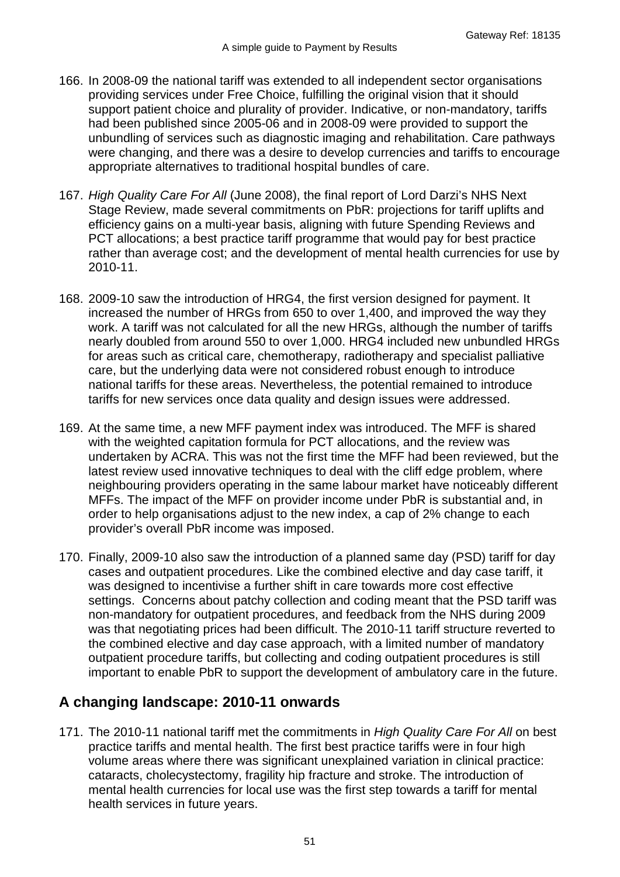166. In 2008-09 the national tariff was extended to all independent sector organisations providing services under Free Choice, fulfilling the original vision that it should support patient choice and plurality of provider. Indicative, or non-mandatory, tariffs had been published since 2005-06 and in 2008-09 were provided to support the unbundling of services such as diagnostic imaging and rehabilitation. Care pathways were changing, and there was a desire to develop currencies and tariffs to encourage appropriate alternatives to traditional hospital bundles of care.

167. *High Quality Care For All* (June 2008), the final report of Lord Darzi's NHS Next Stage Review, made several commitments on PbR: projections for tariff uplifts and efficiency gains on a multi-year basis, aligning with future Spending Reviews and PCT allocations; a best practice tariff programme that would pay for best practice rather than average cost; and the development of mental health currencies for use by 2010-11.

168. 2009-10 saw the introduction of HRG4, the first version designed for payment. It increased the number of HRGs from 650 to over 1,400, and improved the way they work. A tariff was not calculated for all the new HRGs, although the number of tariffs nearly doubled from around 550 to over 1,000. HRG4 included new unbundled HRGs for areas such as critical care, chemotherapy, radiotherapy and specialist palliative care, but the underlying data were not considered robust enough to introduce national tariffs for these areas. Nevertheless, the potential remained to introduce tariffs for new services once data quality and design issues were addressed.

169. At the same time, a new MFF payment index was introduced. The MFF is shared with the weighted capitation formula for PCT allocations, and the review was undertaken by ACRA. This was not the first time the MFF had been reviewed, but the latest review used innovative techniques to deal with the cliff edge problem, where neighbouring providers operating in the same labour market have noticeably different MFFs. The impact of the MFF on provider income under PbR is substantial and, in order to help organisations adjust to the new index, a cap of 2% change to each provider's overall PbR income was imposed.

170. Finally, 2009-10 also saw the introduction of a planned same day (PSD) tariff for day cases and outpatient procedures. Like the combined elective and day case tariff, it was designed to incentivise a further shift in care towards more cost effective settings. Concerns about patchy collection and coding meant that the PSD tariff was non-mandatory for outpatient procedures, and feedback from the NHS during 2009 was that negotiating prices had been difficult. The 2010-11 tariff structure reverted to the combined elective and day case approach, with a limited number of mandatory outpatient procedure tariffs, but collecting and coding outpatient procedures is still important to enable PbR to support the development of ambulatory care in the future.

## A changing landscape: 2010-11 onwards

171. The 2010-11 national tariff met the commitments in *High Quality Care For All* on best practice tariffs and mental health. The first best practice tariffs were in four high volume areas where there was significant unexplained variation in clinical practice: cataracts, cholecystectomy, fragility hip fracture and stroke. The introduction of mental health currencies for local use was the first step towards a tariff for mental health services in future years.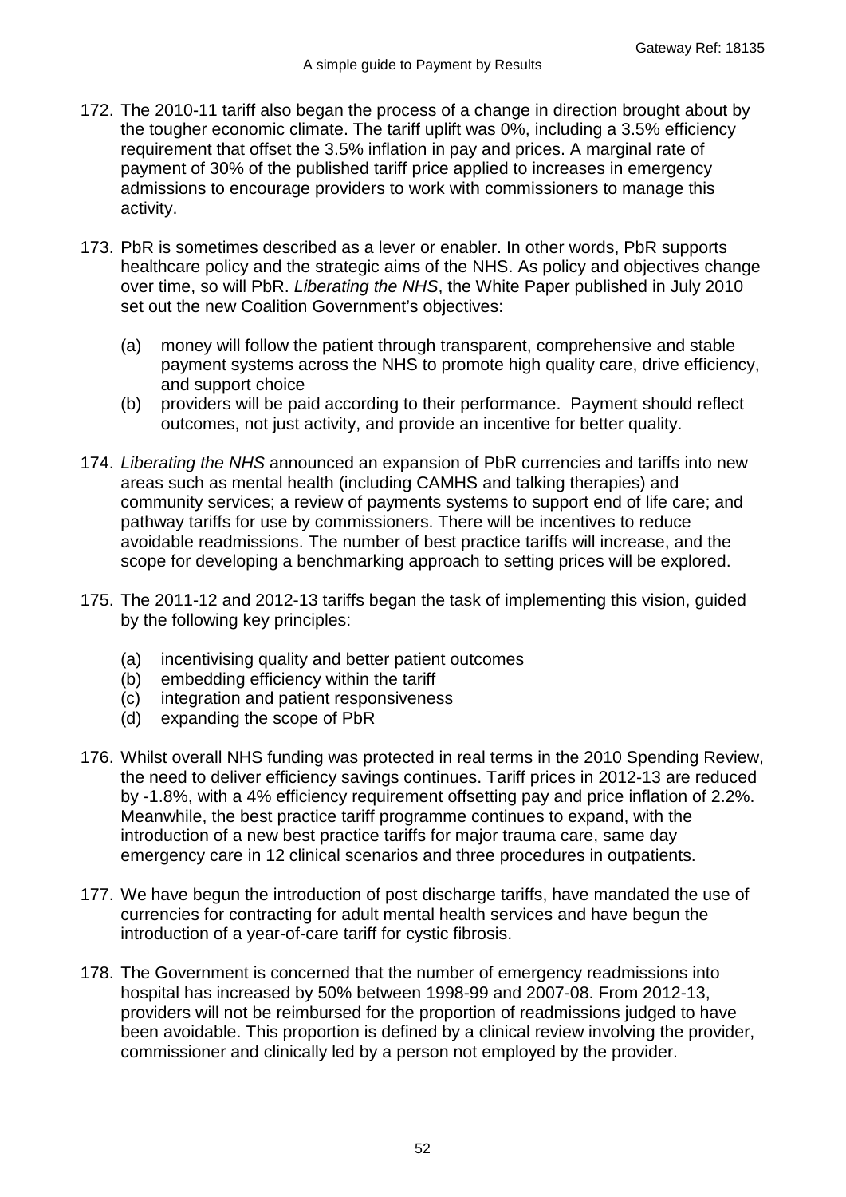172. The 2010-11 tariff also began the process of a change in direction brought about by the tougher economic climate. The tariff uplift was 0%, including a 3.5% efficiency requirement that offset the 3.5% inflation in pay and prices. A marginal rate of payment of 30% of the published tariff price applied to increases in emergency admissions to encourage providers to work with commissioners to manage this activity.

173. PbR is sometimes described as a lever or enabler. In other words, PbR supports healthcare policy and the strategic aims of the NHS. As policy and objectives change over time, so will PbR. *Liberating the NHS*, the White Paper published in July 2010 set out the new Coalition Government's objectives:

    (a) money will follow the patient through transparent, comprehensive and stable payment systems across the NHS to promote high quality care, drive efficiency, and support choice
    (b) providers will be paid according to their performance. Payment should reflect outcomes, not just activity, and provide an incentive for better quality.

174. *Liberating the NHS* announced an expansion of PbR currencies and tariffs into new areas such as mental health (including CAMHS and talking therapies) and community services; a review of payments systems to support end of life care; and pathway tariffs for use by commissioners. There will be incentives to reduce avoidable readmissions. The number of best practice tariffs will increase, and the scope for developing a benchmarking approach to setting prices will be explored.

175. The 2011-12 and 2012-13 tariffs began the task of implementing this vision, guided by the following key principles:

    (a) incentivising quality and better patient outcomes
    (b) embedding efficiency within the tariff
    (c) integration and patient responsiveness
    (d) expanding the scope of PbR

176. Whilst overall NHS funding was protected in real terms in the 2010 Spending Review, the need to deliver efficiency savings continues. Tariff prices in 2012-13 are reduced by -1.8%, with a 4% efficiency requirement offsetting pay and price inflation of 2.2%. Meanwhile, the best practice tariff programme continues to expand, with the introduction of a new best practice tariffs for major trauma care, same day emergency care in 12 clinical scenarios and three procedures in outpatients.

177. We have begun the introduction of post discharge tariffs, have mandated the use of currencies for contracting for adult mental health services and have begun the introduction of a year-of-care tariff for cystic fibrosis.

178. The Government is concerned that the number of emergency readmissions into hospital has increased by 50% between 1998-99 and 2007-08. From 2012-13, providers will not be reimbursed for the proportion of readmissions judged to have been avoidable. This proportion is defined by a clinical review involving the provider, commissioner and clinically led by a person not employed by the provider.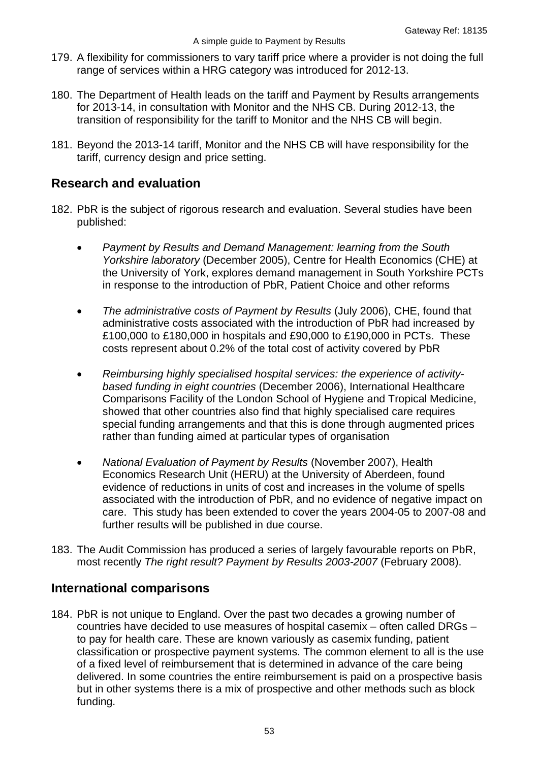179. A flexibility for commissioners to vary tariff price where a provider is not doing the full range of services within a HRG category was introduced for 2012-13.

180. The Department of Health leads on the tariff and Payment by Results arrangements for 2013-14, in consultation with Monitor and the NHS CB. During 2012-13, the transition of responsibility for the tariff to Monitor and the NHS CB will begin.

181. Beyond the 2013-14 tariff, Monitor and the NHS CB will have responsibility for the tariff, currency design and price setting.

## Research and evaluation

182. PbR is the subject of rigorous research and evaluation. Several studies have been published:

- *Payment by Results and Demand Management: learning from the South Yorkshire laboratory* (December 2005), Centre for Health Economics (CHE) at the University of York, explores demand management in South Yorkshire PCTs in response to the introduction of PbR, Patient Choice and other reforms

- *The administrative costs of Payment by Results* (July 2006), CHE, found that administrative costs associated with the introduction of PbR had increased by £100,000 to £180,000 in hospitals and £90,000 to £190,000 in PCTs. These costs represent about 0.2% of the total cost of activity covered by PbR

- *Reimbursing highly specialised hospital services: the experience of activity-based funding in eight countries* (December 2006), International Healthcare Comparisons Facility of the London School of Hygiene and Tropical Medicine, showed that other countries also find that highly specialised care requires special funding arrangements and that this is done through augmented prices rather than funding aimed at particular types of organisation

- *National Evaluation of Payment by Results* (November 2007), Health Economics Research Unit (HERU) at the University of Aberdeen, found evidence of reductions in units of cost and increases in the volume of spells associated with the introduction of PbR, and no evidence of negative impact on care. This study has been extended to cover the years 2004-05 to 2007-08 and further results will be published in due course.

183. The Audit Commission has produced a series of largely favourable reports on PbR, most recently *The right result? Payment by Results 2003-2007* (February 2008).

## International comparisons

184. PbR is not unique to England. Over the past two decades a growing number of countries have decided to use measures of hospital casemix – often called DRGs – to pay for health care. These are known variously as casemix funding, patient classification or prospective payment systems. The common element to all is the use of a fixed level of reimbursement that is determined in advance of the care being delivered. In some countries the entire reimbursement is paid on a prospective basis but in other systems there is a mix of prospective and other methods such as block funding.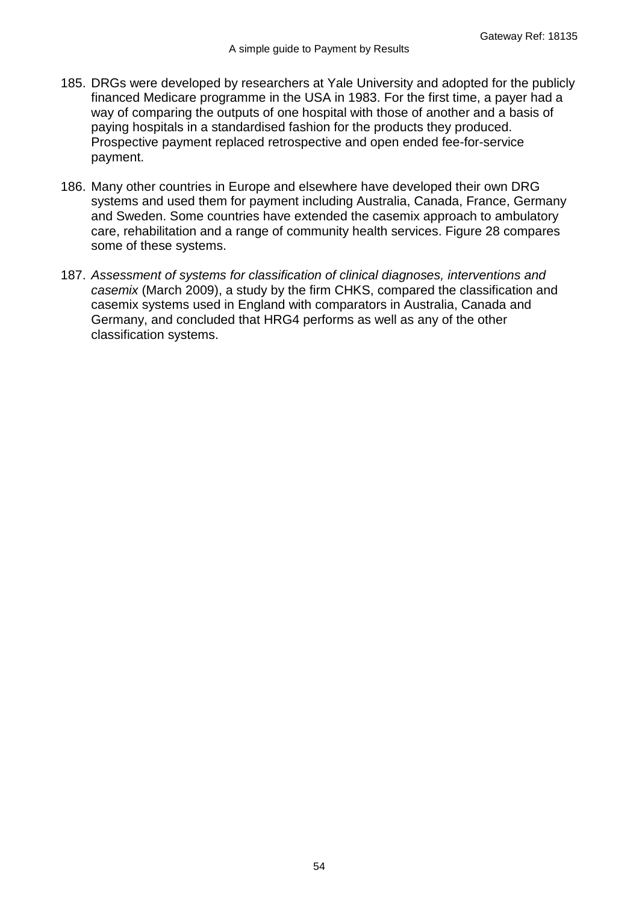185. DRGs were developed by researchers at Yale University and adopted for the publicly financed Medicare programme in the USA in 1983. For the first time, a payer had a way of comparing the outputs of one hospital with those of another and a basis of paying hospitals in a standardised fashion for the products they produced. Prospective payment replaced retrospective and open ended fee-for-service payment.

186. Many other countries in Europe and elsewhere have developed their own DRG systems and used them for payment including Australia, Canada, France, Germany and Sweden. Some countries have extended the casemix approach to ambulatory care, rehabilitation and a range of community health services. Figure 28 compares some of these systems.

187. *Assessment of systems for classification of clinical diagnoses, interventions and casemix* (March 2009), a study by the firm CHKS, compared the classification and casemix systems used in England with comparators in Australia, Canada and Germany, and concluded that HRG4 performs as well as any of the other classification systems.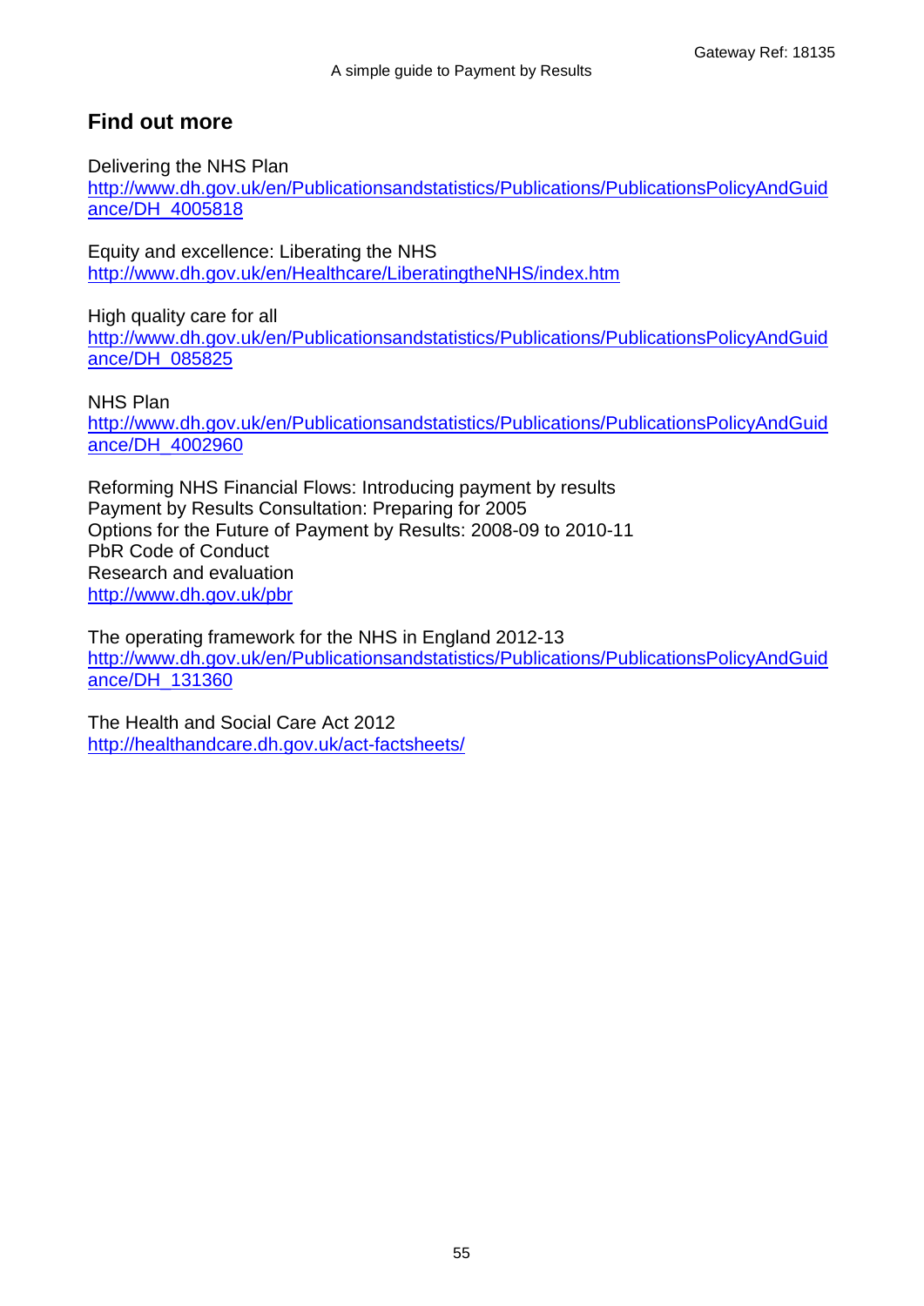## Find out more

Delivering the NHS Plan
http://www.dh.gov.uk/en/Publicationsandstatistics/Publications/PublicationsPolicyAndGuidance/DH_4005818

Equity and excellence: Liberating the NHS
http://www.dh.gov.uk/en/Healthcare/LiberatingtheNHS/index.htm

High quality care for all
http://www.dh.gov.uk/en/Publicationsandstatistics/Publications/PublicationsPolicyAndGuidance/DH_085825

NHS Plan
http://www.dh.gov.uk/en/Publicationsandstatistics/Publications/PublicationsPolicyAndGuidance/DH_4002960

Reforming NHS Financial Flows: Introducing payment by results
Payment by Results Consultation: Preparing for 2005
Options for the Future of Payment by Results: 2008-09 to 2010-11
PbR Code of Conduct
Research and evaluation
http://www.dh.gov.uk/pbr

The operating framework for the NHS in England 2012-13
http://www.dh.gov.uk/en/Publicationsandstatistics/Publications/PublicationsPolicyAndGuidance/DH_131360

The Health and Social Care Act 2012
http://healthandcare.dh.gov.uk/act-factsheets/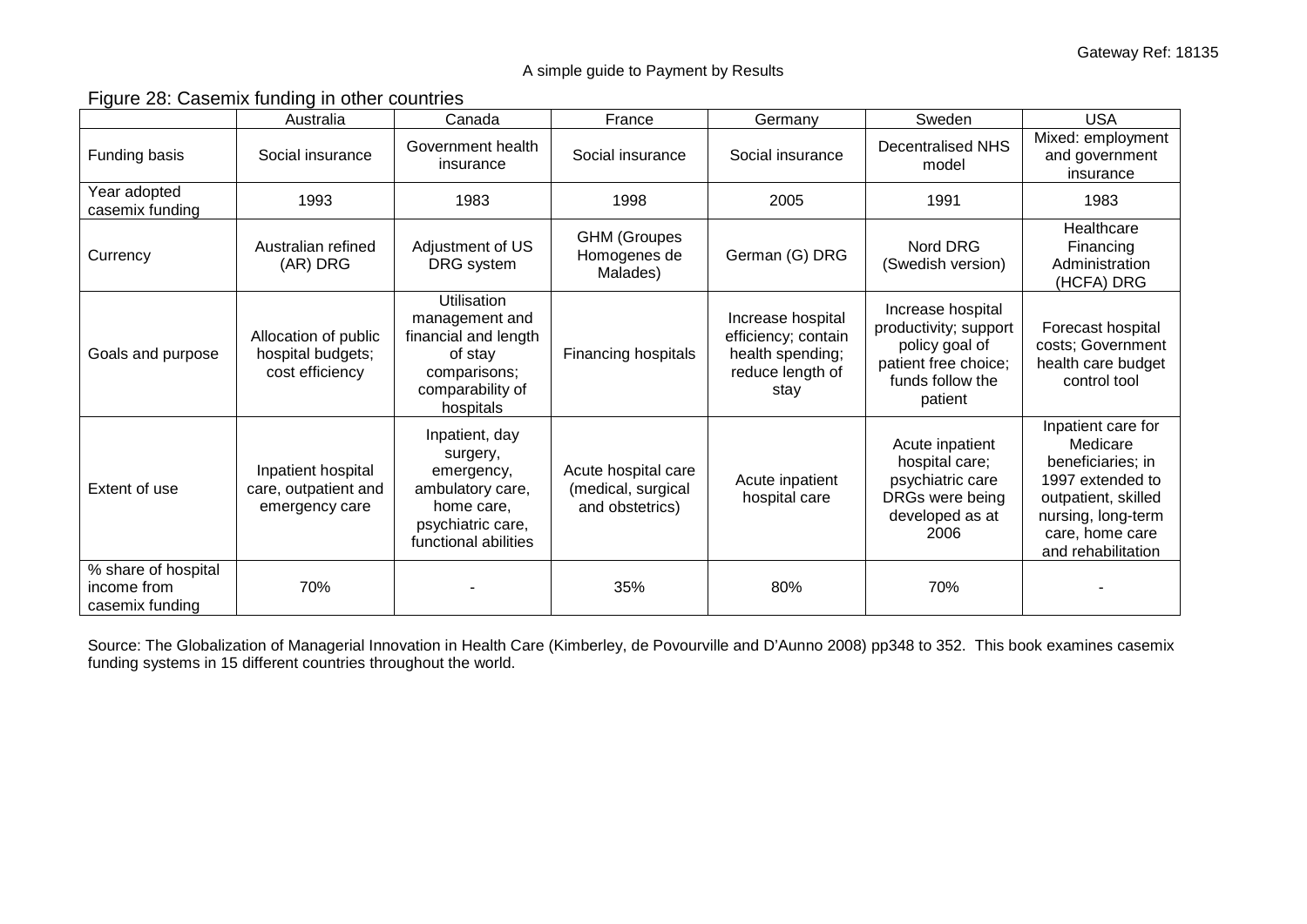Figure 28: Casemix funding in other countries

| | Australia | Canada | France | Germany | Sweden | USA |
|---|---|---|---|---|---|---|
| Funding basis | Social insurance | Government health insurance | Social insurance | Social insurance | Decentralised NHS model | Mixed: employment and government insurance |
| Year adopted casemix funding | 1993 | 1983 | 1998 | 2005 | 1991 | 1983 |
| Currency | Australian refined (AR) DRG | Adjustment of US DRG system | GHM (Groupes Homogenes de Malades) | German (G) DRG | Nord DRG (Swedish version) | Healthcare Financing Administration (HCFA) DRG |
| Goals and purpose | Allocation of public hospital budgets; cost efficiency | Utilisation management and financial and length of stay comparisons; comparability of hospitals | Financing hospitals | Increase hospital efficiency; contain health spending; reduce length of stay | Increase hospital productivity; support policy goal of patient free choice; funds follow the patient | Forecast hospital costs; Government health care budget control tool |
| Extent of use | Inpatient hospital care, outpatient and emergency care | Inpatient, day surgery, emergency, ambulatory care, home care, psychiatric care, functional abilities | Acute hospital care (medical, surgical and obstetrics) | Acute inpatient hospital care | Acute inpatient hospital care; psychiatric care DRGs were being developed as at 2006 | Inpatient care for Medicare beneficiaries; in 1997 extended to outpatient, skilled nursing, long-term care, home care and rehabilitation |
| % share of hospital income from casemix funding | 70% | - | 35% | 80% | 70% | - |

Source: The Globalization of Managerial Innovation in Health Care (Kimberley, de Povourville and D'Aunno 2008) pp348 to 352. This book examines casemix funding systems in 15 different countries throughout the world.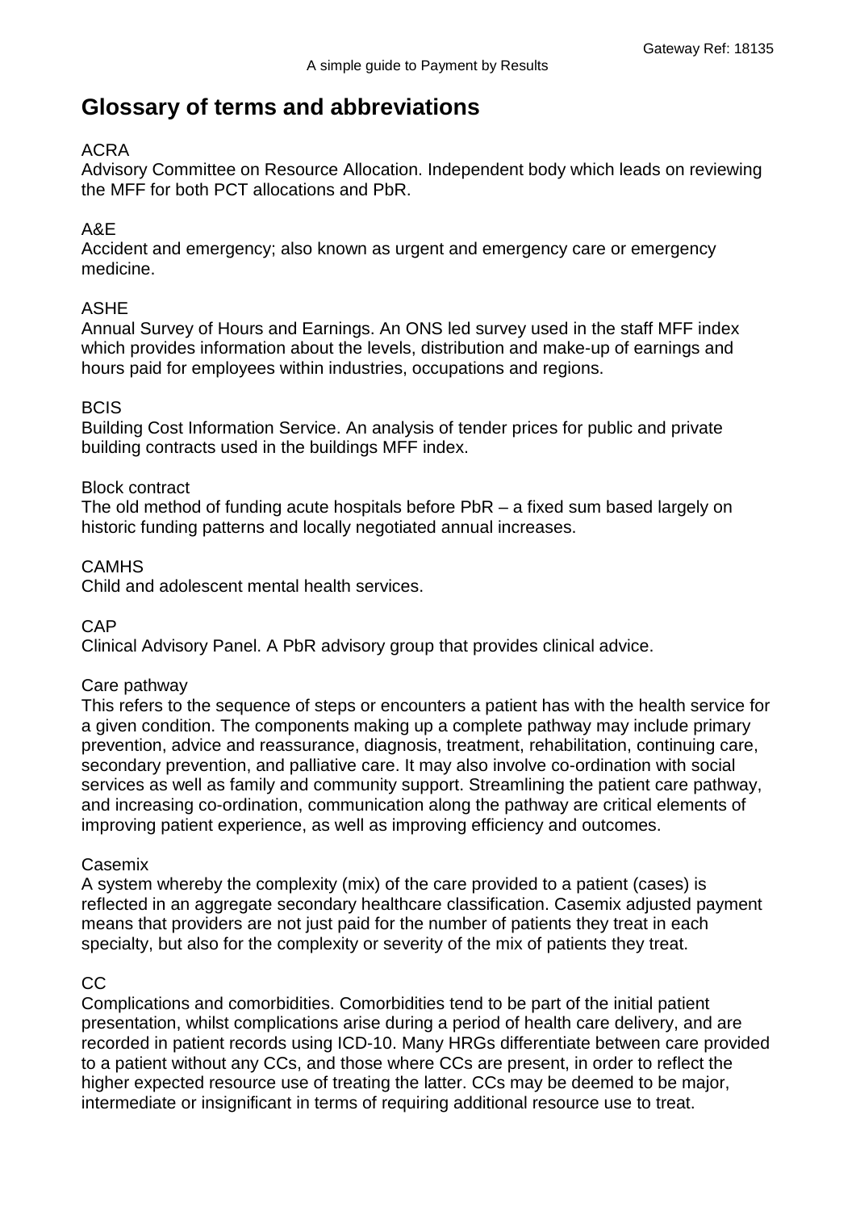# Glossary of terms and abbreviations

ACRA
Advisory Committee on Resource Allocation. Independent body which leads on reviewing the MFF for both PCT allocations and PbR.

A&E
Accident and emergency; also known as urgent and emergency care or emergency medicine.

ASHE
Annual Survey of Hours and Earnings. An ONS led survey used in the staff MFF index which provides information about the levels, distribution and make-up of earnings and hours paid for employees within industries, occupations and regions.

BCIS
Building Cost Information Service. An analysis of tender prices for public and private building contracts used in the buildings MFF index.

Block contract
The old method of funding acute hospitals before PbR – a fixed sum based largely on historic funding patterns and locally negotiated annual increases.

CAMHS
Child and adolescent mental health services.

CAP
Clinical Advisory Panel. A PbR advisory group that provides clinical advice.

Care pathway
This refers to the sequence of steps or encounters a patient has with the health service for a given condition. The components making up a complete pathway may include primary prevention, advice and reassurance, diagnosis, treatment, rehabilitation, continuing care, secondary prevention, and palliative care. It may also involve co-ordination with social services as well as family and community support. Streamlining the patient care pathway, and increasing co-ordination, communication along the pathway are critical elements of improving patient experience, as well as improving efficiency and outcomes.

Casemix
A system whereby the complexity (mix) of the care provided to a patient (cases) is reflected in an aggregate secondary healthcare classification. Casemix adjusted payment means that providers are not just paid for the number of patients they treat in each specialty, but also for the complexity or severity of the mix of patients they treat.

CC
Complications and comorbidities. Comorbidities tend to be part of the initial patient presentation, whilst complications arise during a period of health care delivery, and are recorded in patient records using ICD-10. Many HRGs differentiate between care provided to a patient without any CCs, and those where CCs are present, in order to reflect the higher expected resource use of treating the latter. CCs may be deemed to be major, intermediate or insignificant in terms of requiring additional resource use to treat.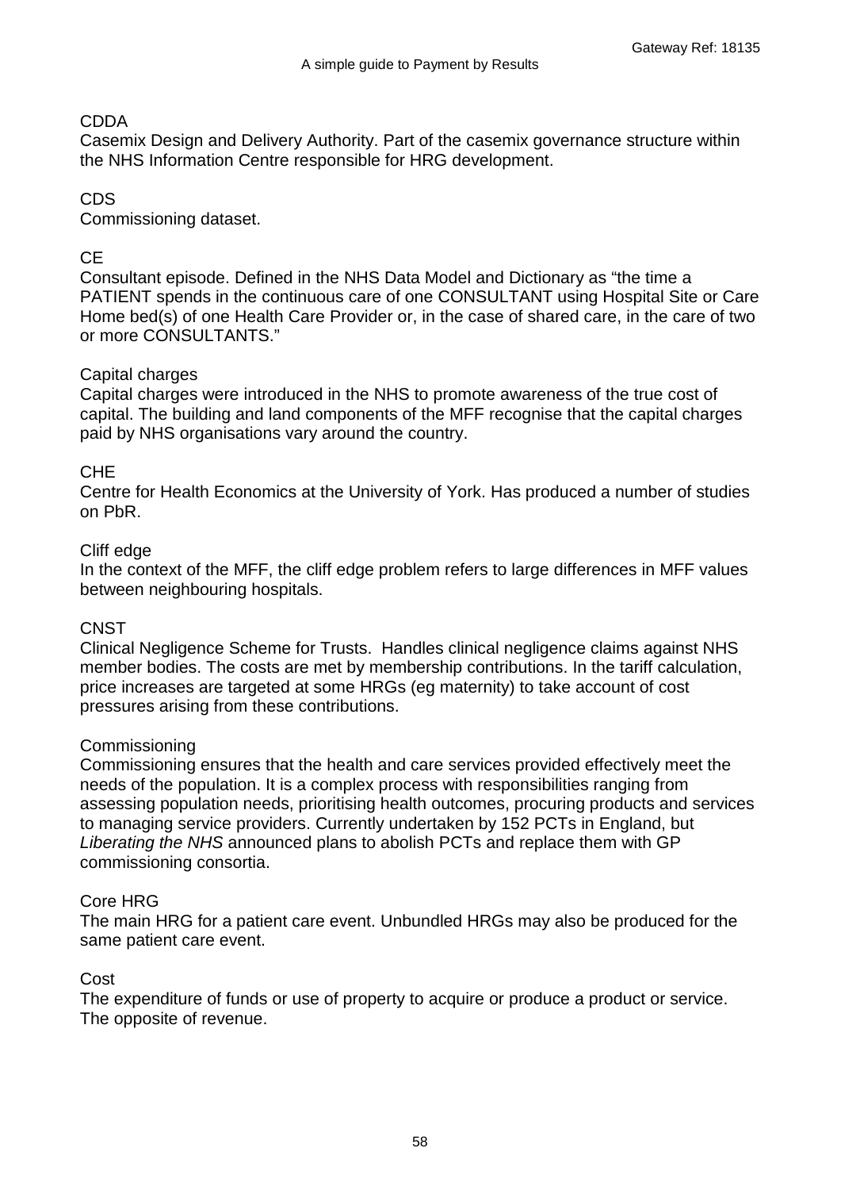CDDA
Casemix Design and Delivery Authority. Part of the casemix governance structure within the NHS Information Centre responsible for HRG development.

CDS
Commissioning dataset.

CE
Consultant episode. Defined in the NHS Data Model and Dictionary as "the time a PATIENT spends in the continuous care of one CONSULTANT using Hospital Site or Care Home bed(s) of one Health Care Provider or, in the case of shared care, in the care of two or more CONSULTANTS."

Capital charges
Capital charges were introduced in the NHS to promote awareness of the true cost of capital. The building and land components of the MFF recognise that the capital charges paid by NHS organisations vary around the country.

CHE
Centre for Health Economics at the University of York. Has produced a number of studies on PbR.

Cliff edge
In the context of the MFF, the cliff edge problem refers to large differences in MFF values between neighbouring hospitals.

CNST
Clinical Negligence Scheme for Trusts. Handles clinical negligence claims against NHS member bodies. The costs are met by membership contributions. In the tariff calculation, price increases are targeted at some HRGs (eg maternity) to take account of cost pressures arising from these contributions.

Commissioning
Commissioning ensures that the health and care services provided effectively meet the needs of the population. It is a complex process with responsibilities ranging from assessing population needs, prioritising health outcomes, procuring products and services to managing service providers. Currently undertaken by 152 PCTs in England, but *Liberating the NHS* announced plans to abolish PCTs and replace them with GP commissioning consortia.

Core HRG
The main HRG for a patient care event. Unbundled HRGs may also be produced for the same patient care event.

Cost
The expenditure of funds or use of property to acquire or produce a product or service. The opposite of revenue.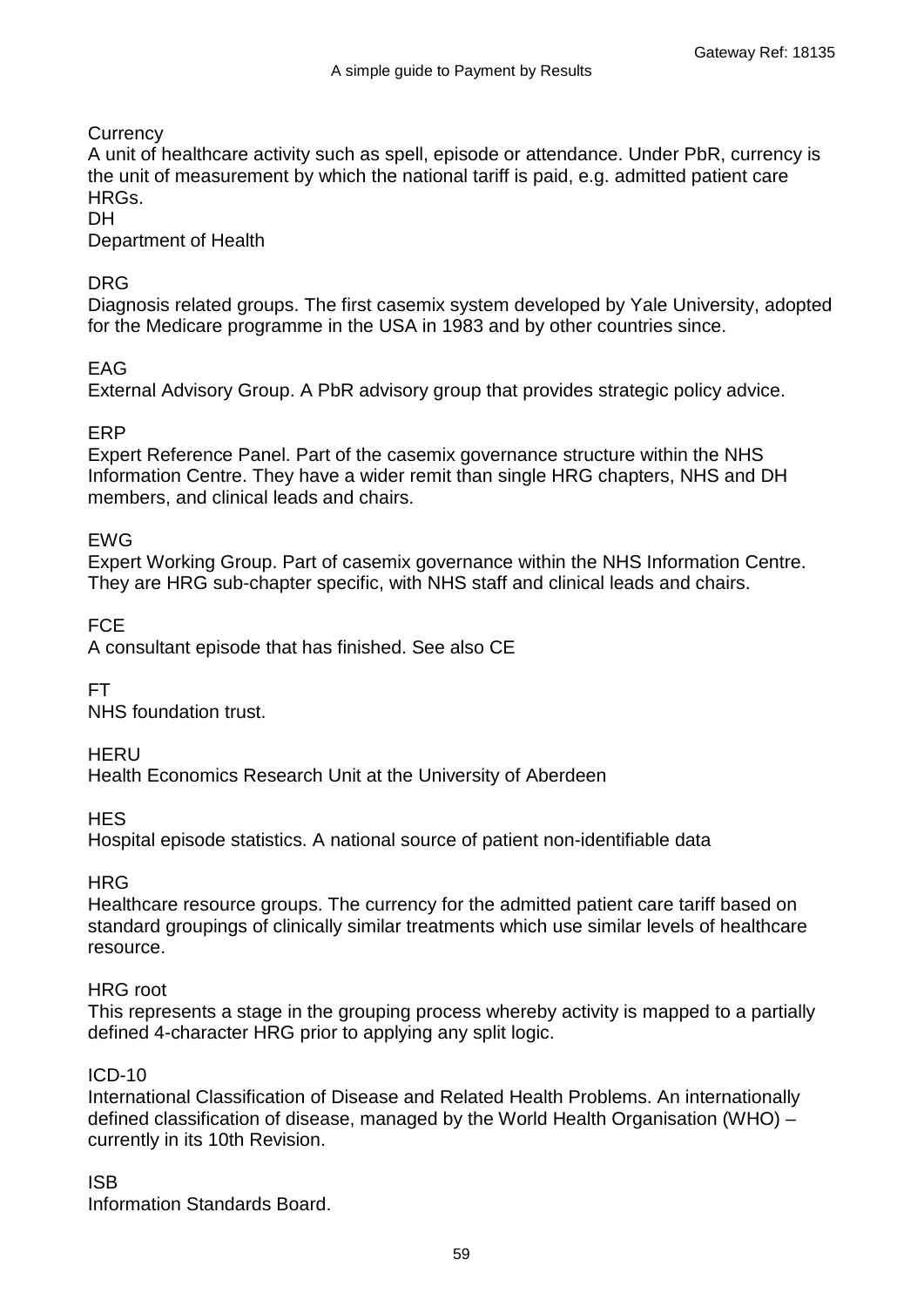Currency
A unit of healthcare activity such as spell, episode or attendance. Under PbR, currency is the unit of measurement by which the national tariff is paid, e.g. admitted patient care HRGs.

DH
Department of Health

DRG
Diagnosis related groups. The first casemix system developed by Yale University, adopted for the Medicare programme in the USA in 1983 and by other countries since.

EAG
External Advisory Group. A PbR advisory group that provides strategic policy advice.

ERP
Expert Reference Panel. Part of the casemix governance structure within the NHS Information Centre. They have a wider remit than single HRG chapters, NHS and DH members, and clinical leads and chairs.

EWG
Expert Working Group. Part of casemix governance within the NHS Information Centre. They are HRG sub-chapter specific, with NHS staff and clinical leads and chairs.

FCE
A consultant episode that has finished. See also CE

FT
NHS foundation trust.

HERU
Health Economics Research Unit at the University of Aberdeen

HES
Hospital episode statistics. A national source of patient non-identifiable data

HRG
Healthcare resource groups. The currency for the admitted patient care tariff based on standard groupings of clinically similar treatments which use similar levels of healthcare resource.

HRG root
This represents a stage in the grouping process whereby activity is mapped to a partially defined 4-character HRG prior to applying any split logic.

ICD-10
International Classification of Disease and Related Health Problems. An internationally defined classification of disease, managed by the World Health Organisation (WHO) – currently in its 10th Revision.

ISB
Information Standards Board.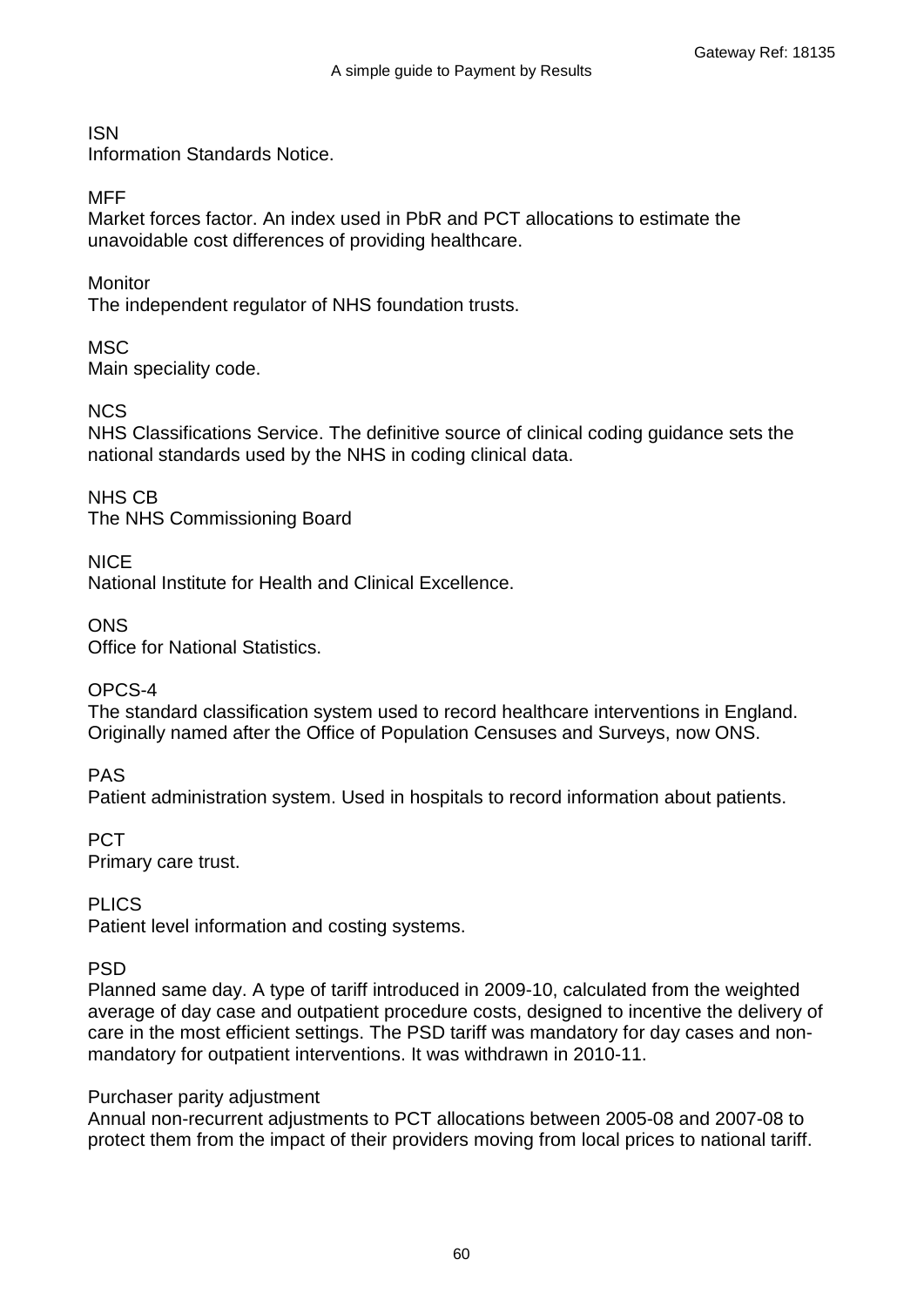ISN
Information Standards Notice.

MFF
Market forces factor. An index used in PbR and PCT allocations to estimate the unavoidable cost differences of providing healthcare.

Monitor
The independent regulator of NHS foundation trusts.

MSC
Main speciality code.

NCS
NHS Classifications Service. The definitive source of clinical coding guidance sets the national standards used by the NHS in coding clinical data.

NHS CB
The NHS Commissioning Board

NICE
National Institute for Health and Clinical Excellence.

ONS
Office for National Statistics.

OPCS-4
The standard classification system used to record healthcare interventions in England. Originally named after the Office of Population Censuses and Surveys, now ONS.

PAS
Patient administration system. Used in hospitals to record information about patients.

PCT
Primary care trust.

PLICS
Patient level information and costing systems.

PSD
Planned same day. A type of tariff introduced in 2009-10, calculated from the weighted average of day case and outpatient procedure costs, designed to incentive the delivery of care in the most efficient settings. The PSD tariff was mandatory for day cases and non-mandatory for outpatient interventions. It was withdrawn in 2010-11.

Purchaser parity adjustment
Annual non-recurrent adjustments to PCT allocations between 2005-08 and 2007-08 to protect them from the impact of their providers moving from local prices to national tariff.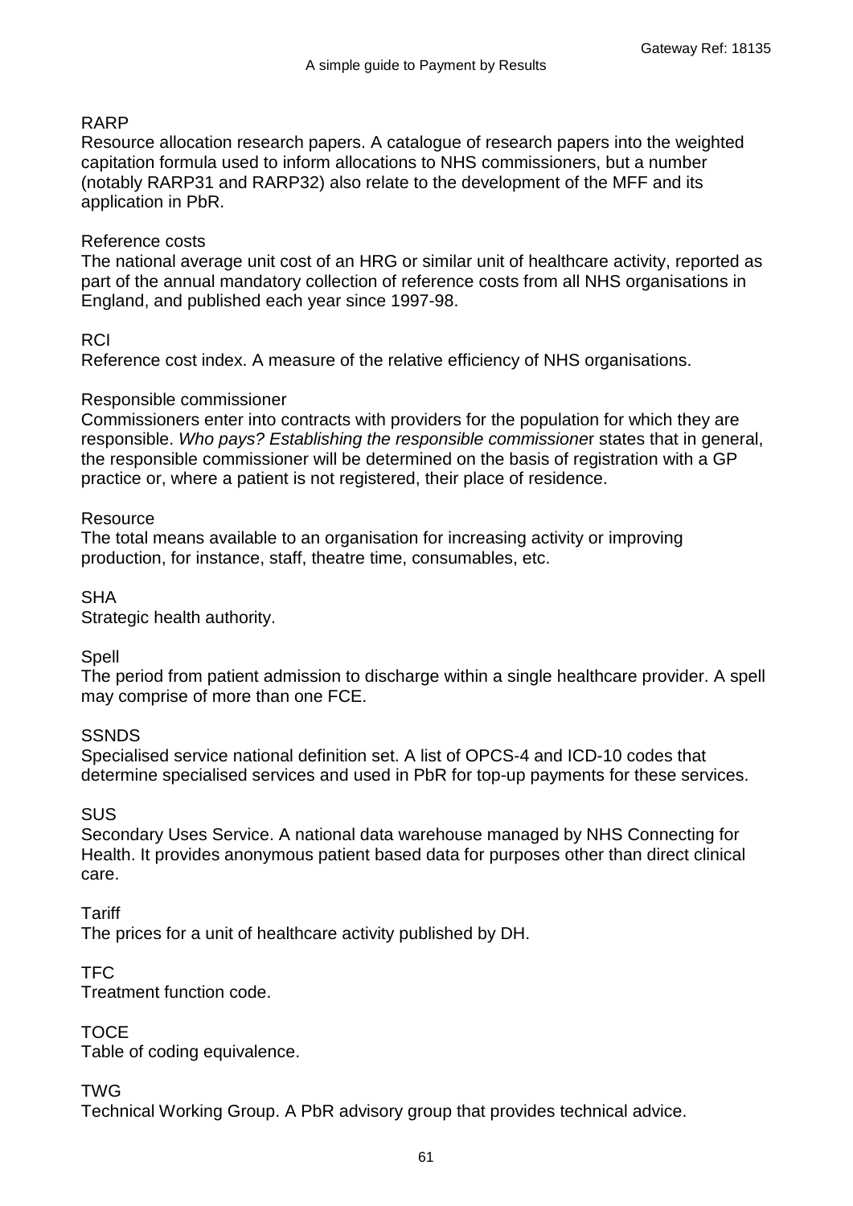RARP

Resource allocation research papers. A catalogue of research papers into the weighted capitation formula used to inform allocations to NHS commissioners, but a number (notably RARP31 and RARP32) also relate to the development of the MFF and its application in PbR.

Reference costs

The national average unit cost of an HRG or similar unit of healthcare activity, reported as part of the annual mandatory collection of reference costs from all NHS organisations in England, and published each year since 1997-98.

RCI

Reference cost index. A measure of the relative efficiency of NHS organisations.

Responsible commissioner

Commissioners enter into contracts with providers for the population for which they are responsible. *Who pays? Establishing the responsible commissioner* states that in general, the responsible commissioner will be determined on the basis of registration with a GP practice or, where a patient is not registered, their place of residence.

Resource

The total means available to an organisation for increasing activity or improving production, for instance, staff, theatre time, consumables, etc.

SHA

Strategic health authority.

Spell

The period from patient admission to discharge within a single healthcare provider. A spell may comprise of more than one FCE.

SSNDS

Specialised service national definition set. A list of OPCS-4 and ICD-10 codes that determine specialised services and used in PbR for top-up payments for these services.

SUS

Secondary Uses Service. A national data warehouse managed by NHS Connecting for Health. It provides anonymous patient based data for purposes other than direct clinical care.

Tariff

The prices for a unit of healthcare activity published by DH.

TFC

Treatment function code.

TOCE

Table of coding equivalence.

TWG

Technical Working Group. A PbR advisory group that provides technical advice.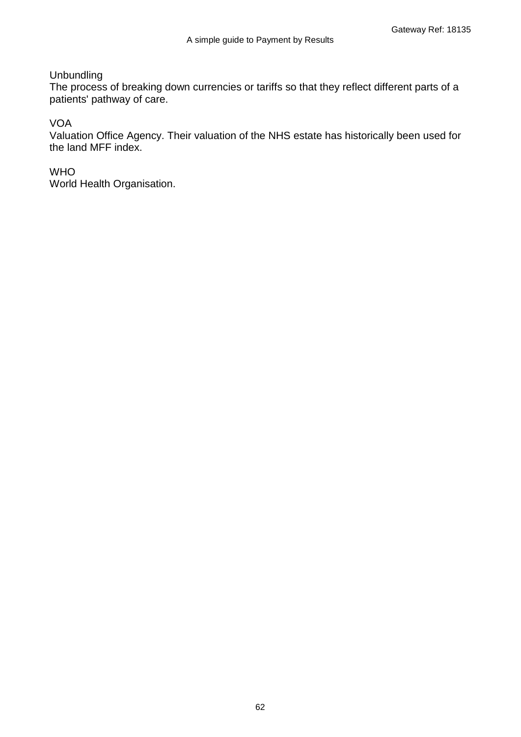Unbundling
The process of breaking down currencies or tariffs so that they reflect different parts of a patients' pathway of care.

VOA
Valuation Office Agency. Their valuation of the NHS estate has historically been used for the land MFF index.

WHO
World Health Organisation.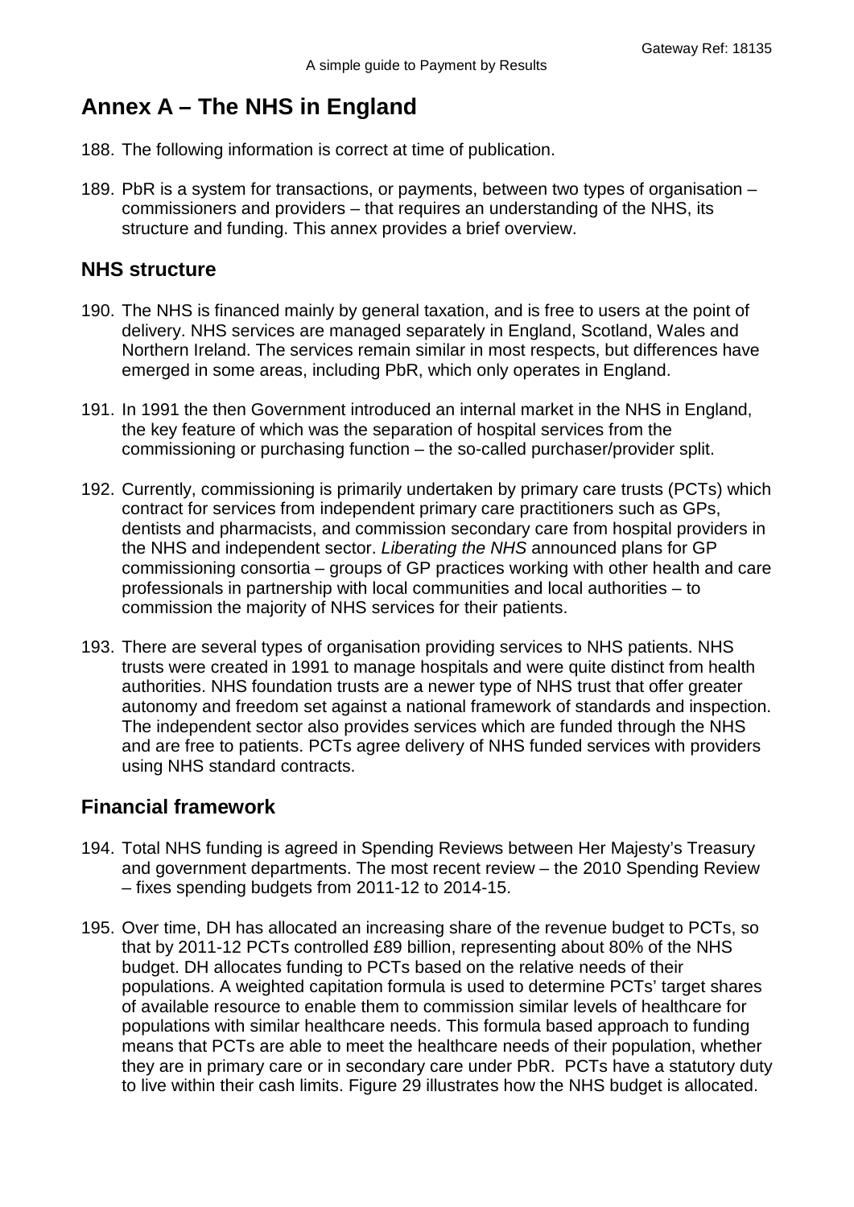# Annex A – The NHS in England

188. The following information is correct at time of publication.

189. PbR is a system for transactions, or payments, between two types of organisation – commissioners and providers – that requires an understanding of the NHS, its structure and funding. This annex provides a brief overview.

## NHS structure

190. The NHS is financed mainly by general taxation, and is free to users at the point of delivery. NHS services are managed separately in England, Scotland, Wales and Northern Ireland. The services remain similar in most respects, but differences have emerged in some areas, including PbR, which only operates in England.

191. In 1991 the then Government introduced an internal market in the NHS in England, the key feature of which was the separation of hospital services from the commissioning or purchasing function – the so-called purchaser/provider split.

192. Currently, commissioning is primarily undertaken by primary care trusts (PCTs) which contract for services from independent primary care practitioners such as GPs, dentists and pharmacists, and commission secondary care from hospital providers in the NHS and independent sector. *Liberating the NHS* announced plans for GP commissioning consortia – groups of GP practices working with other health and care professionals in partnership with local communities and local authorities – to commission the majority of NHS services for their patients.

193. There are several types of organisation providing services to NHS patients. NHS trusts were created in 1991 to manage hospitals and were quite distinct from health authorities. NHS foundation trusts are a newer type of NHS trust that offer greater autonomy and freedom set against a national framework of standards and inspection. The independent sector also provides services which are funded through the NHS and are free to patients. PCTs agree delivery of NHS funded services with providers using NHS standard contracts.

## Financial framework

194. Total NHS funding is agreed in Spending Reviews between Her Majesty's Treasury and government departments. The most recent review – the 2010 Spending Review – fixes spending budgets from 2011-12 to 2014-15.

195. Over time, DH has allocated an increasing share of the revenue budget to PCTs, so that by 2011-12 PCTs controlled £89 billion, representing about 80% of the NHS budget. DH allocates funding to PCTs based on the relative needs of their populations. A weighted capitation formula is used to determine PCTs' target shares of available resource to enable them to commission similar levels of healthcare for populations with similar healthcare needs. This formula based approach to funding means that PCTs are able to meet the healthcare needs of their population, whether they are in primary care or in secondary care under PbR. PCTs have a statutory duty to live within their cash limits. Figure 29 illustrates how the NHS budget is allocated.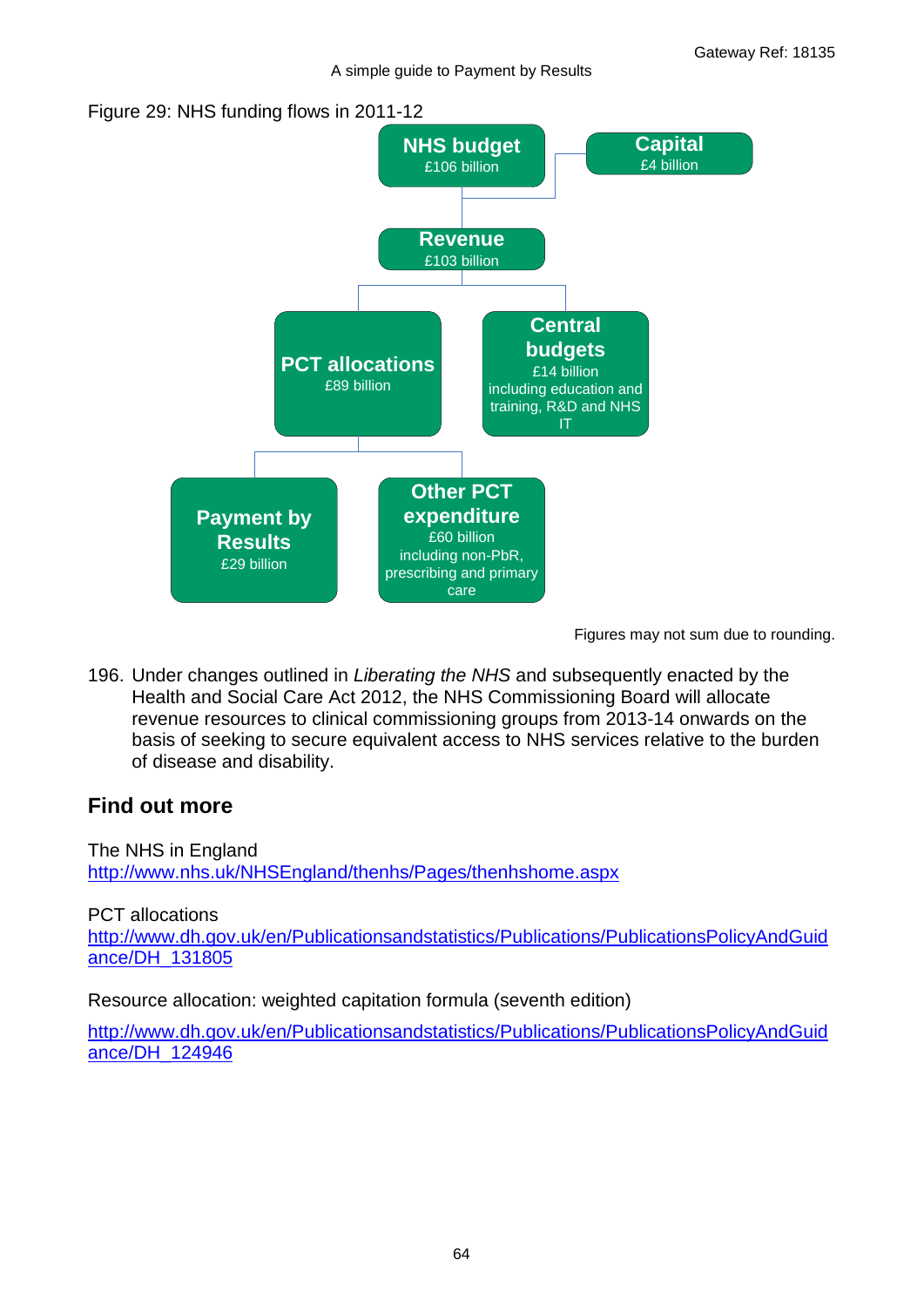Figure 29: NHS funding flows in 2011-12

**NHS budget**
£106 billion

**Capital**
£4 billion

**Revenue**
£103 billion

**PCT allocations**
£89 billion

**Central budgets**
£14 billion
including education and training, R&D and NHS IT

**Payment by Results**
£29 billion

**Other PCT expenditure**
£60 billion
including non-PbR, prescribing and primary care

Figures may not sum due to rounding.

196. Under changes outlined in *Liberating the NHS* and subsequently enacted by the Health and Social Care Act 2012, the NHS Commissioning Board will allocate revenue resources to clinical commissioning groups from 2013-14 onwards on the basis of seeking to secure equivalent access to NHS services relative to the burden of disease and disability.

## Find out more

The NHS in England
http://www.nhs.uk/NHSEngland/thenhs/Pages/thenhshome.aspx

PCT allocations
http://www.dh.gov.uk/en/Publicationsandstatistics/Publications/PublicationsPolicyAndGuidance/DH_131805

Resource allocation: weighted capitation formula (seventh edition)

http://www.dh.gov.uk/en/Publicationsandstatistics/Publications/PublicationsPolicyAndGuidance/DH_124946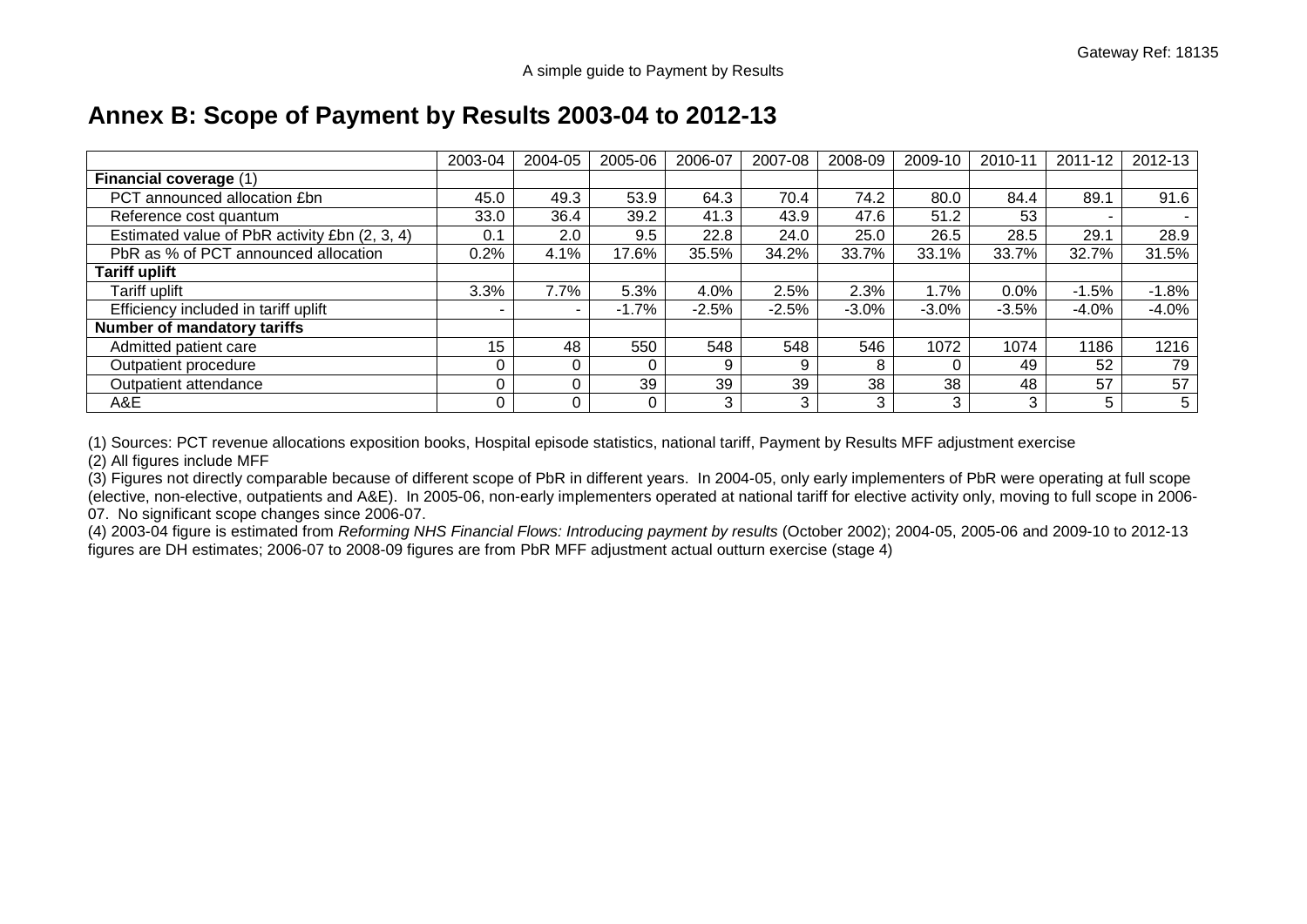## Annex B: Scope of Payment by Results 2003-04 to 2012-13

| | 2003-04 | 2004-05 | 2005-06 | 2006-07 | 2007-08 | 2008-09 | 2009-10 | 2010-11 | 2011-12 | 2012-13 |
|---|---|---|---|---|---|---|---|---|---|---|
| **Financial coverage** (1) | | | | | | | | | | |
| PCT announced allocation £bn | 45.0 | 49.3 | 53.9 | 64.3 | 70.4 | 74.2 | 80.0 | 84.4 | 89.1 | 91.6 |
| Reference cost quantum | 33.0 | 36.4 | 39.2 | 41.3 | 43.9 | 47.6 | 51.2 | 53 | - | - |
| Estimated value of PbR activity £bn (2, 3, 4) | 0.1 | 2.0 | 9.5 | 22.8 | 24.0 | 25.0 | 26.5 | 28.5 | 29.1 | 28.9 |
| PbR as % of PCT announced allocation | 0.2% | 4.1% | 17.6% | 35.5% | 34.2% | 33.7% | 33.1% | 33.7% | 32.7% | 31.5% |
| **Tariff uplift** | | | | | | | | | | |
| Tariff uplift | 3.3% | 7.7% | 5.3% | 4.0% | 2.5% | 2.3% | 1.7% | 0.0% | -1.5% | -1.8% |
| Efficiency included in tariff uplift | - | - | -1.7% | -2.5% | -2.5% | -3.0% | -3.0% | -3.5% | -4.0% | -4.0% |
| **Number of mandatory tariffs** | | | | | | | | | | |
| Admitted patient care | 15 | 48 | 550 | 548 | 548 | 546 | 1072 | 1074 | 1186 | 1216 |
| Outpatient procedure | 0 | 0 | 0 | 9 | 9 | 8 | 0 | 49 | 52 | 79 |
| Outpatient attendance | 0 | 0 | 39 | 39 | 39 | 38 | 38 | 48 | 57 | 57 |
| A&E | 0 | 0 | 0 | 3 | 3 | 3 | 3 | 3 | 5 | 5 |

(1) Sources: PCT revenue allocations exposition books, Hospital episode statistics, national tariff, Payment by Results MFF adjustment exercise

(2) All figures include MFF

(3) Figures not directly comparable because of different scope of PbR in different years. In 2004-05, only early implementers of PbR were operating at full scope (elective, non-elective, outpatients and A&E). In 2005-06, non-early implementers operated at national tariff for elective activity only, moving to full scope in 2006-07. No significant scope changes since 2006-07.

(4) 2003-04 figure is estimated from *Reforming NHS Financial Flows: Introducing payment by results* (October 2002); 2004-05, 2005-06 and 2009-10 to 2012-13 figures are DH estimates; 2006-07 to 2008-09 figures are from PbR MFF adjustment actual outturn exercise (stage 4)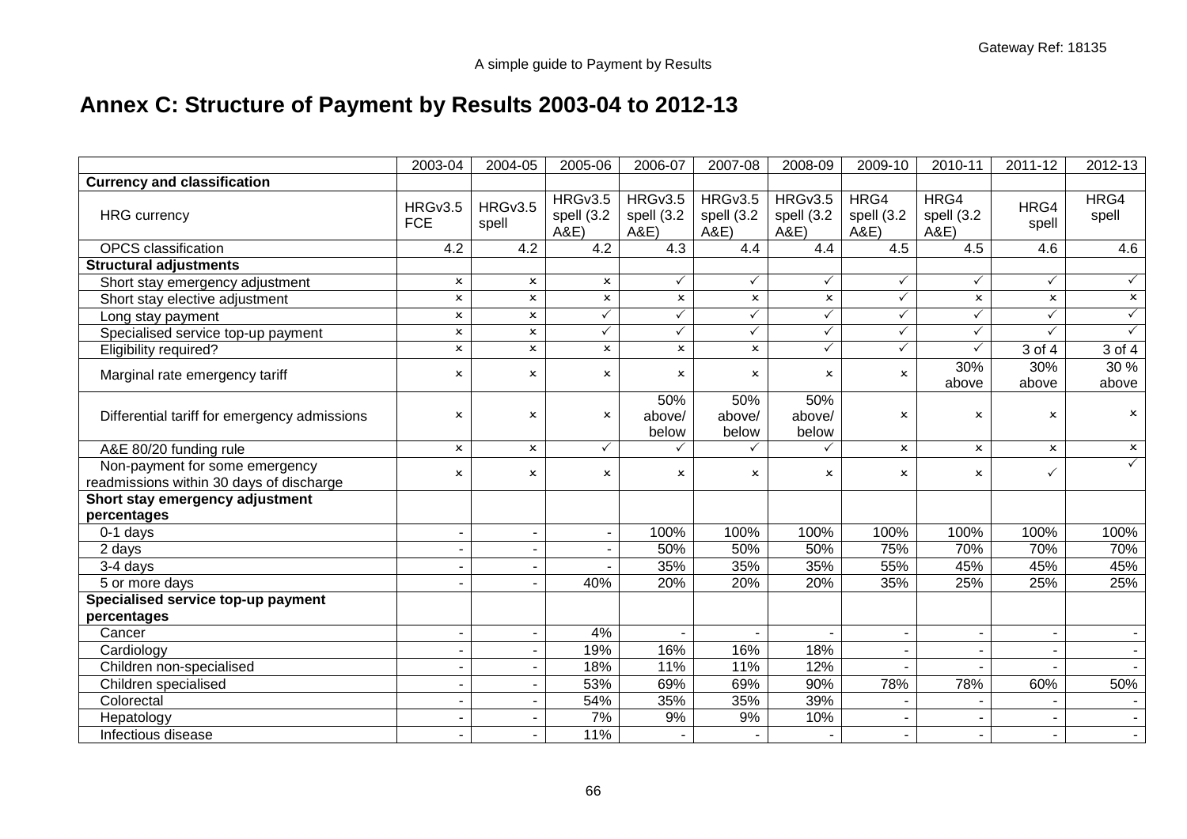## Annex C: Structure of Payment by Results 2003-04 to 2012-13

| | 2003-04 | 2004-05 | 2005-06 | 2006-07 | 2007-08 | 2008-09 | 2009-10 | 2010-11 | 2011-12 | 2012-13 |
|---|---|---|---|---|---|---|---|---|---|---|
| **Currency and classification** | | | | | | | | | | |
| HRG currency | HRGv3.5 FCE | HRGv3.5 spell | HRGv3.5 spell (3.2 A&E) | HRGv3.5 spell (3.2 A&E) | HRGv3.5 spell (3.2 A&E) | HRGv3.5 spell (3.2 A&E) | HRG4 spell (3.2 A&E) | HRG4 spell (3.2 A&E) | HRG4 spell | HRG4 spell |
| OPCS classification | 4.2 | 4.2 | 4.2 | 4.3 | 4.4 | 4.4 | 4.5 | 4.5 | 4.6 | 4.6 |
| **Structural adjustments** | | | | | | | | | | |
| Short stay emergency adjustment | × | × | × | ✓ | ✓ | ✓ | ✓ | ✓ | ✓ | ✓ |
| Short stay elective adjustment | × | × | × | × | × | × | ✓ | × | × | × |
| Long stay payment | × | × | ✓ | ✓ | ✓ | ✓ | ✓ | ✓ | ✓ | ✓ |
| Specialised service top-up payment | × | × | ✓ | ✓ | ✓ | ✓ | ✓ | ✓ | ✓ | ✓ |
| Eligibility required? | × | × | × | × | × | ✓ | ✓ | ✓ | 3 of 4 | 3 of 4 |
| Marginal rate emergency tariff | × | × | × | × | × | × | × | 30% above | 30% above | 30 % above |
| Differential tariff for emergency admissions | × | × | × | 50% above/ below | 50% above/ below | 50% above/ below | × | × | × | × |
| A&E 80/20 funding rule | × | × | ✓ | ✓ | ✓ | ✓ | × | × | × | × |
| Non-payment for some emergency readmissions within 30 days of discharge | × | × | × | × | × | × | × | × | ✓ | ✓ |
| **Short stay emergency adjustment percentages** | | | | | | | | | | |
| 0-1 days | - | - | - | 100% | 100% | 100% | 100% | 100% | 100% | 100% |
| 2 days | - | - | - | 50% | 50% | 50% | 75% | 70% | 70% | 70% |
| 3-4 days | - | - | - | 35% | 35% | 35% | 55% | 45% | 45% | 45% |
| 5 or more days | - | - | 40% | 20% | 20% | 20% | 35% | 25% | 25% | 25% |
| **Specialised service top-up payment percentages** | | | | | | | | | | |
| Cancer | - | - | 4% | - | - | - | - | - | - | - |
| Cardiology | - | - | 19% | 16% | 16% | 18% | - | - | - | - |
| Children non-specialised | - | - | 18% | 11% | 11% | 12% | - | - | - | - |
| Children specialised | - | - | 53% | 69% | 69% | 90% | 78% | 78% | 60% | 50% |
| Colorectal | - | - | 54% | 35% | 35% | 39% | - | - | - | - |
| Hepatology | - | - | 7% | 9% | 9% | 10% | - | - | - | - |
| Infectious disease | - | - | 11% | - | - | - | - | - | - | - |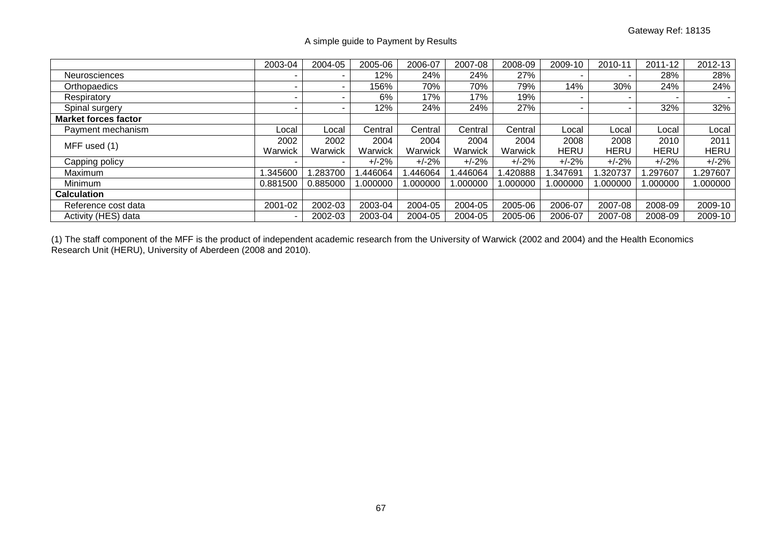| | 2003-04 | 2004-05 | 2005-06 | 2006-07 | 2007-08 | 2008-09 | 2009-10 | 2010-11 | 2011-12 | 2012-13 |
|---|---|---|---|---|---|---|---|---|---|---|
| Neurosciences | - | - | 12% | 24% | 24% | 27% | - | - | 28% | 28% |
| Orthopaedics | - | - | 156% | 70% | 70% | 79% | 14% | 30% | 24% | 24% |
| Respiratory | - | - | 6% | 17% | 17% | 19% | - | - | - | - |
| Spinal surgery | - | - | 12% | 24% | 24% | 27% | - | - | 32% | 32% |
| **Market forces factor** | | | | | | | | | | |
| Payment mechanism | Local | Local | Central | Central | Central | Central | Local | Local | Local | Local |
| MFF used (1) | 2002 Warwick | 2002 Warwick | 2004 Warwick | 2004 Warwick | 2004 Warwick | 2004 Warwick | 2008 HERU | 2008 HERU | 2010 HERU | 2011 HERU |
| Capping policy | - | - | +/-2% | +/-2% | +/-2% | +/-2% | +/-2% | +/-2% | +/-2% | +/-2% |
| Maximum | 1.345600 | 1.283700 | 1.446064 | 1.446064 | 1.446064 | 1.420888 | 1.347691 | 1.320737 | 1.297607 | 1.297607 |
| Minimum | 0.881500 | 0.885000 | 1.000000 | 1.000000 | 1.000000 | 1.000000 | 1.000000 | 1.000000 | 1.000000 | 1.000000 |
| **Calculation** | | | | | | | | | | |
| Reference cost data | 2001-02 | 2002-03 | 2003-04 | 2004-05 | 2004-05 | 2005-06 | 2006-07 | 2007-08 | 2008-09 | 2009-10 |
| Activity (HES) data | - | 2002-03 | 2003-04 | 2004-05 | 2004-05 | 2005-06 | 2006-07 | 2007-08 | 2008-09 | 2009-10 |

(1) The staff component of the MFF is the product of independent academic research from the University of Warwick (2002 and 2004) and the Health Economics Research Unit (HERU), University of Aberdeen (2008 and 2010).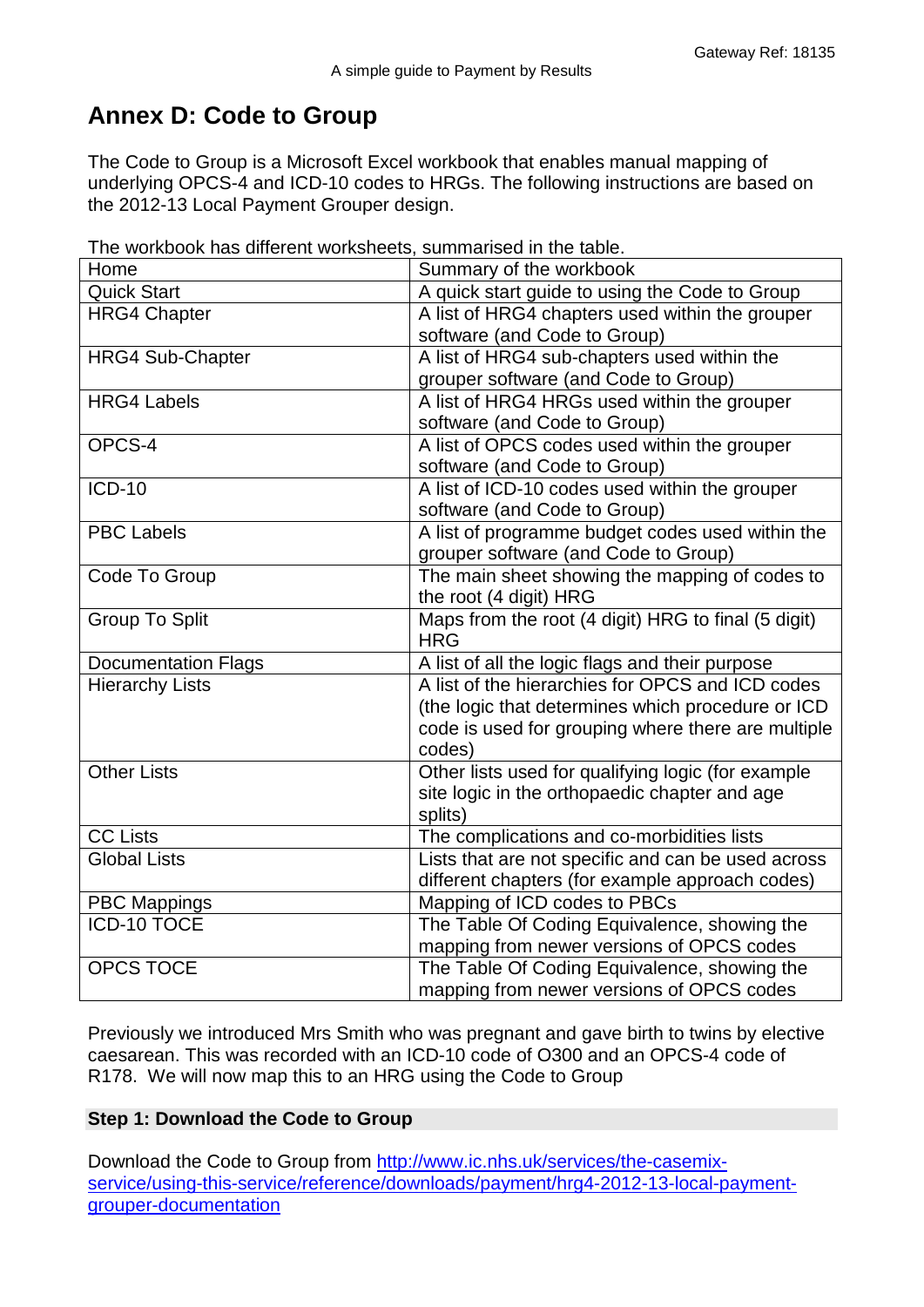# Annex D: Code to Group

The Code to Group is a Microsoft Excel workbook that enables manual mapping of underlying OPCS-4 and ICD-10 codes to HRGs. The following instructions are based on the 2012-13 Local Payment Grouper design.

The workbook has different worksheets, summarised in the table.

| | |
|---|---|
| Home | Summary of the workbook |
| Quick Start | A quick start guide to using the Code to Group |
| HRG4 Chapter | A list of HRG4 chapters used within the grouper software (and Code to Group) |
| HRG4 Sub-Chapter | A list of HRG4 sub-chapters used within the grouper software (and Code to Group) |
| HRG4 Labels | A list of HRG4 HRGs used within the grouper software (and Code to Group) |
| OPCS-4 | A list of OPCS codes used within the grouper software (and Code to Group) |
| ICD-10 | A list of ICD-10 codes used within the grouper software (and Code to Group) |
| PBC Labels | A list of programme budget codes used within the grouper software (and Code to Group) |
| Code To Group | The main sheet showing the mapping of codes to the root (4 digit) HRG |
| Group To Split | Maps from the root (4 digit) HRG to final (5 digit) HRG |
| Documentation Flags | A list of all the logic flags and their purpose |
| Hierarchy Lists | A list of the hierarchies for OPCS and ICD codes (the logic that determines which procedure or ICD code is used for grouping where there are multiple codes) |
| Other Lists | Other lists used for qualifying logic (for example site logic in the orthopaedic chapter and age splits) |
| CC Lists | The complications and co-morbidities lists |
| Global Lists | Lists that are not specific and can be used across different chapters (for example approach codes) |
| PBC Mappings | Mapping of ICD codes to PBCs |
| ICD-10 TOCE | The Table Of Coding Equivalence, showing the mapping from newer versions of OPCS codes |
| OPCS TOCE | The Table Of Coding Equivalence, showing the mapping from newer versions of OPCS codes |

Previously we introduced Mrs Smith who was pregnant and gave birth to twins by elective caesarean. This was recorded with an ICD-10 code of O300 and an OPCS-4 code of R178. We will now map this to an HRG using the Code to Group

**Step 1: Download the Code to Group**

Download the Code to Group from [http://www.ic.nhs.uk/services/the-casemix-service/using-this-service/reference/downloads/payment/hrg4-2012-13-local-payment-grouper-documentation](http://www.ic.nhs.uk/services/the-casemix-service/using-this-service/reference/downloads/payment/hrg4-2012-13-local-payment-grouper-documentation)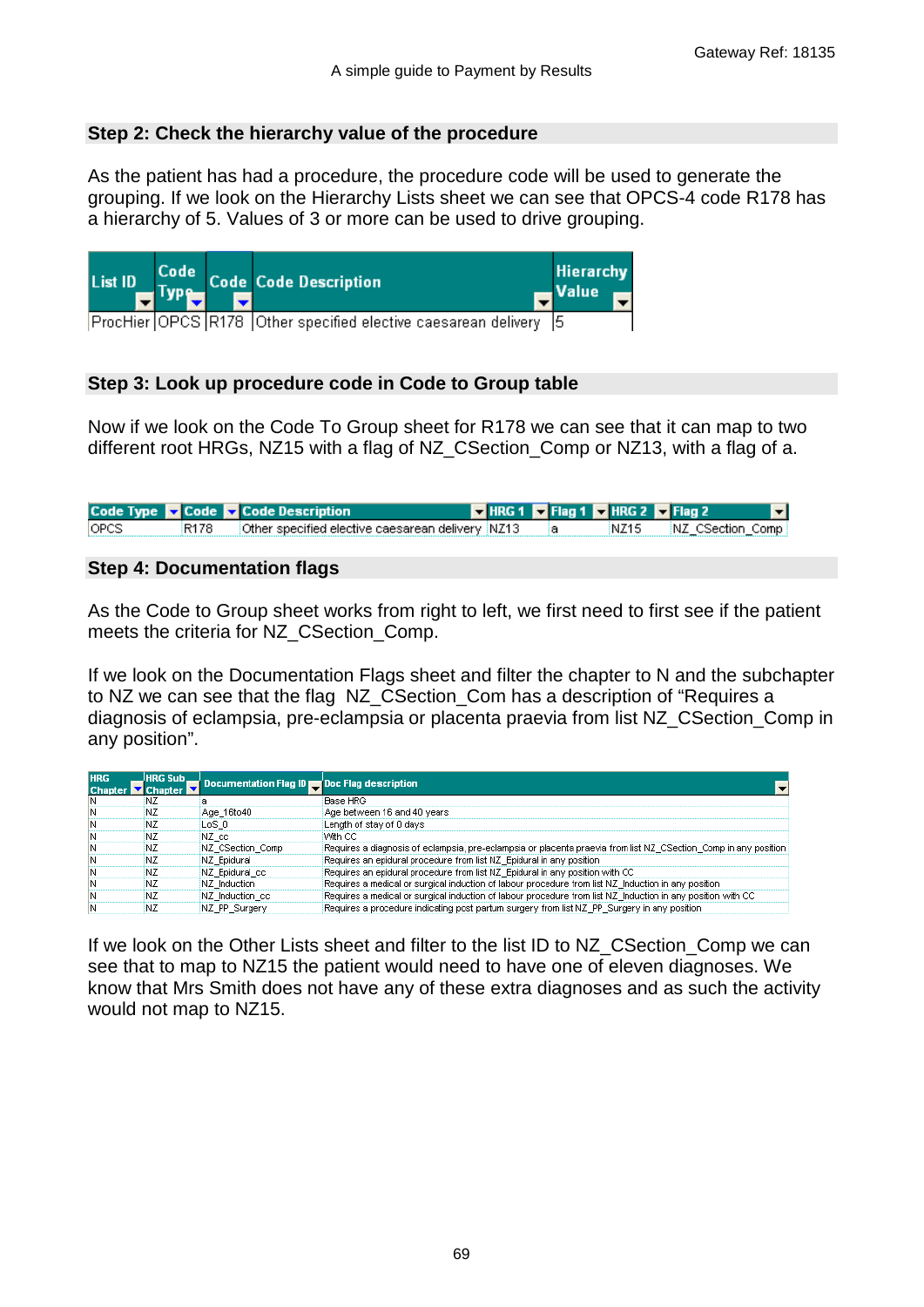## Step 2: Check the hierarchy value of the procedure

As the patient has had a procedure, the procedure code will be used to generate the grouping. If we look on the Hierarchy Lists sheet we can see that OPCS-4 code R178 has a hierarchy of 5. Values of 3 or more can be used to drive grouping.

| List ID | Code Type | Code | Code Description | Hierarchy Value |
|---|---|---|---|---|
| ProcHier | OPCS | R178 | Other specified elective caesarean delivery | 5 |

## Step 3: Look up procedure code in Code to Group table

Now if we look on the Code To Group sheet for R178 we can see that it can map to two different root HRGs, NZ15 with a flag of NZ_CSection_Comp or NZ13, with a flag of a.

| Code Type | Code | Code Description | HRG 1 | Flag 1 | HRG 2 | Flag 2 |
|---|---|---|---|---|---|---|
| OPCS | R178 | Other specified elective caesarean delivery | NZ13 | a | NZ15 | NZ_CSection_Comp |

## Step 4: Documentation flags

As the Code to Group sheet works from right to left, we first need to first see if the patient meets the criteria for NZ_CSection_Comp.

If we look on the Documentation Flags sheet and filter the chapter to N and the subchapter to NZ we can see that the flag NZ_CSection_Com has a description of "Requires a diagnosis of eclampsia, pre-eclampsia or placenta praevia from list NZ_CSection_Comp in any position".

| HRG Chapter | HRG Sub Chapter | Documentation Flag ID | Doc Flag description |
|---|---|---|---|
| N | NZ | a | Base HRG |
| N | NZ | Age_16to40 | Age between 16 and 40 years |
| N | NZ | LoS_0 | Length of stay of 0 days |
| N | NZ | NZ_cc | With CC |
| N | NZ | NZ_CSection_Comp | Requires a diagnosis of eclampsia, pre-eclampsia or placenta praevia from list NZ_CSection_Comp in any position |
| N | NZ | NZ_Epidural | Requires an epidural procedure from list NZ_Epidural in any position |
| N | NZ | NZ_Epidural_cc | Requires an epidural procedure from list NZ_Epidural in any position with CC |
| N | NZ | NZ_Induction | Requires a medical or surgical induction of labour procedure from list NZ_Induction in any position |
| N | NZ | NZ_Induction_cc | Requires a medical or surgical induction of labour procedure from list NZ_Induction in any positon with CC |
| N | NZ | NZ_PP_Surgery | Requires a procedure indicating post partum surgery from list NZ_PP_Surgery in any position |

If we look on the Other Lists sheet and filter to the list ID to NZ_CSection_Comp we can see that to map to NZ15 the patient would need to have one of eleven diagnoses. We know that Mrs Smith does not have any of these extra diagnoses and as such the activity would not map to NZ15.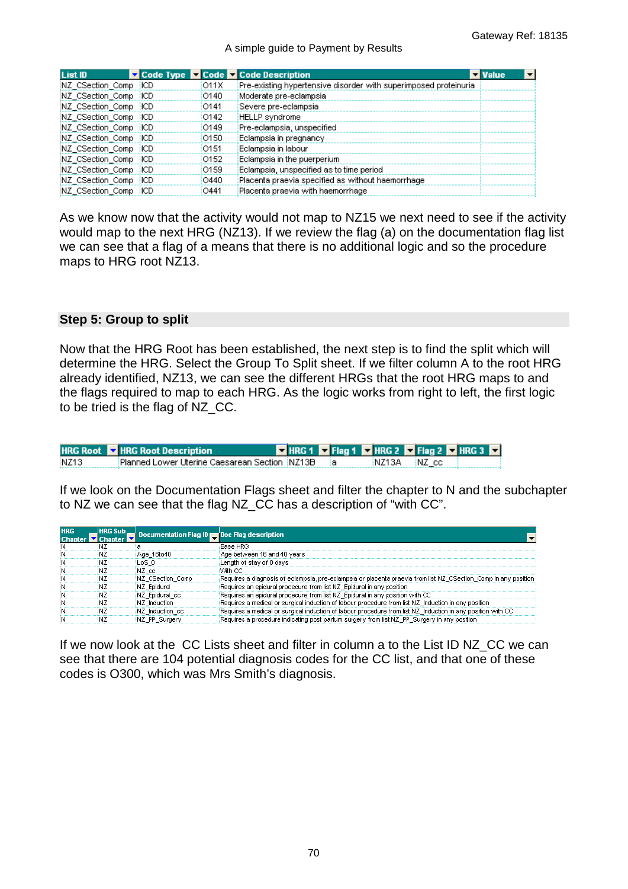| List ID | Code Type | Code | Code Description | Value |
|---|---|---|---|---|
| NZ_CSection_Comp | ICD | O11X | Pre-existing hypertensive disorder with superimposed proteinuria | |
| NZ_CSection_Comp | ICD | O140 | Moderate pre-eclampsia | |
| NZ_CSection_Comp | ICD | O141 | Severe pre-eclampsia | |
| NZ_CSection_Comp | ICD | O142 | HELLP syndrome | |
| NZ_CSection_Comp | ICD | O149 | Pre-eclampsia, unspecified | |
| NZ_CSection_Comp | ICD | O150 | Eclampsia in pregnancy | |
| NZ_CSection_Comp | ICD | O151 | Eclampsia in labour | |
| NZ_CSection_Comp | ICD | O152 | Eclampsia in the puerperium | |
| NZ_CSection_Comp | ICD | O159 | Eclampsia, unspecified as to time period | |
| NZ_CSection_Comp | ICD | O440 | Placenta praevia specified as without haemorrhage | |
| NZ_CSection_Comp | ICD | O441 | Placenta praevia with haemorrhage | |

As we know now that the activity would not map to NZ15 we next need to see if the activity would map to the next HRG (NZ13). If we review the flag (a) on the documentation flag list we can see that a flag of a means that there is no additional logic and so the procedure maps to HRG root NZ13.

## Step 5: Group to split

Now that the HRG Root has been established, the next step is to find the split which will determine the HRG. Select the Group To Split sheet. If we filter column A to the root HRG already identified, NZ13, we can see the different HRGs that the root HRG maps to and the flags required to map to each HRG. As the logic works from right to left, the first logic to be tried is the flag of NZ_CC.

| HRG Root | HRG Root Description | HRG 1 | Flag 1 | HRG 2 | Flag 2 | HRG 3 |
|---|---|---|---|---|---|---|
| NZ13 | Planned Lower Uterine Caesarean Section | NZ13B | a | NZ13A | NZ_cc | |

If we look on the Documentation Flags sheet and filter the chapter to N and the subchapter to NZ we can see that the flag NZ_CC has a description of "with CC".

| HRG Chapter | HRG Sub Chapter | Documentation Flag ID | Doc Flag description |
|---|---|---|---|
| N | NZ | a | Base HRG |
| N | NZ | Age_16to40 | Age between 16 and 40 years |
| N | NZ | LoS_0 | Length of stay of 0 days |
| N | NZ | NZ_cc | With CC |
| N | NZ | NZ_CSection_Comp | Requires a diagnosis of eclampsia, pre-eclampsia or placenta praevia from list NZ_CSection_Comp in any position |
| N | NZ | NZ_Epidural | Requires an epidural procedure from list NZ_Epidural in any position |
| N | NZ | NZ_Epidural_cc | Requires an epidural procedure from list NZ_Epidural in any position with CC |
| N | NZ | NZ_Induction | Requires a medical or surgical induction of labour procedure from list NZ_Induction in any position |
| N | NZ | NZ_Induction_cc | Requires a medical or surgical induction of labour procedure from list NZ_Induction in any position with CC |
| N | NZ | NZ_PP_Surgery | Requires a procedure indicating post partum surgery from list NZ_PP_Surgery in any position |

If we now look at the CC Lists sheet and filter in column a to the List ID NZ_CC we can see that there are 104 potential diagnosis codes for the CC list, and that one of these codes is O300, which was Mrs Smith's diagnosis.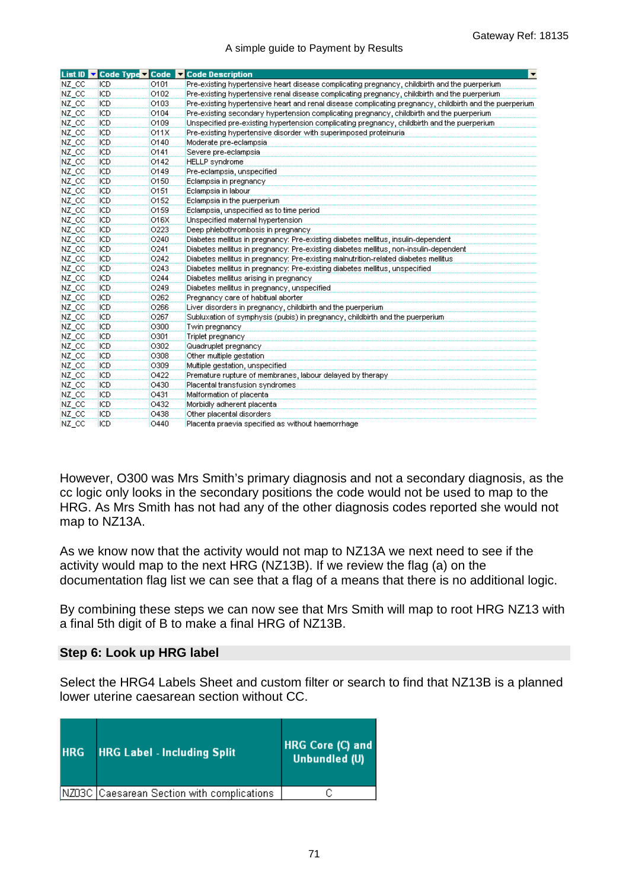| List ID | Code Type | Code | Code Description |
|---|---|---|---|
| NZ_CC | ICD | O101 | Pre-existing hypertensive heart disease complicating pregnancy, childbirth and the puerperium |
| NZ_CC | ICD | O102 | Pre-existing hypertensive renal disease complicating pregnancy, childbirth and the puerperium |
| NZ_CC | ICD | O103 | Pre-existing hypertensive heart and renal disease complicating pregnancy, childbirth and the puerperium |
| NZ_CC | ICD | O104 | Pre-existing secondary hypertension complicating pregnancy, childbirth and the puerperium |
| NZ_CC | ICD | O109 | Unspecified pre-existing hypertension complicating pregnancy, childbirth and the puerperium |
| NZ_CC | ICD | O11X | Pre-existing hypertensive disorder with superimposed proteinuria |
| NZ_CC | ICD | O140 | Moderate pre-eclampsia |
| NZ_CC | ICD | O141 | Severe pre-eclampsia |
| NZ_CC | ICD | O142 | HELLP syndrome |
| NZ_CC | ICD | O149 | Pre-eclampsia, unspecified |
| NZ_CC | ICD | O150 | Eclampsia in pregnancy |
| NZ_CC | ICD | O151 | Eclampsia in labour |
| NZ_CC | ICD | O152 | Eclampsia in the puerperium |
| NZ_CC | ICD | O159 | Eclampsia, unspecified as to time period |
| NZ_CC | ICD | O16X | Unspecified maternal hypertension |
| NZ_CC | ICD | O223 | Deep phlebothrombosis in pregnancy |
| NZ_CC | ICD | O240 | Diabetes mellitus in pregnancy: Pre-existing diabetes mellitus, insulin-dependent |
| NZ_CC | ICD | O241 | Diabetes mellitus in pregnancy: Pre-existing diabetes mellitus, non-insulin-dependent |
| NZ_CC | ICD | O242 | Diabetes mellitus in pregnancy: Pre-existing malnutrition-related diabetes mellitus |
| NZ_CC | ICD | O243 | Diabetes mellitus in pregnancy: Pre-existing diabetes mellitus, unspecified |
| NZ_CC | ICD | O244 | Diabetes mellitus arising in pregnancy |
| NZ_CC | ICD | O249 | Diabetes mellitus in pregnancy, unspecified |
| NZ_CC | ICD | O262 | Pregnancy care of habitual aborter |
| NZ_CC | ICD | O266 | Liver disorders in pregnancy, childbirth and the puerperium |
| NZ_CC | ICD | O267 | Subluxation of symphysis (pubis) in pregnancy, childbirth and the puerperium |
| NZ_CC | ICD | O300 | Twin pregnancy |
| NZ_CC | ICD | O301 | Triplet pregnancy |
| NZ_CC | ICD | O302 | Quadruplet pregnancy |
| NZ_CC | ICD | O308 | Other multiple gestation |
| NZ_CC | ICD | O309 | Multiple gestation, unspecified |
| NZ_CC | ICD | O422 | Premature rupture of membranes, labour delayed by therapy |
| NZ_CC | ICD | O430 | Placental transfusion syndromes |
| NZ_CC | ICD | O431 | Malformation of placenta |
| NZ_CC | ICD | O432 | Morbidly adherent placenta |
| NZ_CC | ICD | O438 | Other placental disorders |
| NZ_CC | ICD | O440 | Placenta praevia specified as without haemorrhage |

However, O300 was Mrs Smith's primary diagnosis and not a secondary diagnosis, as the cc logic only looks in the secondary positions the code would not be used to map to the HRG. As Mrs Smith has not had any of the other diagnosis codes reported she would not map to NZ13A.

As we know now that the activity would not map to NZ13A we next need to see if the activity would map to the next HRG (NZ13B). If we review the flag (a) on the documentation flag list we can see that a flag of a means that there is no additional logic.

By combining these steps we can now see that Mrs Smith will map to root HRG NZ13 with a final 5th digit of B to make a final HRG of NZ13B.

## Step 6: Look up HRG label

Select the HRG4 Labels Sheet and custom filter or search to find that NZ13B is a planned lower uterine caesarean section without CC.

| HRG | HRG Label - Including Split | HRG Core (C) and Unbundled (U) |
|---|---|---|
| NZ03C | Caesarean Section with complications | C |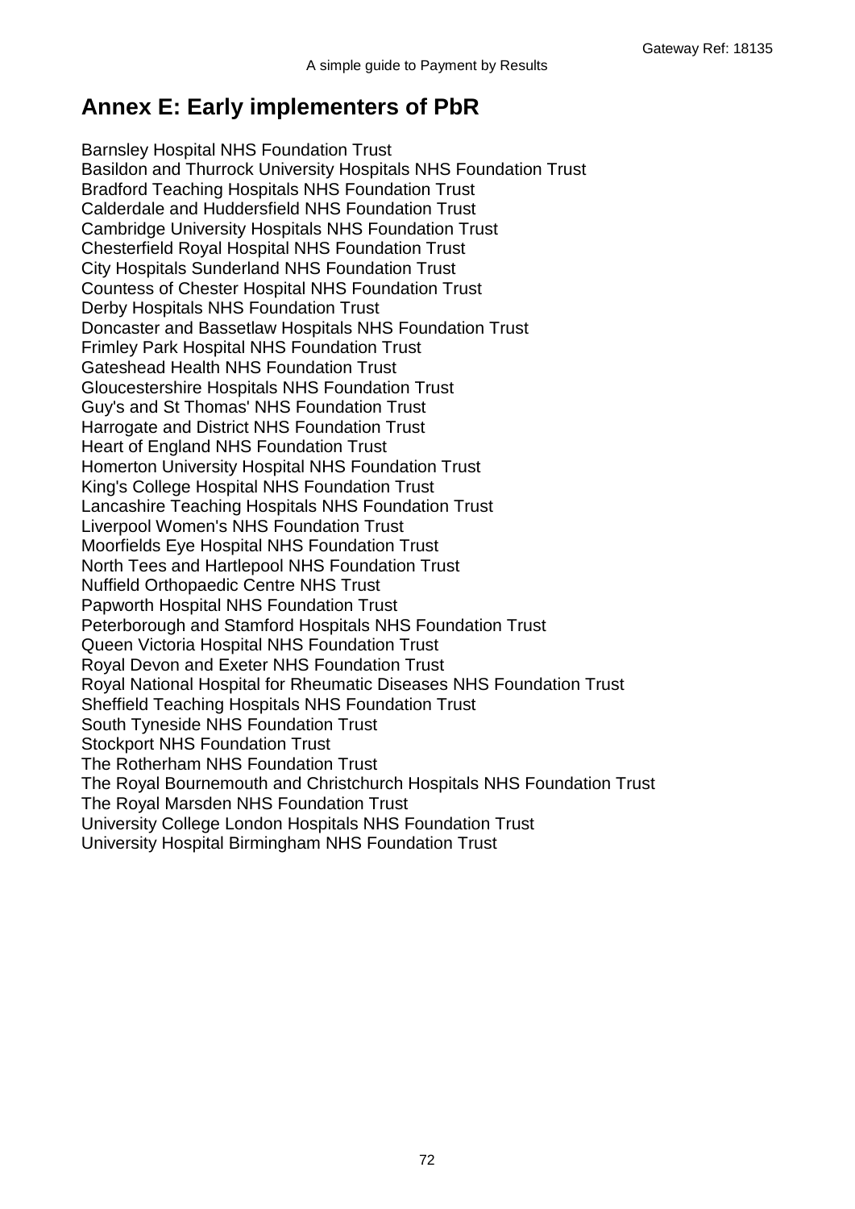## Annex E: Early implementers of PbR

Barnsley Hospital NHS Foundation Trust
Basildon and Thurrock University Hospitals NHS Foundation Trust
Bradford Teaching Hospitals NHS Foundation Trust
Calderdale and Huddersfield NHS Foundation Trust
Cambridge University Hospitals NHS Foundation Trust
Chesterfield Royal Hospital NHS Foundation Trust
City Hospitals Sunderland NHS Foundation Trust
Countess of Chester Hospital NHS Foundation Trust
Derby Hospitals NHS Foundation Trust
Doncaster and Bassetlaw Hospitals NHS Foundation Trust
Frimley Park Hospital NHS Foundation Trust
Gateshead Health NHS Foundation Trust
Gloucestershire Hospitals NHS Foundation Trust
Guy's and St Thomas' NHS Foundation Trust
Harrogate and District NHS Foundation Trust
Heart of England NHS Foundation Trust
Homerton University Hospital NHS Foundation Trust
King's College Hospital NHS Foundation Trust
Lancashire Teaching Hospitals NHS Foundation Trust
Liverpool Women's NHS Foundation Trust
Moorfields Eye Hospital NHS Foundation Trust
North Tees and Hartlepool NHS Foundation Trust
Nuffield Orthopaedic Centre NHS Trust
Papworth Hospital NHS Foundation Trust
Peterborough and Stamford Hospitals NHS Foundation Trust
Queen Victoria Hospital NHS Foundation Trust
Royal Devon and Exeter NHS Foundation Trust
Royal National Hospital for Rheumatic Diseases NHS Foundation Trust
Sheffield Teaching Hospitals NHS Foundation Trust
South Tyneside NHS Foundation Trust
Stockport NHS Foundation Trust
The Rotherham NHS Foundation Trust
The Royal Bournemouth and Christchurch Hospitals NHS Foundation Trust
The Royal Marsden NHS Foundation Trust
University College London Hospitals NHS Foundation Trust
University Hospital Birmingham NHS Foundation Trust